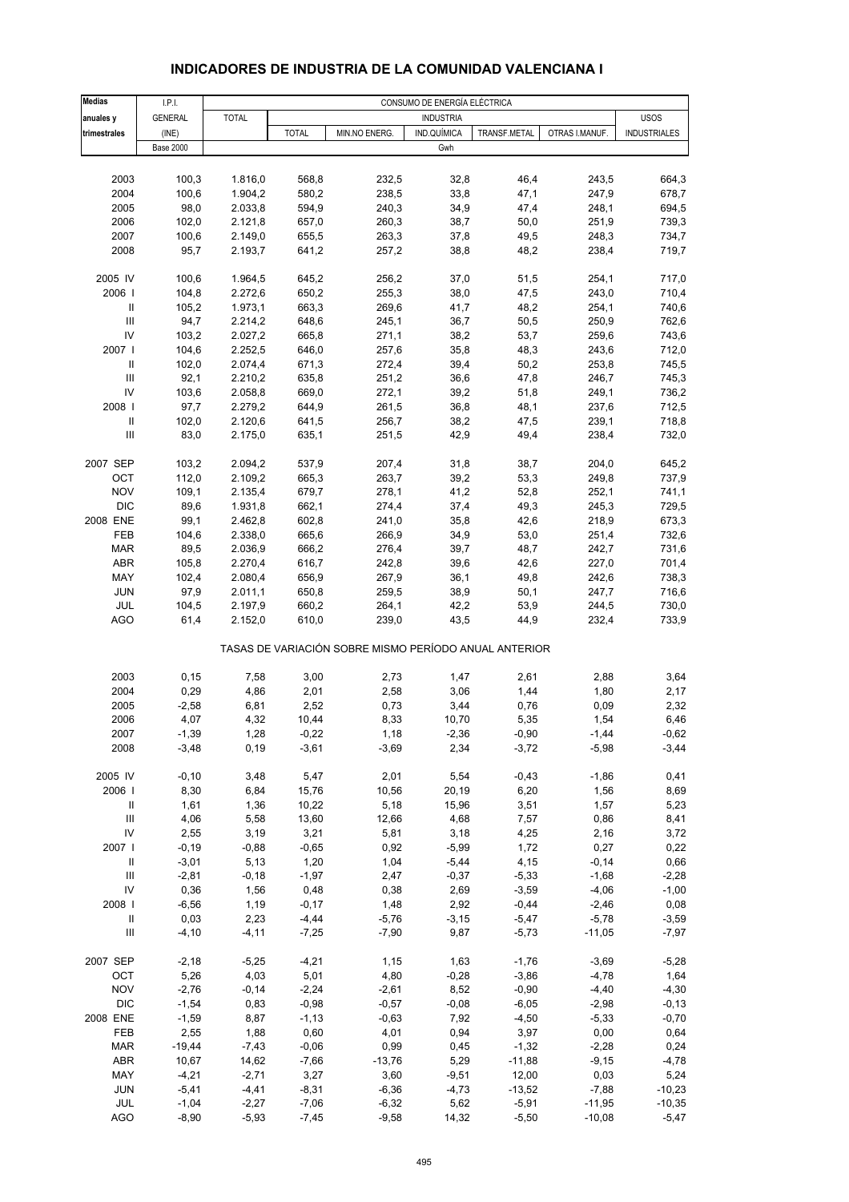# INDICADORES DE INDUSTRIA DE LA COMUNIDAD VALENCIANA I

| Medias anuales y trimestrales | I.P.I. GENERAL (INE) | CONSUMO DE ENERGÍA ELÉCTRICA | | | | | | |
|---|---|---|---|---|---|---|---|---|
| | | TOTAL | INDUSTRIA | | | | | USOS INDUSTRIALES |
| | | | TOTAL | MIN.NO ENERG. | IND.QUÍMICA | TRANSF.METAL | OTRAS I.MANUF. | |
| | Base 2000 | Gwh | | | | | | |
| 2003 | 100,3 | 1.816,0 | 568,8 | 232,5 | 32,8 | 46,4 | 243,5 | 664,3 |
| 2004 | 100,6 | 1.904,2 | 580,2 | 238,5 | 33,8 | 47,1 | 247,9 | 678,7 |
| 2005 | 98,0 | 2.033,8 | 594,9 | 240,3 | 34,9 | 47,4 | 248,1 | 694,5 |
| 2006 | 102,0 | 2.121,8 | 657,0 | 260,3 | 38,7 | 50,0 | 251,9 | 739,3 |
| 2007 | 100,6 | 2.149,0 | 655,5 | 263,3 | 37,8 | 49,5 | 248,3 | 734,7 |
| 2008 | 95,7 | 2.193,7 | 641,2 | 257,2 | 38,8 | 48,2 | 238,4 | 719,7 |
| 2005 IV | 100,6 | 1.964,5 | 645,2 | 256,2 | 37,0 | 51,5 | 254,1 | 717,0 |
| 2006 I | 104,8 | 2.272,6 | 650,2 | 255,3 | 38,0 | 47,5 | 243,0 | 710,4 |
| II | 105,2 | 1.973,1 | 663,3 | 269,6 | 41,7 | 48,2 | 254,1 | 740,6 |
| III | 94,7 | 2.214,2 | 648,6 | 245,1 | 36,7 | 50,5 | 250,9 | 762,6 |
| IV | 103,2 | 2.027,2 | 665,8 | 271,1 | 38,2 | 53,7 | 259,6 | 743,6 |
| 2007 I | 104,6 | 2.252,5 | 646,0 | 257,6 | 35,8 | 48,3 | 243,6 | 712,0 |
| II | 102,0 | 2.074,4 | 671,3 | 272,4 | 39,4 | 50,2 | 253,8 | 745,5 |
| III | 92,1 | 2.210,2 | 635,8 | 251,2 | 36,6 | 47,8 | 246,7 | 745,3 |
| IV | 103,6 | 2.058,8 | 669,0 | 272,1 | 39,2 | 51,8 | 249,1 | 736,2 |
| 2008 I | 97,7 | 2.279,2 | 644,9 | 261,5 | 36,8 | 48,1 | 237,6 | 712,5 |
| II | 102,0 | 2.120,6 | 641,5 | 256,7 | 38,2 | 47,5 | 239,1 | 718,8 |
| III | 83,0 | 2.175,0 | 635,1 | 251,5 | 42,9 | 49,4 | 238,4 | 732,0 |
| 2007 SEP | 103,2 | 2.094,2 | 537,9 | 207,4 | 31,8 | 38,7 | 204,0 | 645,2 |
| OCT | 112,0 | 2.109,2 | 665,3 | 263,7 | 39,2 | 53,3 | 249,8 | 737,9 |
| NOV | 109,1 | 2.135,4 | 679,7 | 278,1 | 41,2 | 52,8 | 252,1 | 741,1 |
| DIC | 89,6 | 1.931,8 | 662,1 | 274,4 | 37,4 | 49,3 | 245,3 | 729,5 |
| 2008 ENE | 99,1 | 2.462,8 | 602,8 | 241,0 | 35,8 | 42,6 | 218,9 | 673,3 |
| FEB | 104,6 | 2.338,0 | 665,6 | 266,9 | 34,9 | 53,0 | 251,4 | 732,6 |
| MAR | 89,5 | 2.036,9 | 666,2 | 276,4 | 39,7 | 48,7 | 242,7 | 731,6 |
| ABR | 105,8 | 2.270,4 | 616,7 | 242,8 | 39,6 | 42,6 | 227,0 | 701,4 |
| MAY | 102,4 | 2.080,4 | 656,9 | 267,9 | 36,1 | 49,8 | 242,6 | 738,3 |
| JUN | 97,9 | 2.011,1 | 650,8 | 259,5 | 38,9 | 50,1 | 247,7 | 716,6 |
| JUL | 104,5 | 2.197,9 | 660,2 | 264,1 | 42,2 | 53,9 | 244,5 | 730,0 |
| AGO | 61,4 | 2.152,0 | 610,0 | 239,0 | 43,5 | 44,9 | 232,4 | 733,9 |
| TASAS DE VARIACIÓN SOBRE MISMO PERÍODO ANUAL ANTERIOR | | | | | | | | |
| 2003 | 0,15 | 7,58 | 3,00 | 2,73 | 1,47 | 2,61 | 2,88 | 3,64 |
| 2004 | 0,29 | 4,86 | 2,01 | 2,58 | 3,06 | 1,44 | 1,80 | 2,17 |
| 2005 | -2,58 | 6,81 | 2,52 | 0,73 | 3,44 | 0,76 | 0,09 | 2,32 |
| 2006 | 4,07 | 4,32 | 10,44 | 8,33 | 10,70 | 5,35 | 1,54 | 6,46 |
| 2007 | -1,39 | 1,28 | -0,22 | 1,18 | -2,36 | -0,90 | -1,44 | -0,62 |
| 2008 | -3,48 | 0,19 | -3,61 | -3,69 | 2,34 | -3,72 | -5,98 | -3,44 |
| 2005 IV | -0,10 | 3,48 | 5,47 | 2,01 | 5,54 | -0,43 | -1,86 | 0,41 |
| 2006 I | 8,30 | 6,84 | 15,76 | 10,56 | 20,19 | 6,20 | 1,56 | 8,69 |
| II | 1,61 | 1,36 | 10,22 | 5,18 | 15,96 | 3,51 | 1,57 | 5,23 |
| III | 4,06 | 5,58 | 13,60 | 12,66 | 4,68 | 7,57 | 0,86 | 8,41 |
| IV | 2,55 | 3,19 | 3,21 | 5,81 | 3,18 | 4,25 | 2,16 | 3,72 |
| 2007 I | -0,19 | -0,88 | -0,65 | 0,92 | -5,99 | 1,72 | 0,27 | 0,22 |
| II | -3,01 | 5,13 | 1,20 | 1,04 | -5,44 | 4,15 | -0,14 | 0,66 |
| III | -2,81 | -0,18 | -1,97 | 2,47 | -0,37 | -5,33 | -1,68 | -2,28 |
| IV | 0,36 | 1,56 | 0,48 | 0,38 | 2,69 | -3,59 | -4,06 | -1,00 |
| 2008 I | -6,56 | 1,19 | -0,17 | 1,48 | 2,92 | -0,44 | -2,46 | 0,08 |
| II | 0,03 | 2,23 | -4,44 | -5,76 | -3,15 | -5,47 | -5,78 | -3,59 |
| III | -4,10 | -4,11 | -7,25 | -7,90 | 9,87 | -5,73 | -11,05 | -7,97 |
| 2007 SEP | -2,18 | -5,25 | -4,21 | 1,15 | 1,63 | -1,76 | -3,69 | -5,28 |
| OCT | 5,26 | 4,03 | 5,01 | 4,80 | -0,28 | -3,86 | -4,78 | 1,64 |
| NOV | -2,76 | -0,14 | -2,24 | -2,61 | 8,52 | -0,90 | -4,40 | -4,30 |
| DIC | -1,54 | 0,83 | -0,98 | -0,57 | -0,08 | -6,05 | -2,98 | -0,13 |
| 2008 ENE | -1,59 | 8,87 | -1,13 | -0,63 | 7,92 | -4,50 | -5,33 | -0,70 |
| FEB | 2,55 | 1,88 | 0,60 | 4,01 | 0,94 | 3,97 | 0,00 | 0,64 |
| MAR | -19,44 | -7,43 | -0,06 | 0,99 | 0,45 | -1,32 | -2,28 | 0,24 |
| ABR | 10,67 | 14,62 | -7,66 | -13,76 | 5,29 | -11,88 | -9,15 | -4,78 |
| MAY | -4,21 | -2,71 | 3,27 | 3,60 | -9,51 | 12,00 | 0,03 | 5,24 |
| JUN | -5,41 | -4,41 | -8,31 | -6,36 | -4,73 | -13,52 | -7,88 | -10,23 |
| JUL | -1,04 | -2,27 | -7,06 | -6,32 | 5,62 | -5,91 | -11,95 | -10,35 |
| AGO | -8,90 | -5,93 | -7,45 | -9,58 | 14,32 | -5,50 | -10,08 | -5,47 |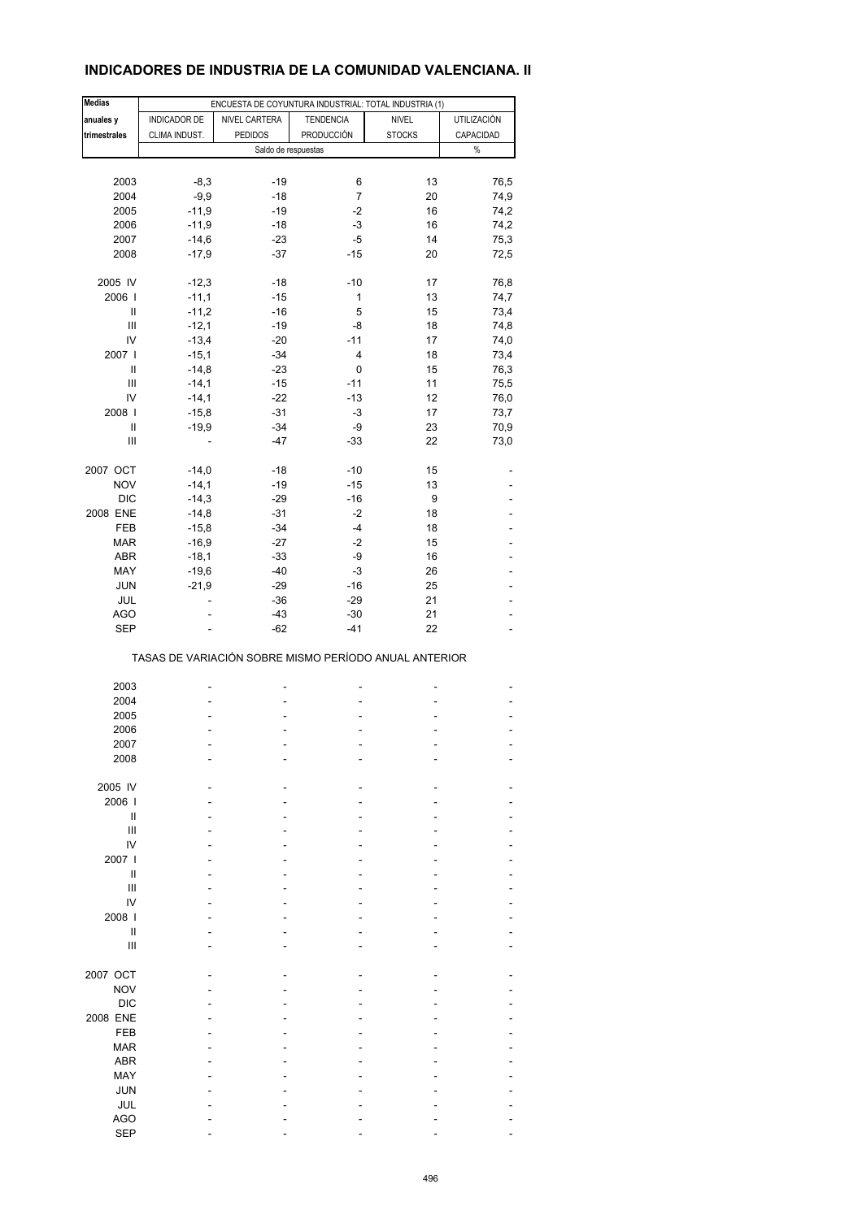# INDICADORES DE INDUSTRIA DE LA COMUNIDAD VALENCIANA. II

| Medias anuales y trimestrales | ENCUESTA DE COYUNTURA INDUSTRIAL: TOTAL INDUSTRIA (1) | | | | |
|---|---|---|---|---|---|
| | INDICADOR DE CLIMA INDUST. | NIVEL CARTERA PEDIDOS | TENDENCIA PRODUCCIÓN | NIVEL STOCKS | UTILIZACIÓN CAPACIDAD |
| | Saldo de respuestas | | | | % |
| 2003 | -8,3 | -19 | 6 | 13 | 76,5 |
| 2004 | -9,9 | -18 | 7 | 20 | 74,9 |
| 2005 | -11,9 | -19 | -2 | 16 | 74,2 |
| 2006 | -11,9 | -18 | -3 | 16 | 74,2 |
| 2007 | -14,6 | -23 | -5 | 14 | 75,3 |
| 2008 | -17,9 | -37 | -15 | 20 | 72,5 |
| 2005 IV | -12,3 | -18 | -10 | 17 | 76,8 |
| 2006 I | -11,1 | -15 | 1 | 13 | 74,7 |
| II | -11,2 | -16 | 5 | 15 | 73,4 |
| III | -12,1 | -19 | -8 | 18 | 74,8 |
| IV | -13,4 | -20 | -11 | 17 | 74,0 |
| 2007 I | -15,1 | -34 | 4 | 18 | 73,4 |
| II | -14,8 | -23 | 0 | 15 | 76,3 |
| III | -14,1 | -15 | -11 | 11 | 75,5 |
| IV | -14,1 | -22 | -13 | 12 | 76,0 |
| 2008 I | -15,8 | -31 | -3 | 17 | 73,7 |
| II | -19,9 | -34 | -9 | 23 | 70,9 |
| III | - | -47 | -33 | 22 | 73,0 |
| 2007 OCT | -14,0 | -18 | -10 | 15 | - |
| NOV | -14,1 | -19 | -15 | 13 | - |
| DIC | -14,3 | -29 | -16 | 9 | - |
| 2008 ENE | -14,8 | -31 | -2 | 18 | - |
| FEB | -15,8 | -34 | -4 | 18 | - |
| MAR | -16,9 | -27 | -2 | 15 | - |
| ABR | -18,1 | -33 | -9 | 16 | - |
| MAY | -19,6 | -40 | -3 | 26 | - |
| JUN | -21,9 | -29 | -16 | 25 | - |
| JUL | - | -36 | -29 | 21 | - |
| AGO | - | -43 | -30 | 21 | - |
| SEP | - | -62 | -41 | 22 | - |

TASAS DE VARIACIÓN SOBRE MISMO PERÍODO ANUAL ANTERIOR

| | | | | | |
|---|---|---|---|---|---|
| 2003 | - | - | - | - | - |
| 2004 | - | - | - | - | - |
| 2005 | - | - | - | - | - |
| 2006 | - | - | - | - | - |
| 2007 | - | - | - | - | - |
| 2008 | - | - | - | - | - |
| 2005 IV | - | - | - | - | - |
| 2006 I | - | - | - | - | - |
| II | - | - | - | - | - |
| III | - | - | - | - | - |
| IV | - | - | - | - | - |
| 2007 I | - | - | - | - | - |
| II | - | - | - | - | - |
| III | - | - | - | - | - |
| IV | - | - | - | - | - |
| 2008 I | - | - | - | - | - |
| II | - | - | - | - | - |
| III | - | - | - | - | - |
| 2007 OCT | - | - | - | - | - |
| NOV | - | - | - | - | - |
| DIC | - | - | - | - | - |
| 2008 ENE | - | - | - | - | - |
| FEB | - | - | - | - | - |
| MAR | - | - | - | - | - |
| ABR | - | - | - | - | - |
| MAY | - | - | - | - | - |
| JUN | - | - | - | - | - |
| JUL | - | - | - | - | - |
| AGO | - | - | - | - | - |
| SEP | - | - | - | - | - |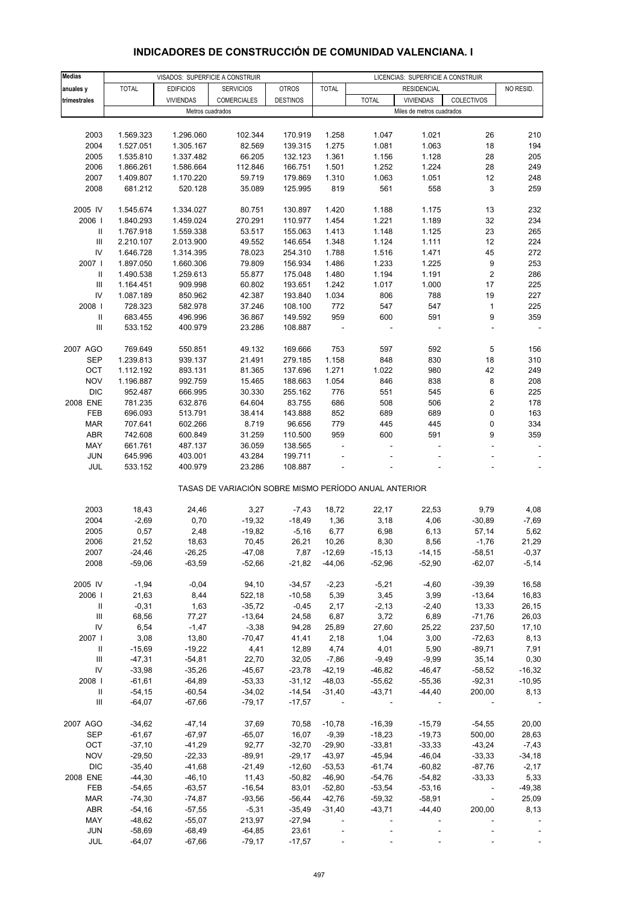# INDICADORES DE CONSTRUCCIÓN DE COMUNIDAD VALENCIANA. I

| Medias anuales y trimestrales | VISADOS: SUPERFICIE A CONSTRUIR | | | | LICENCIAS: SUPERFICIE A CONSTRUIR | | | | |
|---|---|---|---|---|---|---|---|---|---|
| | TOTAL | EDIFICIOS VIVIENDAS | SERVICIOS COMERCIALES | OTROS DESTINOS | TOTAL | RESIDENCIAL | | | NO RESID. |
| | | | | | | TOTAL | VIVIENDAS | COLECTIVOS | |
| | Metros cuadrados | | | | Miles de metros cuadrados | | | | |
| 2003 | 1.569.323 | 1.296.060 | 102.344 | 170.919 | 1.258 | 1.047 | 1.021 | 26 | 210 |
| 2004 | 1.527.051 | 1.305.167 | 82.569 | 139.315 | 1.275 | 1.081 | 1.063 | 18 | 194 |
| 2005 | 1.535.810 | 1.337.482 | 66.205 | 132.123 | 1.361 | 1.156 | 1.128 | 28 | 205 |
| 2006 | 1.866.261 | 1.586.664 | 112.846 | 166.751 | 1.501 | 1.252 | 1.224 | 28 | 249 |
| 2007 | 1.409.807 | 1.170.220 | 59.719 | 179.869 | 1.310 | 1.063 | 1.051 | 12 | 248 |
| 2008 | 681.212 | 520.128 | 35.089 | 125.995 | 819 | 561 | 558 | 3 | 259 |
| 2005 IV | 1.545.674 | 1.334.027 | 80.751 | 130.897 | 1.420 | 1.188 | 1.175 | 13 | 232 |
| 2006 I | 1.840.293 | 1.459.024 | 270.291 | 110.977 | 1.454 | 1.221 | 1.189 | 32 | 234 |
| II | 1.767.918 | 1.559.338 | 53.517 | 155.063 | 1.413 | 1.148 | 1.125 | 23 | 265 |
| III | 2.210.107 | 2.013.900 | 49.552 | 146.654 | 1.348 | 1.124 | 1.111 | 12 | 224 |
| IV | 1.646.728 | 1.314.395 | 78.023 | 254.310 | 1.788 | 1.516 | 1.471 | 45 | 272 |
| 2007 I | 1.897.050 | 1.660.306 | 79.809 | 156.934 | 1.486 | 1.233 | 1.225 | 9 | 253 |
| II | 1.490.538 | 1.259.613 | 55.877 | 175.048 | 1.480 | 1.194 | 1.191 | 2 | 286 |
| III | 1.164.451 | 909.998 | 60.802 | 193.651 | 1.242 | 1.017 | 1.000 | 17 | 225 |
| IV | 1.087.189 | 850.962 | 42.387 | 193.840 | 1.034 | 806 | 788 | 19 | 227 |
| 2008 I | 728.323 | 582.978 | 37.246 | 108.100 | 772 | 547 | 547 | 1 | 225 |
| II | 683.455 | 496.996 | 36.867 | 149.592 | 959 | 600 | 591 | 9 | 359 |
| III | 533.152 | 400.979 | 23.286 | 108.887 | - | - | - | - | - |
| 2007 AGO | 769.649 | 550.851 | 49.132 | 169.666 | 753 | 597 | 592 | 5 | 156 |
| SEP | 1.239.813 | 939.137 | 21.491 | 279.185 | 1.158 | 848 | 830 | 18 | 310 |
| OCT | 1.112.192 | 893.131 | 81.365 | 137.696 | 1.271 | 1.022 | 980 | 42 | 249 |
| NOV | 1.196.887 | 992.759 | 15.465 | 188.663 | 1.054 | 846 | 838 | 8 | 208 |
| DIC | 952.487 | 666.995 | 30.330 | 255.162 | 776 | 551 | 545 | 6 | 225 |
| 2008 ENE | 781.235 | 632.876 | 64.604 | 83.755 | 686 | 508 | 506 | 2 | 178 |
| FEB | 696.093 | 513.791 | 38.414 | 143.888 | 852 | 689 | 689 | 0 | 163 |
| MAR | 707.641 | 602.266 | 8.719 | 96.656 | 779 | 445 | 445 | 0 | 334 |
| ABR | 742.608 | 600.849 | 31.259 | 110.500 | 959 | 600 | 591 | 9 | 359 |
| MAY | 661.761 | 487.137 | 36.059 | 138.565 | - | - | - | - | - |
| JUN | 645.996 | 403.001 | 43.284 | 199.711 | - | - | - | - | - |
| JUL | 533.152 | 400.979 | 23.286 | 108.887 | - | - | - | - | - |

TASAS DE VARIACIÓN SOBRE MISMO PERÍODO ANUAL ANTERIOR

| | TOTAL | EDIFICIOS VIVIENDAS | SERVICIOS COMERCIALES | OTROS DESTINOS | TOTAL | RESIDENCIAL TOTAL | VIVIENDAS | COLECTIVOS | NO RESID. |
|---|---|---|---|---|---|---|---|---|---|
| 2003 | 18,43 | 24,46 | 3,27 | -7,43 | 18,72 | 22,17 | 22,53 | 9,79 | 4,08 |
| 2004 | -2,69 | 0,70 | -19,32 | -18,49 | 1,36 | 3,18 | 4,06 | -30,89 | -7,69 |
| 2005 | 0,57 | 2,48 | -19,82 | -5,16 | 6,77 | 6,98 | 6,13 | 57,14 | 5,62 |
| 2006 | 21,52 | 18,63 | 70,45 | 26,21 | 10,26 | 8,30 | 8,56 | -1,76 | 21,29 |
| 2007 | -24,46 | -26,25 | -47,08 | 7,87 | -12,69 | -15,13 | -14,15 | -58,51 | -0,37 |
| 2008 | -59,06 | -63,59 | -52,66 | -21,82 | -44,06 | -52,96 | -52,90 | -62,07 | -5,14 |
| 2005 IV | -1,94 | -0,04 | 94,10 | -34,57 | -2,23 | -5,21 | -4,60 | -39,39 | 16,58 |
| 2006 I | 21,63 | 8,44 | 522,18 | -10,58 | 5,39 | 3,45 | 3,99 | -13,64 | 16,83 |
| II | -0,31 | 1,63 | -35,72 | -0,45 | 2,17 | -2,13 | -2,40 | 13,33 | 26,15 |
| III | 68,56 | 77,27 | -13,64 | 24,58 | 6,87 | 3,72 | 6,89 | -71,76 | 26,03 |
| IV | 6,54 | -1,47 | -3,38 | 94,28 | 25,89 | 27,60 | 25,22 | 237,50 | 17,10 |
| 2007 I | 3,08 | 13,80 | -70,47 | 41,41 | 2,18 | 1,04 | 3,00 | -72,63 | 8,13 |
| II | -15,69 | -19,22 | 4,41 | 12,89 | 4,74 | 4,01 | 5,90 | -89,71 | 7,91 |
| III | -47,31 | -54,81 | 22,70 | 32,05 | -7,86 | -9,49 | -9,99 | 35,14 | 0,30 |
| IV | -33,98 | -35,26 | -45,67 | -23,78 | -42,19 | -46,82 | -46,47 | -58,52 | -16,32 |
| 2008 I | -61,61 | -64,89 | -53,33 | -31,12 | -48,03 | -55,62 | -55,36 | -92,31 | -10,95 |
| II | -54,15 | -60,54 | -34,02 | -14,54 | -31,40 | -43,71 | -44,40 | 200,00 | 8,13 |
| III | -64,07 | -67,66 | -79,17 | -17,57 | - | - | - | - | - |
| 2007 AGO | -34,62 | -47,14 | 37,69 | 70,58 | -10,78 | -16,39 | -15,79 | -54,55 | 20,00 |
| SEP | -61,67 | -67,97 | -65,07 | 16,07 | -9,39 | -18,23 | -19,73 | 500,00 | 28,63 |
| OCT | -37,10 | -41,29 | 92,77 | -32,70 | -29,90 | -33,81 | -33,33 | -43,24 | -7,43 |
| NOV | -29,50 | -22,33 | -89,91 | -29,17 | -43,97 | -45,94 | -46,04 | -33,33 | -34,18 |
| DIC | -35,40 | -41,68 | -21,49 | -12,60 | -53,53 | -61,74 | -60,82 | -87,76 | -2,17 |
| 2008 ENE | -44,30 | -46,10 | 11,43 | -50,82 | -46,90 | -54,76 | -54,82 | -33,33 | 5,33 |
| FEB | -54,65 | -63,57 | -16,54 | 83,01 | -52,80 | -53,54 | -53,16 | - | -49,38 |
| MAR | -74,30 | -74,87 | -93,56 | -56,44 | -42,76 | -59,32 | -58,91 | - | 25,09 |
| ABR | -54,16 | -57,55 | -5,31 | -35,49 | -31,40 | -43,71 | -44,40 | 200,00 | 8,13 |
| MAY | -48,62 | -55,07 | 213,97 | -27,94 | - | - | - | - | - |
| JUN | -58,69 | -68,49 | -64,85 | 23,61 | - | - | - | - | - |
| JUL | -64,07 | -67,66 | -79,17 | -17,57 | - | - | - | - | - |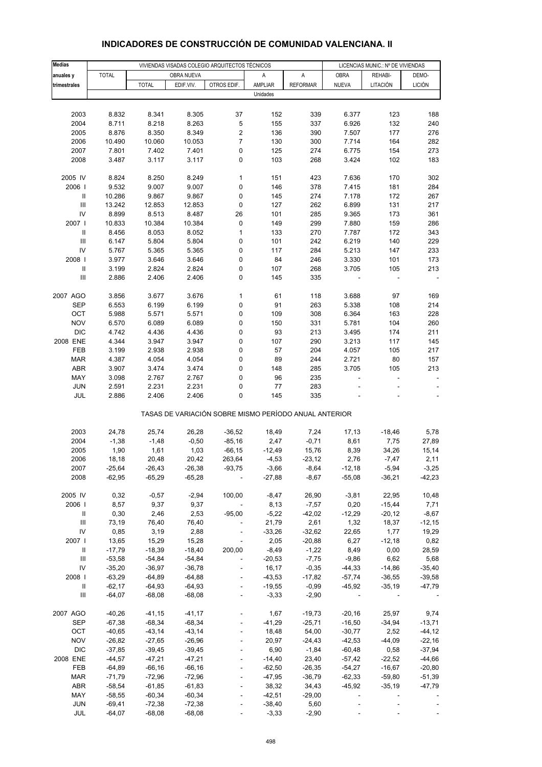# INDICADORES DE CONSTRUCCIÓN DE COMUNIDAD VALENCIANA. II

| Medias anuales y trimestrales | VIVIENDAS VISADAS COLEGIO ARQUITECTOS TÉCNICOS | | | | | | LICENCIAS MUNIC.: Nº DE VIVIENDAS | | |
|---|---|---|---|---|---|---|---|---|---|
| | TOTAL | OBRA NUEVA | | | A AMPLIAR | A REFORMAR | OBRA NUEVA | REHABI-LITACIÓN | DEMO-LICIÓN |
| | | TOTAL | EDIF.VIV. | OTROS EDIF. | | | | | |
| | Unidades | | | | | | | | |
| 2003 | 8.832 | 8.341 | 8.305 | 37 | 152 | 339 | 6.377 | 123 | 188 |
| 2004 | 8.711 | 8.218 | 8.263 | 5 | 155 | 337 | 6.926 | 132 | 240 |
| 2005 | 8.876 | 8.350 | 8.349 | 2 | 136 | 390 | 7.507 | 177 | 276 |
| 2006 | 10.490 | 10.060 | 10.053 | 7 | 130 | 300 | 7.714 | 164 | 282 |
| 2007 | 7.801 | 7.402 | 7.401 | 0 | 125 | 274 | 6.775 | 154 | 273 |
| 2008 | 3.487 | 3.117 | 3.117 | 0 | 103 | 268 | 3.424 | 102 | 183 |
| 2005 IV | 8.824 | 8.250 | 8.249 | 1 | 151 | 423 | 7.636 | 170 | 302 |
| 2006 I | 9.532 | 9.007 | 9.007 | 0 | 146 | 378 | 7.415 | 181 | 284 |
| II | 10.286 | 9.867 | 9.867 | 0 | 145 | 274 | 7.178 | 172 | 267 |
| III | 13.242 | 12.853 | 12.853 | 0 | 127 | 262 | 6.899 | 131 | 217 |
| IV | 8.899 | 8.513 | 8.487 | 26 | 101 | 285 | 9.365 | 173 | 361 |
| 2007 I | 10.833 | 10.384 | 10.384 | 0 | 149 | 299 | 7.880 | 159 | 286 |
| II | 8.456 | 8.053 | 8.052 | 1 | 133 | 270 | 7.787 | 172 | 343 |
| III | 6.147 | 5.804 | 5.804 | 0 | 101 | 242 | 6.219 | 140 | 229 |
| IV | 5.767 | 5.365 | 5.365 | 0 | 117 | 284 | 5.213 | 147 | 233 |
| 2008 I | 3.977 | 3.646 | 3.646 | 0 | 84 | 246 | 3.330 | 101 | 173 |
| II | 3.199 | 2.824 | 2.824 | 0 | 107 | 268 | 3.705 | 105 | 213 |
| III | 2.886 | 2.406 | 2.406 | 0 | 145 | 335 | - | - | - |
| 2007 AGO | 3.856 | 3.677 | 3.676 | 1 | 61 | 118 | 3.688 | 97 | 169 |
| SEP | 6.553 | 6.199 | 6.199 | 0 | 91 | 263 | 5.338 | 108 | 214 |
| OCT | 5.988 | 5.571 | 5.571 | 0 | 109 | 308 | 6.364 | 163 | 228 |
| NOV | 6.570 | 6.089 | 6.089 | 0 | 150 | 331 | 5.781 | 104 | 260 |
| DIC | 4.742 | 4.436 | 4.436 | 0 | 93 | 213 | 3.495 | 174 | 211 |
| 2008 ENE | 4.344 | 3.947 | 3.947 | 0 | 107 | 290 | 3.213 | 117 | 145 |
| FEB | 3.199 | 2.938 | 2.938 | 0 | 57 | 204 | 4.057 | 105 | 217 |
| MAR | 4.387 | 4.054 | 4.054 | 0 | 89 | 244 | 2.721 | 80 | 157 |
| ABR | 3.907 | 3.474 | 3.474 | 0 | 148 | 285 | 3.705 | 105 | 213 |
| MAY | 3.098 | 2.767 | 2.767 | 0 | 96 | 235 | - | - | - |
| JUN | 2.591 | 2.231 | 2.231 | 0 | 77 | 283 | - | - | - |
| JUL | 2.886 | 2.406 | 2.406 | 0 | 145 | 335 | - | - | - |
| | TASAS DE VARIACIÓN SOBRE MISMO PERÍODO ANUAL ANTERIOR | | | | | | | | |
| 2003 | 24,78 | 25,74 | 26,28 | -36,52 | 18,49 | 7,24 | 17,13 | -18,46 | 5,78 |
| 2004 | -1,38 | -1,48 | -0,50 | -85,16 | 2,47 | -0,71 | 8,61 | 7,75 | 27,89 |
| 2005 | 1,90 | 1,61 | 1,03 | -66,15 | -12,49 | 15,76 | 8,39 | 34,26 | 15,14 |
| 2006 | 18,18 | 20,48 | 20,42 | 263,64 | -4,53 | -23,12 | 2,76 | -7,47 | 2,11 |
| 2007 | -25,64 | -26,43 | -26,38 | -93,75 | -3,66 | -8,64 | -12,18 | -5,94 | -3,25 |
| 2008 | -62,95 | -65,29 | -65,28 | - | -27,88 | -8,67 | -55,08 | -36,21 | -42,23 |
| 2005 IV | 0,32 | -0,57 | -2,94 | 100,00 | -8,47 | 26,90 | -3,81 | 22,95 | 10,48 |
| 2006 I | 8,57 | 9,37 | 9,37 | - | 8,13 | -7,57 | 0,20 | -15,44 | 7,71 |
| II | 0,30 | 2,46 | 2,53 | -95,00 | -5,22 | -42,02 | -12,29 | -20,12 | -8,67 |
| III | 73,19 | 76,40 | 76,40 | - | 21,79 | 2,61 | 1,32 | 18,37 | -12,15 |
| IV | 0,85 | 3,19 | 2,88 | - | -33,26 | -32,62 | 22,65 | 1,77 | 19,29 |
| 2007 I | 13,65 | 15,29 | 15,28 | - | 2,05 | -20,88 | 6,27 | -12,18 | 0,82 |
| II | -17,79 | -18,39 | -18,40 | 200,00 | -8,49 | -1,22 | 8,49 | 0,00 | 28,59 |
| III | -53,58 | -54,84 | -54,84 | - | -20,53 | -7,75 | -9,86 | 6,62 | 5,68 |
| IV | -35,20 | -36,97 | -36,78 | - | 16,17 | -0,35 | -44,33 | -14,86 | -35,40 |
| 2008 I | -63,29 | -64,89 | -64,88 | - | -43,53 | -17,82 | -57,74 | -36,55 | -39,58 |
| II | -62,17 | -64,93 | -64,93 | - | -19,55 | -0,99 | -45,92 | -35,19 | -47,79 |
| III | -64,07 | -68,08 | -68,08 | - | -3,33 | -2,90 | - | - | - |
| 2007 AGO | -40,26 | -41,15 | -41,17 | - | 1,67 | -19,73 | -20,16 | 25,97 | 9,74 |
| SEP | -67,38 | -68,34 | -68,34 | - | -41,29 | -25,71 | -16,50 | -34,94 | -13,71 |
| OCT | -40,65 | -43,14 | -43,14 | - | 18,48 | 54,00 | -30,77 | 2,52 | -44,12 |
| NOV | -26,82 | -27,65 | -26,96 | - | 20,97 | -24,43 | -42,53 | -44,09 | -22,16 |
| DIC | -37,85 | -39,45 | -39,45 | - | 6,90 | -1,84 | -60,48 | 0,58 | -37,94 |
| 2008 ENE | -44,57 | -47,21 | -47,21 | - | -14,40 | 23,40 | -57,42 | -22,52 | -44,66 |
| FEB | -64,89 | -66,16 | -66,16 | - | -62,50 | -26,35 | -54,27 | -16,67 | -20,80 |
| MAR | -71,79 | -72,96 | -72,96 | - | -47,95 | -36,79 | -62,33 | -59,80 | -51,39 |
| ABR | -58,54 | -61,85 | -61,83 | - | 38,32 | 34,43 | -45,92 | -35,19 | -47,79 |
| MAY | -58,55 | -60,34 | -60,34 | - | -42,51 | -29,00 | - | - | - |
| JUN | -69,41 | -72,38 | -72,38 | - | -38,40 | 5,60 | - | - | - |
| JUL | -64,07 | -68,08 | -68,08 | - | -3,33 | -2,90 | - | - | - |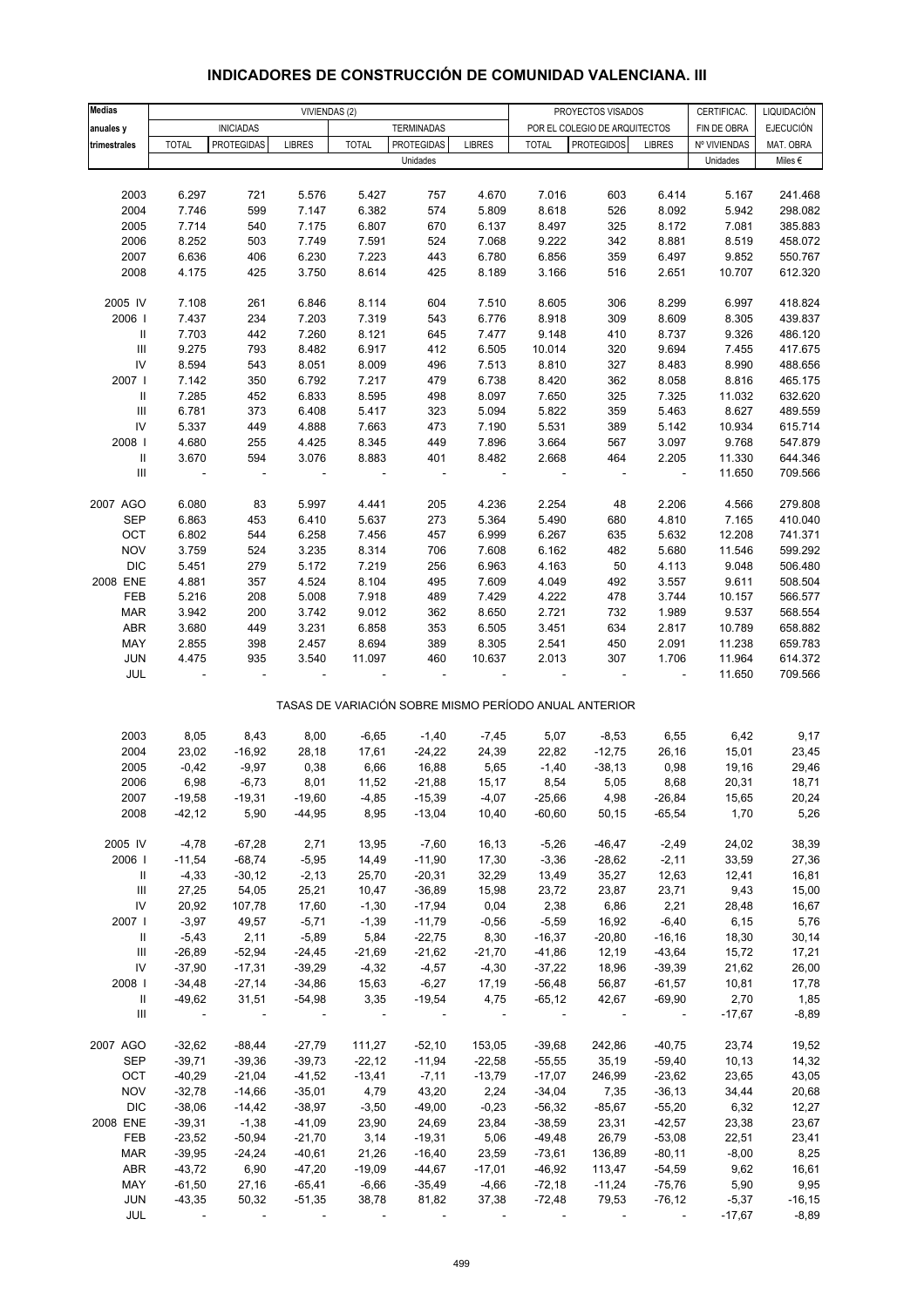# INDICADORES DE CONSTRUCCIÓN DE COMUNIDAD VALENCIANA. III

| Medias anuales y trimestrales | VIVIENDAS (2) | | | | | | PROYECTOS VISADOS POR EL COLEGIO DE ARQUITECTOS | | | CERTIFICAC. FIN DE OBRA | LIQUIDACIÓN EJECUCIÓN MAT. OBRA |
|---|---|---|---|---|---|---|---|---|---|---|---|
| | INICIADAS | | | TERMINADAS | | | | | | | |
| | TOTAL | PROTEGIDAS | LIBRES | TOTAL | PROTEGIDAS | LIBRES | TOTAL | PROTEGIDOS | LIBRES | Nº VIVIENDAS | |
| | Unidades | | | | | | | | | Unidades | Miles € |
| 2003 | 6.297 | 721 | 5.576 | 5.427 | 757 | 4.670 | 7.016 | 603 | 6.414 | 5.167 | 241.468 |
| 2004 | 7.746 | 599 | 7.147 | 6.382 | 574 | 5.809 | 8.618 | 526 | 8.092 | 5.942 | 298.082 |
| 2005 | 7.714 | 540 | 7.175 | 6.807 | 670 | 6.137 | 8.497 | 325 | 8.172 | 7.081 | 385.883 |
| 2006 | 8.252 | 503 | 7.749 | 7.591 | 524 | 7.068 | 9.222 | 342 | 8.881 | 8.519 | 458.072 |
| 2007 | 6.636 | 406 | 6.230 | 7.223 | 443 | 6.780 | 6.856 | 359 | 6.497 | 9.852 | 550.767 |
| 2008 | 4.175 | 425 | 3.750 | 8.614 | 425 | 8.189 | 3.166 | 516 | 2.651 | 10.707 | 612.320 |
| 2005 IV | 7.108 | 261 | 6.846 | 8.114 | 604 | 7.510 | 8.605 | 306 | 8.299 | 6.997 | 418.824 |
| 2006 I | 7.437 | 234 | 7.203 | 7.319 | 543 | 6.776 | 8.918 | 309 | 8.609 | 8.305 | 439.837 |
| II | 7.703 | 442 | 7.260 | 8.121 | 645 | 7.477 | 9.148 | 410 | 8.737 | 9.326 | 486.120 |
| III | 9.275 | 793 | 8.482 | 6.917 | 412 | 6.505 | 10.014 | 320 | 9.694 | 7.455 | 417.675 |
| IV | 8.594 | 543 | 8.051 | 8.009 | 496 | 7.513 | 8.810 | 327 | 8.483 | 8.990 | 488.656 |
| 2007 I | 7.142 | 350 | 6.792 | 7.217 | 479 | 6.738 | 8.420 | 362 | 8.058 | 8.816 | 465.175 |
| II | 7.285 | 452 | 6.833 | 8.595 | 498 | 8.097 | 7.650 | 325 | 7.325 | 11.032 | 632.620 |
| III | 6.781 | 373 | 6.408 | 5.417 | 323 | 5.094 | 5.822 | 359 | 5.463 | 8.627 | 489.559 |
| IV | 5.337 | 449 | 4.888 | 7.663 | 473 | 7.190 | 5.531 | 389 | 5.142 | 10.934 | 615.714 |
| 2008 I | 4.680 | 255 | 4.425 | 8.345 | 449 | 7.896 | 3.664 | 567 | 3.097 | 9.768 | 547.879 |
| II | 3.670 | 594 | 3.076 | 8.883 | 401 | 8.482 | 2.668 | 464 | 2.205 | 11.330 | 644.346 |
| III | - | - | - | - | - | - | - | - | - | 11.650 | 709.566 |
| 2007 AGO | 6.080 | 83 | 5.997 | 4.441 | 205 | 4.236 | 2.254 | 48 | 2.206 | 4.566 | 279.808 |
| SEP | 6.863 | 453 | 6.410 | 5.637 | 273 | 5.364 | 5.490 | 680 | 4.810 | 7.165 | 410.040 |
| OCT | 6.802 | 544 | 6.258 | 7.456 | 457 | 6.999 | 6.267 | 635 | 5.632 | 12.208 | 741.371 |
| NOV | 3.759 | 524 | 3.235 | 8.314 | 706 | 7.608 | 6.162 | 482 | 5.680 | 11.546 | 599.292 |
| DIC | 5.451 | 279 | 5.172 | 7.219 | 256 | 6.963 | 4.163 | 50 | 4.113 | 9.048 | 506.480 |
| 2008 ENE | 4.881 | 357 | 4.524 | 8.104 | 495 | 7.609 | 4.049 | 492 | 3.557 | 9.611 | 508.504 |
| FEB | 5.216 | 208 | 5.008 | 7.918 | 489 | 7.429 | 4.222 | 478 | 3.744 | 10.157 | 566.577 |
| MAR | 3.942 | 200 | 3.742 | 9.012 | 362 | 8.650 | 2.721 | 732 | 1.989 | 9.537 | 568.554 |
| ABR | 3.680 | 449 | 3.231 | 6.858 | 353 | 6.505 | 3.451 | 634 | 2.817 | 10.789 | 658.882 |
| MAY | 2.855 | 398 | 2.457 | 8.694 | 389 | 8.305 | 2.541 | 450 | 2.091 | 11.238 | 659.783 |
| JUN | 4.475 | 935 | 3.540 | 11.097 | 460 | 10.637 | 2.013 | 307 | 1.706 | 11.964 | 614.372 |
| JUL | - | - | - | - | - | - | - | - | - | 11.650 | 709.566 |

TASAS DE VARIACIÓN SOBRE MISMO PERÍODO ANUAL ANTERIOR

| | | | | | | | | | | | |
|---|---|---|---|---|---|---|---|---|---|---|---|
| 2003 | 8,05 | 8,43 | 8,00 | -6,65 | -1,40 | -7,45 | 5,07 | -8,53 | 6,55 | 6,42 | 9,17 |
| 2004 | 23,02 | -16,92 | 28,18 | 17,61 | -24,22 | 24,39 | 22,82 | -12,75 | 26,16 | 15,01 | 23,45 |
| 2005 | -0,42 | -9,97 | 0,38 | 6,66 | 16,88 | 5,65 | -1,40 | -38,13 | 0,98 | 19,16 | 29,46 |
| 2006 | 6,98 | -6,73 | 8,01 | 11,52 | -21,88 | 15,17 | 8,54 | 5,05 | 8,68 | 20,31 | 18,71 |
| 2007 | -19,58 | -19,31 | -19,60 | -4,85 | -15,39 | -4,07 | -25,66 | 4,98 | -26,84 | 15,65 | 20,24 |
| 2008 | -42,12 | 5,90 | -44,95 | 8,95 | -13,04 | 10,40 | -60,60 | 50,15 | -65,54 | 1,70 | 5,26 |
| 2005 IV | -4,78 | -67,28 | 2,71 | 13,95 | -7,60 | 16,13 | -5,26 | -46,47 | -2,49 | 24,02 | 38,39 |
| 2006 I | -11,54 | -68,74 | -5,95 | 14,49 | -11,90 | 17,30 | -3,36 | -28,62 | -2,11 | 33,59 | 27,36 |
| II | -4,33 | -30,12 | -2,13 | 25,70 | -20,31 | 32,29 | 13,49 | 35,27 | 12,63 | 12,41 | 16,81 |
| III | 27,25 | 54,05 | 25,21 | 10,47 | -36,89 | 15,98 | 23,72 | 23,87 | 23,71 | 9,43 | 15,00 |
| IV | 20,92 | 107,78 | 17,60 | -1,30 | -17,94 | 0,04 | 2,38 | 6,86 | 2,21 | 28,48 | 16,67 |
| 2007 I | -3,97 | 49,57 | -5,71 | -1,39 | -11,79 | -0,56 | -5,59 | 16,92 | -6,40 | 6,15 | 5,76 |
| II | -5,43 | 2,11 | -5,89 | 5,84 | -22,75 | 8,30 | -16,37 | -20,80 | -16,16 | 18,30 | 30,14 |
| III | -26,89 | -52,94 | -24,45 | -21,69 | -21,62 | -21,70 | -41,86 | 12,19 | -43,64 | 15,72 | 17,21 |
| IV | -37,90 | -17,31 | -39,29 | -4,32 | -4,57 | -4,30 | -37,22 | 18,96 | -39,39 | 21,62 | 26,00 |
| 2008 I | -34,48 | -27,14 | -34,86 | 15,63 | -6,27 | 17,19 | -56,48 | 56,87 | -61,57 | 10,81 | 17,78 |
| II | -49,62 | 31,51 | -54,98 | 3,35 | -19,54 | 4,75 | -65,12 | 42,67 | -69,90 | 2,70 | 1,85 |
| III | - | - | - | - | - | - | - | - | - | -17,67 | -8,89 |
| 2007 AGO | -32,62 | -88,44 | -27,79 | 111,27 | -52,10 | 153,05 | -39,68 | 242,86 | -40,75 | 23,74 | 19,52 |
| SEP | -39,71 | -39,36 | -39,73 | -22,12 | -11,94 | -22,58 | -55,55 | 35,19 | -59,40 | 10,13 | 14,32 |
| OCT | -40,29 | -21,04 | -41,52 | -13,41 | -7,11 | -13,79 | -17,07 | 246,99 | -23,62 | 23,65 | 43,05 |
| NOV | -32,78 | -14,66 | -35,01 | 4,79 | 43,20 | 2,24 | -34,04 | 7,35 | -36,13 | 34,44 | 20,68 |
| DIC | -38,06 | -14,42 | -38,97 | -3,50 | -49,00 | -0,23 | -56,32 | -85,67 | -55,20 | 6,32 | 12,27 |
| 2008 ENE | -39,31 | -1,38 | -41,09 | 23,90 | 24,69 | 23,84 | -38,59 | 23,31 | -42,57 | 23,38 | 23,67 |
| FEB | -23,52 | -50,94 | -21,70 | 3,14 | -19,31 | 5,06 | -49,48 | 26,79 | -53,08 | 22,51 | 23,41 |
| MAR | -39,95 | -24,24 | -40,61 | 21,26 | -16,40 | 23,59 | -73,61 | 136,89 | -80,11 | -8,00 | 8,25 |
| ABR | -43,72 | 6,90 | -47,20 | -19,09 | -44,67 | -17,01 | -46,92 | 113,47 | -54,59 | 9,62 | 16,61 |
| MAY | -61,50 | 27,16 | -65,41 | -6,66 | -35,49 | -4,66 | -72,18 | -11,24 | -75,76 | 5,90 | 9,95 |
| JUN | -43,35 | 50,32 | -51,35 | 38,78 | 81,82 | 37,38 | -72,48 | 79,53 | -76,12 | -5,37 | -16,15 |
| JUL | - | - | - | - | - | - | - | - | - | -17,67 | -8,89 |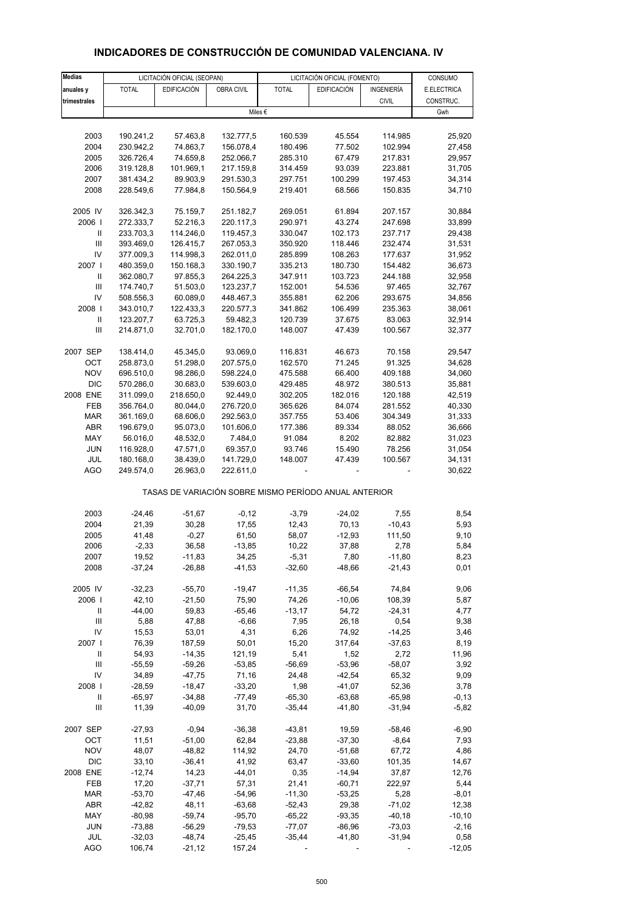# INDICADORES DE CONSTRUCCIÓN DE COMUNIDAD VALENCIANA. IV

| Medias anuales y trimestrales | LICITACIÓN OFICIAL (SEOPAN) | | | LICITACIÓN OFICIAL (FOMENTO) | | | CONSUMO |
|---|---|---|---|---|---|---|---|
| | TOTAL | EDIFICACIÓN | OBRA CIVIL | TOTAL | EDIFICACIÓN | INGENIERÍA CIVIL | E.ELECTRICA CONSTRUC. |
| | Miles € | | | | | | Gwh |
| 2003 | 190.241,2 | 57.463,8 | 132.777,5 | 160.539 | 45.554 | 114.985 | 25,920 |
| 2004 | 230.942,2 | 74.863,7 | 156.078,4 | 180.496 | 77.502 | 102.994 | 27,458 |
| 2005 | 326.726,4 | 74.659,8 | 252.066,7 | 285.310 | 67.479 | 217.831 | 29,957 |
| 2006 | 319.128,8 | 101.969,1 | 217.159,8 | 314.459 | 93.039 | 223.881 | 31,705 |
| 2007 | 381.434,2 | 89.903,9 | 291.530,3 | 297.751 | 100.299 | 197.453 | 34,314 |
| 2008 | 228.549,6 | 77.984,8 | 150.564,9 | 219.401 | 68.566 | 150.835 | 34,710 |
| 2005 IV | 326.342,3 | 75.159,7 | 251.182,7 | 269.051 | 61.894 | 207.157 | 30,884 |
| 2006 I | 272.333,7 | 52.216,3 | 220.117,3 | 290.971 | 43.274 | 247.698 | 33,899 |
| II | 233.703,3 | 114.246,0 | 119.457,3 | 330.047 | 102.173 | 237.717 | 29,438 |
| III | 393.469,0 | 126.415,7 | 267.053,3 | 350.920 | 118.446 | 232.474 | 31,531 |
| IV | 377.009,3 | 114.998,3 | 262.011,0 | 285.899 | 108.263 | 177.637 | 31,952 |
| 2007 I | 480.359,0 | 150.168,3 | 330.190,7 | 335.213 | 180.730 | 154.482 | 36,673 |
| II | 362.080,7 | 97.855,3 | 264.225,3 | 347.911 | 103.723 | 244.188 | 32,958 |
| III | 174.740,7 | 51.503,0 | 123.237,7 | 152.001 | 54.536 | 97.465 | 32,767 |
| IV | 508.556,3 | 60.089,0 | 448.467,3 | 355.881 | 62.206 | 293.675 | 34,856 |
| 2008 I | 343.010,7 | 122.433,3 | 220.577,3 | 341.862 | 106.499 | 235.363 | 38,061 |
| II | 123.207,7 | 63.725,3 | 59.482,3 | 120.739 | 37.675 | 83.063 | 32,914 |
| III | 214.871,0 | 32.701,0 | 182.170,0 | 148.007 | 47.439 | 100.567 | 32,377 |
| 2007 SEP | 138.414,0 | 45.345,0 | 93.069,0 | 116.831 | 46.673 | 70.158 | 29,547 |
| OCT | 258.873,0 | 51.298,0 | 207.575,0 | 162.570 | 71.245 | 91.325 | 34,628 |
| NOV | 696.510,0 | 98.286,0 | 598.224,0 | 475.588 | 66.400 | 409.188 | 34,060 |
| DIC | 570.286,0 | 30.683,0 | 539.603,0 | 429.485 | 48.972 | 380.513 | 35,881 |
| 2008 ENE | 311.099,0 | 218.650,0 | 92.449,0 | 302.205 | 182.016 | 120.188 | 42,519 |
| FEB | 356.764,0 | 80.044,0 | 276.720,0 | 365.626 | 84.074 | 281.552 | 40,330 |
| MAR | 361.169,0 | 68.606,0 | 292.563,0 | 357.755 | 53.406 | 304.349 | 31,333 |
| ABR | 196.679,0 | 95.073,0 | 101.606,0 | 177.386 | 89.334 | 88.052 | 36,666 |
| MAY | 56.016,0 | 48.532,0 | 7.484,0 | 91.084 | 8.202 | 82.882 | 31,023 |
| JUN | 116.928,0 | 47.571,0 | 69.357,0 | 93.746 | 15.490 | 78.256 | 31,054 |
| JUL | 180.168,0 | 38.439,0 | 141.729,0 | 148.007 | 47.439 | 100.567 | 34,131 |
| AGO | 249.574,0 | 26.963,0 | 222.611,0 | - | - | - | 30,622 |
| | TASAS DE VARIACIÓN SOBRE MISMO PERÍODO ANUAL ANTERIOR | | | | | | |
| 2003 | -24,46 | -51,67 | -0,12 | -3,79 | -24,02 | 7,55 | 8,54 |
| 2004 | 21,39 | 30,28 | 17,55 | 12,43 | 70,13 | -10,43 | 5,93 |
| 2005 | 41,48 | -0,27 | 61,50 | 58,07 | -12,93 | 111,50 | 9,10 |
| 2006 | -2,33 | 36,58 | -13,85 | 10,22 | 37,88 | 2,78 | 5,84 |
| 2007 | 19,52 | -11,83 | 34,25 | -5,31 | 7,80 | -11,80 | 8,23 |
| 2008 | -37,24 | -26,88 | -41,53 | -32,60 | -48,66 | -21,43 | 0,01 |
| 2005 IV | -32,23 | -55,70 | -19,47 | -11,35 | -66,54 | 74,84 | 9,06 |
| 2006 I | 42,10 | -21,50 | 75,90 | 74,26 | -10,06 | 108,39 | 5,87 |
| II | -44,00 | 59,83 | -65,46 | -13,17 | 54,72 | -24,31 | 4,77 |
| III | 5,88 | 47,88 | -6,66 | 7,95 | 26,18 | 0,54 | 9,38 |
| IV | 15,53 | 53,01 | 4,31 | 6,26 | 74,92 | -14,25 | 3,46 |
| 2007 I | 76,39 | 187,59 | 50,01 | 15,20 | 317,64 | -37,63 | 8,19 |
| II | 54,93 | -14,35 | 121,19 | 5,41 | 1,52 | 2,72 | 11,96 |
| III | -55,59 | -59,26 | -53,85 | -56,69 | -53,96 | -58,07 | 3,92 |
| IV | 34,89 | -47,75 | 71,16 | 24,48 | -42,54 | 65,32 | 9,09 |
| 2008 I | -28,59 | -18,47 | -33,20 | 1,98 | -41,07 | 52,36 | 3,78 |
| II | -65,97 | -34,88 | -77,49 | -65,30 | -63,68 | -65,98 | -0,13 |
| III | 11,39 | -40,09 | 31,70 | -35,44 | -41,80 | -31,94 | -5,82 |
| 2007 SEP | -27,93 | -0,94 | -36,38 | -43,81 | 19,59 | -58,46 | -6,90 |
| OCT | 11,51 | -51,00 | 62,84 | -23,88 | -37,30 | -8,64 | 7,93 |
| NOV | 48,07 | -48,82 | 114,92 | 24,70 | -51,68 | 67,72 | 4,86 |
| DIC | 33,10 | -36,41 | 41,92 | 63,47 | -33,60 | 101,35 | 14,67 |
| 2008 ENE | -12,74 | 14,23 | -44,01 | 0,35 | -14,94 | 37,87 | 12,76 |
| FEB | 17,20 | -37,71 | 57,31 | 21,41 | -60,71 | 222,97 | 5,44 |
| MAR | -53,70 | -47,46 | -54,96 | -11,30 | -53,25 | 5,28 | -8,01 |
| ABR | -42,82 | 48,11 | -63,68 | -52,43 | 29,38 | -71,02 | 12,38 |
| MAY | -80,98 | -59,74 | -95,70 | -65,22 | -93,35 | -40,18 | -10,10 |
| JUN | -73,88 | -56,29 | -79,53 | -77,07 | -86,96 | -73,03 | -2,16 |
| JUL | -32,03 | -48,74 | -25,45 | -35,44 | -41,80 | -31,94 | 0,58 |
| AGO | 106,74 | -21,12 | 157,24 | - | - | - | -12,05 |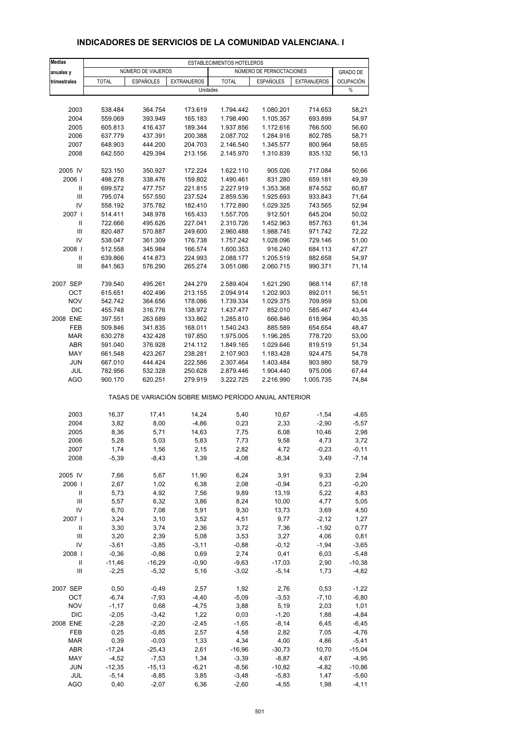# INDICADORES DE SERVICIOS DE LA COMUNIDAD VALENCIANA. I

| Medias anuales y trimestrales | ESTABLECIMIENTOS HOTELEROS | | | | | | |
|---|---|---|---|---|---|---|---|
| | NÚMERO DE VIAJEROS | | | NÚMERO DE PERNOCTACIONES | | | GRADO DE OCUPACIÓN |
| | TOTAL | ESPAÑOLES | EXTRANJEROS | TOTAL | ESPAÑOLES | EXTRANJEROS | |
| | Unidades | | | | | | % |
| 2003 | 538.484 | 364.754 | 173.619 | 1.794.442 | 1.080.201 | 714.653 | 58,21 |
| 2004 | 559.069 | 393.949 | 165.183 | 1.798.490 | 1.105.357 | 693.899 | 54,97 |
| 2005 | 605.813 | 416.437 | 189.344 | 1.937.856 | 1.172.616 | 766.500 | 56,60 |
| 2006 | 637.779 | 437.391 | 200.388 | 2.087.702 | 1.284.916 | 802.785 | 58,71 |
| 2007 | 648.903 | 444.200 | 204.703 | 2.146.540 | 1.345.577 | 800.964 | 58,65 |
| 2008 | 642.550 | 429.394 | 213.156 | 2.145.970 | 1.310.839 | 835.132 | 56,13 |
| 2005 IV | 523.150 | 350.927 | 172.224 | 1.622.110 | 905.026 | 717.084 | 50,66 |
| 2006 I | 498.278 | 338.476 | 159.802 | 1.490.461 | 831.280 | 659.181 | 49,39 |
| II | 699.572 | 477.757 | 221.815 | 2.227.919 | 1.353.368 | 874.552 | 60,87 |
| III | 795.074 | 557.550 | 237.524 | 2.859.536 | 1.925.693 | 933.843 | 71,64 |
| IV | 558.192 | 375.782 | 182.410 | 1.772.890 | 1.029.325 | 743.565 | 52,94 |
| 2007 I | 514.411 | 348.978 | 165.433 | 1.557.705 | 912.501 | 645.204 | 50,02 |
| II | 722.666 | 495.626 | 227.041 | 2.310.726 | 1.452.963 | 857.763 | 61,34 |
| III | 820.487 | 570.887 | 249.600 | 2.960.488 | 1.988.745 | 971.742 | 72,22 |
| IV | 538.047 | 361.309 | 176.738 | 1.757.242 | 1.028.096 | 729.146 | 51,00 |
| 2008 I | 512.558 | 345.984 | 166.574 | 1.600.353 | 916.240 | 684.113 | 47,27 |
| II | 639.866 | 414.873 | 224.993 | 2.088.177 | 1.205.519 | 882.658 | 54,97 |
| III | 841.563 | 576.290 | 265.274 | 3.051.086 | 2.060.715 | 990.371 | 71,14 |
| 2007 SEP | 739.540 | 495.261 | 244.279 | 2.589.404 | 1.621.290 | 968.114 | 67,18 |
| OCT | 615.651 | 402.496 | 213.155 | 2.094.914 | 1.202.903 | 892.011 | 56,51 |
| NOV | 542.742 | 364.656 | 178.086 | 1.739.334 | 1.029.375 | 709.959 | 53,06 |
| DIC | 455.748 | 316.776 | 138.972 | 1.437.477 | 852.010 | 585.467 | 43,44 |
| 2008 ENE | 397.551 | 263.689 | 133.862 | 1.285.810 | 666.846 | 618.964 | 40,35 |
| FEB | 509.846 | 341.835 | 168.011 | 1.540.243 | 885.589 | 654.654 | 48,47 |
| MAR | 630.278 | 432.428 | 197.850 | 1.975.005 | 1.196.285 | 778.720 | 53,00 |
| ABR | 591.040 | 376.928 | 214.112 | 1.849.165 | 1.029.646 | 819.519 | 51,34 |
| MAY | 661.548 | 423.267 | 238.281 | 2.107.903 | 1.183.428 | 924.475 | 54,78 |
| JUN | 667.010 | 444.424 | 222.586 | 2.307.464 | 1.403.484 | 903.980 | 58,79 |
| JUL | 782.956 | 532.328 | 250.628 | 2.879.446 | 1.904.440 | 975.006 | 67,44 |
| AGO | 900.170 | 620.251 | 279.919 | 3.222.725 | 2.216.990 | 1.005.735 | 74,84 |
| | TASAS DE VARIACIÓN SOBRE MISMO PERÍODO ANUAL ANTERIOR | | | | | | |
| 2003 | 16,37 | 17,41 | 14,24 | 5,40 | 10,67 | -1,54 | -4,65 |
| 2004 | 3,82 | 8,00 | -4,86 | 0,23 | 2,33 | -2,90 | -5,57 |
| 2005 | 8,36 | 5,71 | 14,63 | 7,75 | 6,08 | 10,46 | 2,98 |
| 2006 | 5,28 | 5,03 | 5,83 | 7,73 | 9,58 | 4,73 | 3,72 |
| 2007 | 1,74 | 1,56 | 2,15 | 2,82 | 4,72 | -0,23 | -0,11 |
| 2008 | -5,39 | -8,43 | 1,39 | -4,08 | -8,34 | 3,49 | -7,14 |
| 2005 IV | 7,66 | 5,67 | 11,90 | 6,24 | 3,91 | 9,33 | 2,94 |
| 2006 I | 2,67 | 1,02 | 6,38 | 2,08 | -0,94 | 5,23 | -0,20 |
| II | 5,73 | 4,92 | 7,56 | 9,89 | 13,19 | 5,22 | 4,83 |
| III | 5,57 | 6,32 | 3,86 | 8,24 | 10,00 | 4,77 | 5,05 |
| IV | 6,70 | 7,08 | 5,91 | 9,30 | 13,73 | 3,69 | 4,50 |
| 2007 I | 3,24 | 3,10 | 3,52 | 4,51 | 9,77 | -2,12 | 1,27 |
| II | 3,30 | 3,74 | 2,36 | 3,72 | 7,36 | -1,92 | 0,77 |
| III | 3,20 | 2,39 | 5,08 | 3,53 | 3,27 | 4,06 | 0,81 |
| IV | -3,61 | -3,85 | -3,11 | -0,88 | -0,12 | -1,94 | -3,65 |
| 2008 I | -0,36 | -0,86 | 0,69 | 2,74 | 0,41 | 6,03 | -5,48 |
| II | -11,46 | -16,29 | -0,90 | -9,63 | -17,03 | 2,90 | -10,38 |
| III | -2,25 | -5,32 | 5,16 | -3,02 | -5,14 | 1,73 | -4,82 |
| 2007 SEP | 0,50 | -0,49 | 2,57 | 1,92 | 2,76 | 0,53 | -1,22 |
| OCT | -6,74 | -7,93 | -4,40 | -5,09 | -3,53 | -7,10 | -6,80 |
| NOV | -1,17 | 0,68 | -4,75 | 3,88 | 5,19 | 2,03 | 1,01 |
| DIC | -2,05 | -3,42 | 1,22 | 0,03 | -1,20 | 1,88 | -4,84 |
| 2008 ENE | -2,28 | -2,20 | -2,45 | -1,65 | -8,14 | 6,45 | -6,45 |
| FEB | 0,25 | -0,85 | 2,57 | 4,58 | 2,82 | 7,05 | -4,76 |
| MAR | 0,39 | -0,03 | 1,33 | 4,34 | 4,00 | 4,86 | -5,41 |
| ABR | -17,24 | -25,43 | 2,61 | -16,96 | -30,73 | 10,70 | -15,04 |
| MAY | -4,52 | -7,53 | 1,34 | -3,39 | -8,87 | 4,67 | -4,95 |
| JUN | -12,35 | -15,13 | -6,21 | -8,56 | -10,82 | -4,82 | -10,86 |
| JUL | -5,14 | -8,85 | 3,85 | -3,48 | -5,83 | 1,47 | -5,60 |
| AGO | 0,40 | -2,07 | 6,36 | -2,60 | -4,55 | 1,98 | -4,11 |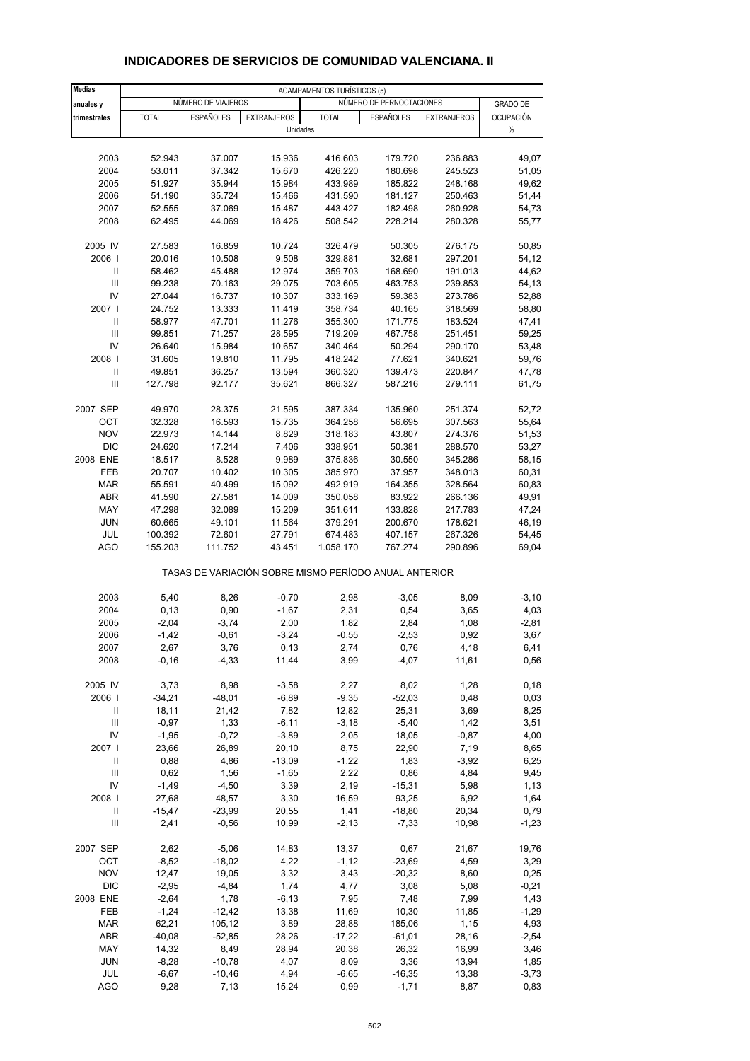# INDICADORES DE SERVICIOS DE COMUNIDAD VALENCIANA. II

| Medias anuales y trimestrales | ACAMPAMENTOS TURÍSTICOS (5) | | | | | | |
|---|---|---|---|---|---|---|---|
| | NÚMERO DE VIAJEROS | | | NÚMERO DE PERNOCTACIONES | | | GRADO DE OCUPACIÓN |
| | TOTAL | ESPAÑOLES | EXTRANJEROS | TOTAL | ESPAÑOLES | EXTRANJEROS | |
| | Unidades | | | | | | % |
| 2003 | 52.943 | 37.007 | 15.936 | 416.603 | 179.720 | 236.883 | 49,07 |
| 2004 | 53.011 | 37.342 | 15.670 | 426.220 | 180.698 | 245.523 | 51,05 |
| 2005 | 51.927 | 35.944 | 15.984 | 433.989 | 185.822 | 248.168 | 49,62 |
| 2006 | 51.190 | 35.724 | 15.466 | 431.590 | 181.127 | 250.463 | 51,44 |
| 2007 | 52.555 | 37.069 | 15.487 | 443.427 | 182.498 | 260.928 | 54,73 |
| 2008 | 62.495 | 44.069 | 18.426 | 508.542 | 228.214 | 280.328 | 55,77 |
| 2005 IV | 27.583 | 16.859 | 10.724 | 326.479 | 50.305 | 276.175 | 50,85 |
| 2006 I | 20.016 | 10.508 | 9.508 | 329.881 | 32.681 | 297.201 | 54,12 |
| II | 58.462 | 45.488 | 12.974 | 359.703 | 168.690 | 191.013 | 44,62 |
| III | 99.238 | 70.163 | 29.075 | 703.605 | 463.753 | 239.853 | 54,13 |
| IV | 27.044 | 16.737 | 10.307 | 333.169 | 59.383 | 273.786 | 52,88 |
| 2007 I | 24.752 | 13.333 | 11.419 | 358.734 | 40.165 | 318.569 | 58,80 |
| II | 58.977 | 47.701 | 11.276 | 355.300 | 171.775 | 183.524 | 47,41 |
| III | 99.851 | 71.257 | 28.595 | 719.209 | 467.758 | 251.451 | 59,25 |
| IV | 26.640 | 15.984 | 10.657 | 340.464 | 50.294 | 290.170 | 53,48 |
| 2008 I | 31.605 | 19.810 | 11.795 | 418.242 | 77.621 | 340.621 | 59,76 |
| II | 49.851 | 36.257 | 13.594 | 360.320 | 139.473 | 220.847 | 47,78 |
| III | 127.798 | 92.177 | 35.621 | 866.327 | 587.216 | 279.111 | 61,75 |
| 2007 SEP | 49.970 | 28.375 | 21.595 | 387.334 | 135.960 | 251.374 | 52,72 |
| OCT | 32.328 | 16.593 | 15.735 | 364.258 | 56.695 | 307.563 | 55,64 |
| NOV | 22.973 | 14.144 | 8.829 | 318.183 | 43.807 | 274.376 | 51,53 |
| DIC | 24.620 | 17.214 | 7.406 | 338.951 | 50.381 | 288.570 | 53,27 |
| 2008 ENE | 18.517 | 8.528 | 9.989 | 375.836 | 30.550 | 345.286 | 58,15 |
| FEB | 20.707 | 10.402 | 10.305 | 385.970 | 37.957 | 348.013 | 60,31 |
| MAR | 55.591 | 40.499 | 15.092 | 492.919 | 164.355 | 328.564 | 60,83 |
| ABR | 41.590 | 27.581 | 14.009 | 350.058 | 83.922 | 266.136 | 49,91 |
| MAY | 47.298 | 32.089 | 15.209 | 351.611 | 133.828 | 217.783 | 47,24 |
| JUN | 60.665 | 49.101 | 11.564 | 379.291 | 200.670 | 178.621 | 46,19 |
| JUL | 100.392 | 72.601 | 27.791 | 674.483 | 407.157 | 267.326 | 54,45 |
| AGO | 155.203 | 111.752 | 43.451 | 1.058.170 | 767.274 | 290.896 | 69,04 |
| | TASAS DE VARIACIÓN SOBRE MISMO PERÍODO ANUAL ANTERIOR | | | | | | |
| 2003 | 5,40 | 8,26 | -0,70 | 2,98 | -3,05 | 8,09 | -3,10 |
| 2004 | 0,13 | 0,90 | -1,67 | 2,31 | 0,54 | 3,65 | 4,03 |
| 2005 | -2,04 | -3,74 | 2,00 | 1,82 | 2,84 | 1,08 | -2,81 |
| 2006 | -1,42 | -0,61 | -3,24 | -0,55 | -2,53 | 0,92 | 3,67 |
| 2007 | 2,67 | 3,76 | 0,13 | 2,74 | 0,76 | 4,18 | 6,41 |
| 2008 | -0,16 | -4,33 | 11,44 | 3,99 | -4,07 | 11,61 | 0,56 |
| 2005 IV | 3,73 | 8,98 | -3,58 | 2,27 | 8,02 | 1,28 | 0,18 |
| 2006 I | -34,21 | -48,01 | -6,89 | -9,35 | -52,03 | 0,48 | 0,03 |
| II | 18,11 | 21,42 | 7,82 | 12,82 | 25,31 | 3,69 | 8,25 |
| III | -0,97 | 1,33 | -6,11 | -3,18 | -5,40 | 1,42 | 3,51 |
| IV | -1,95 | -0,72 | -3,89 | 2,05 | 18,05 | -0,87 | 4,00 |
| 2007 I | 23,66 | 26,89 | 20,10 | 8,75 | 22,90 | 7,19 | 8,65 |
| II | 0,88 | 4,86 | -13,09 | -1,22 | 1,83 | -3,92 | 6,25 |
| III | 0,62 | 1,56 | -1,65 | 2,22 | 0,86 | 4,84 | 9,45 |
| IV | -1,49 | -4,50 | 3,39 | 2,19 | -15,31 | 5,98 | 1,13 |
| 2008 I | 27,68 | 48,57 | 3,30 | 16,59 | 93,25 | 6,92 | 1,64 |
| II | -15,47 | -23,99 | 20,55 | 1,41 | -18,80 | 20,34 | 0,79 |
| III | 2,41 | -0,56 | 10,99 | -2,13 | -7,33 | 10,98 | -1,23 |
| 2007 SEP | 2,62 | -5,06 | 14,83 | 13,37 | 0,67 | 21,67 | 19,76 |
| OCT | -8,52 | -18,02 | 4,22 | -1,12 | -23,69 | 4,59 | 3,29 |
| NOV | 12,47 | 19,05 | 3,32 | 3,43 | -20,32 | 8,60 | 0,25 |
| DIC | -2,95 | -4,84 | 1,74 | 4,77 | 3,08 | 5,08 | -0,21 |
| 2008 ENE | -2,64 | 1,78 | -6,13 | 7,95 | 7,48 | 7,99 | 1,43 |
| FEB | -1,24 | -12,42 | 13,38 | 11,69 | 10,30 | 11,85 | -1,29 |
| MAR | 62,21 | 105,12 | 3,89 | 28,88 | 185,06 | 1,15 | 4,93 |
| ABR | -40,08 | -52,85 | 28,26 | -17,22 | -61,01 | 28,16 | -2,54 |
| MAY | 14,32 | 8,49 | 28,94 | 20,38 | 26,32 | 16,99 | 3,46 |
| JUN | -8,28 | -10,78 | 4,07 | 8,09 | 3,36 | 13,94 | 1,85 |
| JUL | -6,67 | -10,46 | 4,94 | -6,65 | -16,35 | 13,38 | -3,73 |
| AGO | 9,28 | 7,13 | 15,24 | 0,99 | -1,71 | 8,87 | 0,83 |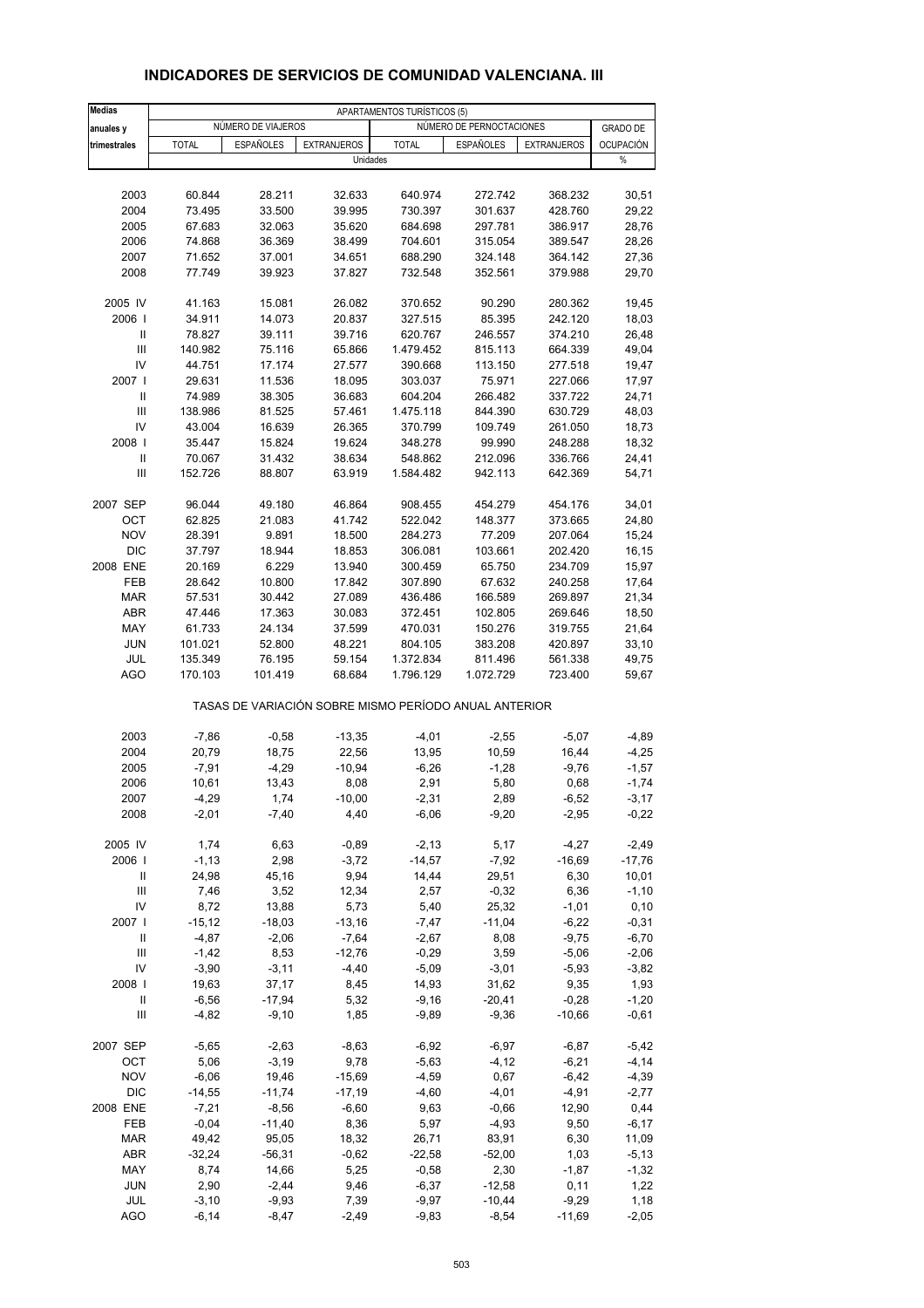## INDICADORES DE SERVICIOS DE COMUNIDAD VALENCIANA. III

| Medias anuales y trimestrales | APARTAMENTOS TURÍSTICOS (5) | | | | | | |
|---|---|---|---|---|---|---|---|
| | NÚMERO DE VIAJEROS | | | NÚMERO DE PERNOCTACIONES | | | GRADO DE OCUPACIÓN |
| | TOTAL | ESPAÑOLES | EXTRANJEROS | TOTAL | ESPAÑOLES | EXTRANJEROS | |
| | Unidades | | | | | | % |
| 2003 | 60.844 | 28.211 | 32.633 | 640.974 | 272.742 | 368.232 | 30,51 |
| 2004 | 73.495 | 33.500 | 39.995 | 730.397 | 301.637 | 428.760 | 29,22 |
| 2005 | 67.683 | 32.063 | 35.620 | 684.698 | 297.781 | 386.917 | 28,76 |
| 2006 | 74.868 | 36.369 | 38.499 | 704.601 | 315.054 | 389.547 | 28,26 |
| 2007 | 71.652 | 37.001 | 34.651 | 688.290 | 324.148 | 364.142 | 27,36 |
| 2008 | 77.749 | 39.923 | 37.827 | 732.548 | 352.561 | 379.988 | 29,70 |
| 2005 IV | 41.163 | 15.081 | 26.082 | 370.652 | 90.290 | 280.362 | 19,45 |
| 2006 I | 34.911 | 14.073 | 20.837 | 327.515 | 85.395 | 242.120 | 18,03 |
| II | 78.827 | 39.111 | 39.716 | 620.767 | 246.557 | 374.210 | 26,48 |
| III | 140.982 | 75.116 | 65.866 | 1.479.452 | 815.113 | 664.339 | 49,04 |
| IV | 44.751 | 17.174 | 27.577 | 390.668 | 113.150 | 277.518 | 19,47 |
| 2007 I | 29.631 | 11.536 | 18.095 | 303.037 | 75.971 | 227.066 | 17,97 |
| II | 74.989 | 38.305 | 36.683 | 604.204 | 266.482 | 337.722 | 24,71 |
| III | 138.986 | 81.525 | 57.461 | 1.475.118 | 844.390 | 630.729 | 48,03 |
| IV | 43.004 | 16.639 | 26.365 | 370.799 | 109.749 | 261.050 | 18,73 |
| 2008 I | 35.447 | 15.824 | 19.624 | 348.278 | 99.990 | 248.288 | 18,32 |
| II | 70.067 | 31.432 | 38.634 | 548.862 | 212.096 | 336.766 | 24,41 |
| III | 152.726 | 88.807 | 63.919 | 1.584.482 | 942.113 | 642.369 | 54,71 |
| 2007 SEP | 96.044 | 49.180 | 46.864 | 908.455 | 454.279 | 454.176 | 34,01 |
| OCT | 62.825 | 21.083 | 41.742 | 522.042 | 148.377 | 373.665 | 24,80 |
| NOV | 28.391 | 9.891 | 18.500 | 284.273 | 77.209 | 207.064 | 15,24 |
| DIC | 37.797 | 18.944 | 18.853 | 306.081 | 103.661 | 202.420 | 16,15 |
| 2008 ENE | 20.169 | 6.229 | 13.940 | 300.459 | 65.750 | 234.709 | 15,97 |
| FEB | 28.642 | 10.800 | 17.842 | 307.890 | 67.632 | 240.258 | 17,64 |
| MAR | 57.531 | 30.442 | 27.089 | 436.486 | 166.589 | 269.897 | 21,34 |
| ABR | 47.446 | 17.363 | 30.083 | 372.451 | 102.805 | 269.646 | 18,50 |
| MAY | 61.733 | 24.134 | 37.599 | 470.031 | 150.276 | 319.755 | 21,64 |
| JUN | 101.021 | 52.800 | 48.221 | 804.105 | 383.208 | 420.897 | 33,10 |
| JUL | 135.349 | 76.195 | 59.154 | 1.372.834 | 811.496 | 561.338 | 49,75 |
| AGO | 170.103 | 101.419 | 68.684 | 1.796.129 | 1.072.729 | 723.400 | 59,67 |
| | TASAS DE VARIACIÓN SOBRE MISMO PERÍODO ANUAL ANTERIOR | | | | | | |
| 2003 | -7,86 | -0,58 | -13,35 | -4,01 | -2,55 | -5,07 | -4,89 |
| 2004 | 20,79 | 18,75 | 22,56 | 13,95 | 10,59 | 16,44 | -4,25 |
| 2005 | -7,91 | -4,29 | -10,94 | -6,26 | -1,28 | -9,76 | -1,57 |
| 2006 | 10,61 | 13,43 | 8,08 | 2,91 | 5,80 | 0,68 | -1,74 |
| 2007 | -4,29 | 1,74 | -10,00 | -2,31 | 2,89 | -6,52 | -3,17 |
| 2008 | -2,01 | -7,40 | 4,40 | -6,06 | -9,20 | -2,95 | -0,22 |
| 2005 IV | 1,74 | 6,63 | -0,89 | -2,13 | 5,17 | -4,27 | -2,49 |
| 2006 I | -1,13 | 2,98 | -3,72 | -14,57 | -7,92 | -16,69 | -17,76 |
| II | 24,98 | 45,16 | 9,94 | 14,44 | 29,51 | 6,30 | 10,01 |
| III | 7,46 | 3,52 | 12,34 | 2,57 | -0,32 | 6,36 | -1,10 |
| IV | 8,72 | 13,88 | 5,73 | 5,40 | 25,32 | -1,01 | 0,10 |
| 2007 I | -15,12 | -18,03 | -13,16 | -7,47 | -11,04 | -6,22 | -0,31 |
| II | -4,87 | -2,06 | -7,64 | -2,67 | 8,08 | -9,75 | -6,70 |
| III | -1,42 | 8,53 | -12,76 | -0,29 | 3,59 | -5,06 | -2,06 |
| IV | -3,90 | -3,11 | -4,40 | -5,09 | -3,01 | -5,93 | -3,82 |
| 2008 I | 19,63 | 37,17 | 8,45 | 14,93 | 31,62 | 9,35 | 1,93 |
| II | -6,56 | -17,94 | 5,32 | -9,16 | -20,41 | -0,28 | -1,20 |
| III | -4,82 | -9,10 | 1,85 | -9,89 | -9,36 | -10,66 | -0,61 |
| 2007 SEP | -5,65 | -2,63 | -8,63 | -6,92 | -6,97 | -6,87 | -5,42 |
| OCT | 5,06 | -3,19 | 9,78 | -5,63 | -4,12 | -6,21 | -4,14 |
| NOV | -6,06 | 19,46 | -15,69 | -4,59 | 0,67 | -6,42 | -4,39 |
| DIC | -14,55 | -11,74 | -17,19 | -4,60 | -4,01 | -4,91 | -2,77 |
| 2008 ENE | -7,21 | -8,56 | -6,60 | 9,63 | -0,66 | 12,90 | 0,44 |
| FEB | -0,04 | -11,40 | 8,36 | 5,97 | -4,93 | 9,50 | -6,17 |
| MAR | 49,42 | 95,05 | 18,32 | 26,71 | 83,91 | 6,30 | 11,09 |
| ABR | -32,24 | -56,31 | -0,62 | -22,58 | -52,00 | 1,03 | -5,13 |
| MAY | 8,74 | 14,66 | 5,25 | -0,58 | 2,30 | -1,87 | -1,32 |
| JUN | 2,90 | -2,44 | 9,46 | -6,37 | -12,58 | 0,11 | 1,22 |
| JUL | -3,10 | -9,93 | 7,39 | -9,97 | -10,44 | -9,29 | 1,18 |
| AGO | -6,14 | -8,47 | -2,49 | -9,83 | -8,54 | -11,69 | -2,05 |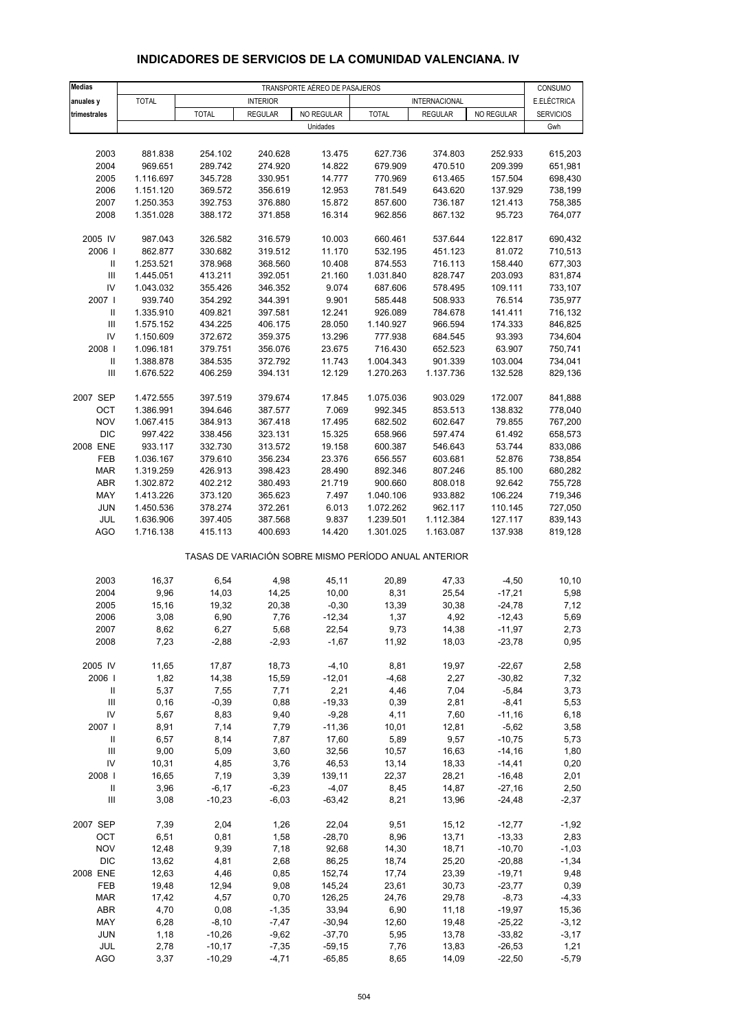# INDICADORES DE SERVICIOS DE LA COMUNIDAD VALENCIANA. IV

| Medias anuales y trimestrales | TRANSPORTE AÉREO DE PASAJEROS | | | | | | | CONSUMO E.ELÉCTRICA |
|---|---|---|---|---|---|---|---|---|
| | TOTAL | INTERIOR | | | INTERNACIONAL | | | SERVICIOS |
| | | TOTAL | REGULAR | NO REGULAR | TOTAL | REGULAR | NO REGULAR | |
| | Unidades | | | | | | | Gwh |
| 2003 | 881.838 | 254.102 | 240.628 | 13.475 | 627.736 | 374.803 | 252.933 | 615,203 |
| 2004 | 969.651 | 289.742 | 274.920 | 14.822 | 679.909 | 470.510 | 209.399 | 651,981 |
| 2005 | 1.116.697 | 345.728 | 330.951 | 14.777 | 770.969 | 613.465 | 157.504 | 698,430 |
| 2006 | 1.151.120 | 369.572 | 356.619 | 12.953 | 781.549 | 643.620 | 137.929 | 738,199 |
| 2007 | 1.250.353 | 392.753 | 376.880 | 15.872 | 857.600 | 736.187 | 121.413 | 758,385 |
| 2008 | 1.351.028 | 388.172 | 371.858 | 16.314 | 962.856 | 867.132 | 95.723 | 764,077 |
| 2005 IV | 987.043 | 326.582 | 316.579 | 10.003 | 660.461 | 537.644 | 122.817 | 690,432 |
| 2006 I | 862.877 | 330.682 | 319.512 | 11.170 | 532.195 | 451.123 | 81.072 | 710,513 |
| II | 1.253.521 | 378.968 | 368.560 | 10.408 | 874.553 | 716.113 | 158.440 | 677,303 |
| III | 1.445.051 | 413.211 | 392.051 | 21.160 | 1.031.840 | 828.747 | 203.093 | 831,874 |
| IV | 1.043.032 | 355.426 | 346.352 | 9.074 | 687.606 | 578.495 | 109.111 | 733,107 |
| 2007 I | 939.740 | 354.292 | 344.391 | 9.901 | 585.448 | 508.933 | 76.514 | 735,977 |
| II | 1.335.910 | 409.821 | 397.581 | 12.241 | 926.089 | 784.678 | 141.411 | 716,132 |
| III | 1.575.152 | 434.225 | 406.175 | 28.050 | 1.140.927 | 966.594 | 174.333 | 846,825 |
| IV | 1.150.609 | 372.672 | 359.375 | 13.296 | 777.938 | 684.545 | 93.393 | 734,604 |
| 2008 I | 1.096.181 | 379.751 | 356.076 | 23.675 | 716.430 | 652.523 | 63.907 | 750,741 |
| II | 1.388.878 | 384.535 | 372.792 | 11.743 | 1.004.343 | 901.339 | 103.004 | 734,041 |
| III | 1.676.522 | 406.259 | 394.131 | 12.129 | 1.270.263 | 1.137.736 | 132.528 | 829,136 |
| 2007 SEP | 1.472.555 | 397.519 | 379.674 | 17.845 | 1.075.036 | 903.029 | 172.007 | 841,888 |
| OCT | 1.386.991 | 394.646 | 387.577 | 7.069 | 992.345 | 853.513 | 138.832 | 778,040 |
| NOV | 1.067.415 | 384.913 | 367.418 | 17.495 | 682.502 | 602.647 | 79.855 | 767,200 |
| DIC | 997.422 | 338.456 | 323.131 | 15.325 | 658.966 | 597.474 | 61.492 | 658,573 |
| 2008 ENE | 933.117 | 332.730 | 313.572 | 19.158 | 600.387 | 546.643 | 53.744 | 833,086 |
| FEB | 1.036.167 | 379.610 | 356.234 | 23.376 | 656.557 | 603.681 | 52.876 | 738,854 |
| MAR | 1.319.259 | 426.913 | 398.423 | 28.490 | 892.346 | 807.246 | 85.100 | 680,282 |
| ABR | 1.302.872 | 402.212 | 380.493 | 21.719 | 900.660 | 808.018 | 92.642 | 755,728 |
| MAY | 1.413.226 | 373.120 | 365.623 | 7.497 | 1.040.106 | 933.882 | 106.224 | 719,346 |
| JUN | 1.450.536 | 378.274 | 372.261 | 6.013 | 1.072.262 | 962.117 | 110.145 | 727,050 |
| JUL | 1.636.906 | 397.405 | 387.568 | 9.837 | 1.239.501 | 1.112.384 | 127.117 | 839,143 |
| AGO | 1.716.138 | 415.113 | 400.693 | 14.420 | 1.301.025 | 1.163.087 | 137.938 | 819,128 |
| | TASAS DE VARIACIÓN SOBRE MISMO PERÍODO ANUAL ANTERIOR | | | | | | | |
| 2003 | 16,37 | 6,54 | 4,98 | 45,11 | 20,89 | 47,33 | -4,50 | 10,10 |
| 2004 | 9,96 | 14,03 | 14,25 | 10,00 | 8,31 | 25,54 | -17,21 | 5,98 |
| 2005 | 15,16 | 19,32 | 20,38 | -0,30 | 13,39 | 30,38 | -24,78 | 7,12 |
| 2006 | 3,08 | 6,90 | 7,76 | -12,34 | 1,37 | 4,92 | -12,43 | 5,69 |
| 2007 | 8,62 | 6,27 | 5,68 | 22,54 | 9,73 | 14,38 | -11,97 | 2,73 |
| 2008 | 7,23 | -2,88 | -2,93 | -1,67 | 11,92 | 18,03 | -23,78 | 0,95 |
| 2005 IV | 11,65 | 17,87 | 18,73 | -4,10 | 8,81 | 19,97 | -22,67 | 2,58 |
| 2006 I | 1,82 | 14,38 | 15,59 | -12,01 | -4,68 | 2,27 | -30,82 | 7,32 |
| II | 5,37 | 7,55 | 7,71 | 2,21 | 4,46 | 7,04 | -5,84 | 3,73 |
| III | 0,16 | -0,39 | 0,88 | -19,33 | 0,39 | 2,81 | -8,41 | 5,53 |
| IV | 5,67 | 8,83 | 9,40 | -9,28 | 4,11 | 7,60 | -11,16 | 6,18 |
| 2007 I | 8,91 | 7,14 | 7,79 | -11,36 | 10,01 | 12,81 | -5,62 | 3,58 |
| II | 6,57 | 8,14 | 7,87 | 17,60 | 5,89 | 9,57 | -10,75 | 5,73 |
| III | 9,00 | 5,09 | 3,60 | 32,56 | 10,57 | 16,63 | -14,16 | 1,80 |
| IV | 10,31 | 4,85 | 3,76 | 46,53 | 13,14 | 18,33 | -14,41 | 0,20 |
| 2008 I | 16,65 | 7,19 | 3,39 | 139,11 | 22,37 | 28,21 | -16,48 | 2,01 |
| II | 3,96 | -6,17 | -6,23 | -4,07 | 8,45 | 14,87 | -27,16 | 2,50 |
| III | 3,08 | -10,23 | -6,03 | -63,42 | 8,21 | 13,96 | -24,48 | -2,37 |
| 2007 SEP | 7,39 | 2,04 | 1,26 | 22,04 | 9,51 | 15,12 | -12,77 | -1,92 |
| OCT | 6,51 | 0,81 | 1,58 | -28,70 | 8,96 | 13,71 | -13,33 | 2,83 |
| NOV | 12,48 | 9,39 | 7,18 | 92,68 | 14,30 | 18,71 | -10,70 | -1,03 |
| DIC | 13,62 | 4,81 | 2,68 | 86,25 | 18,74 | 25,20 | -20,88 | -1,34 |
| 2008 ENE | 12,63 | 4,46 | 0,85 | 152,74 | 17,74 | 23,39 | -19,71 | 9,48 |
| FEB | 19,48 | 12,94 | 9,08 | 145,24 | 23,61 | 30,73 | -23,77 | 0,39 |
| MAR | 17,42 | 4,57 | 0,70 | 126,25 | 24,76 | 29,78 | -8,73 | -4,33 |
| ABR | 4,70 | 0,08 | -1,35 | 33,94 | 6,90 | 11,18 | -19,97 | 15,36 |
| MAY | 6,28 | -8,10 | -7,47 | -30,94 | 12,60 | 19,48 | -25,22 | -3,12 |
| JUN | 1,18 | -10,26 | -9,62 | -37,70 | 5,95 | 13,78 | -33,82 | -3,17 |
| JUL | 2,78 | -10,17 | -7,35 | -59,15 | 7,76 | 13,83 | -26,53 | 1,21 |
| AGO | 3,37 | -10,29 | -4,71 | -65,85 | 8,65 | 14,09 | -22,50 | -5,79 |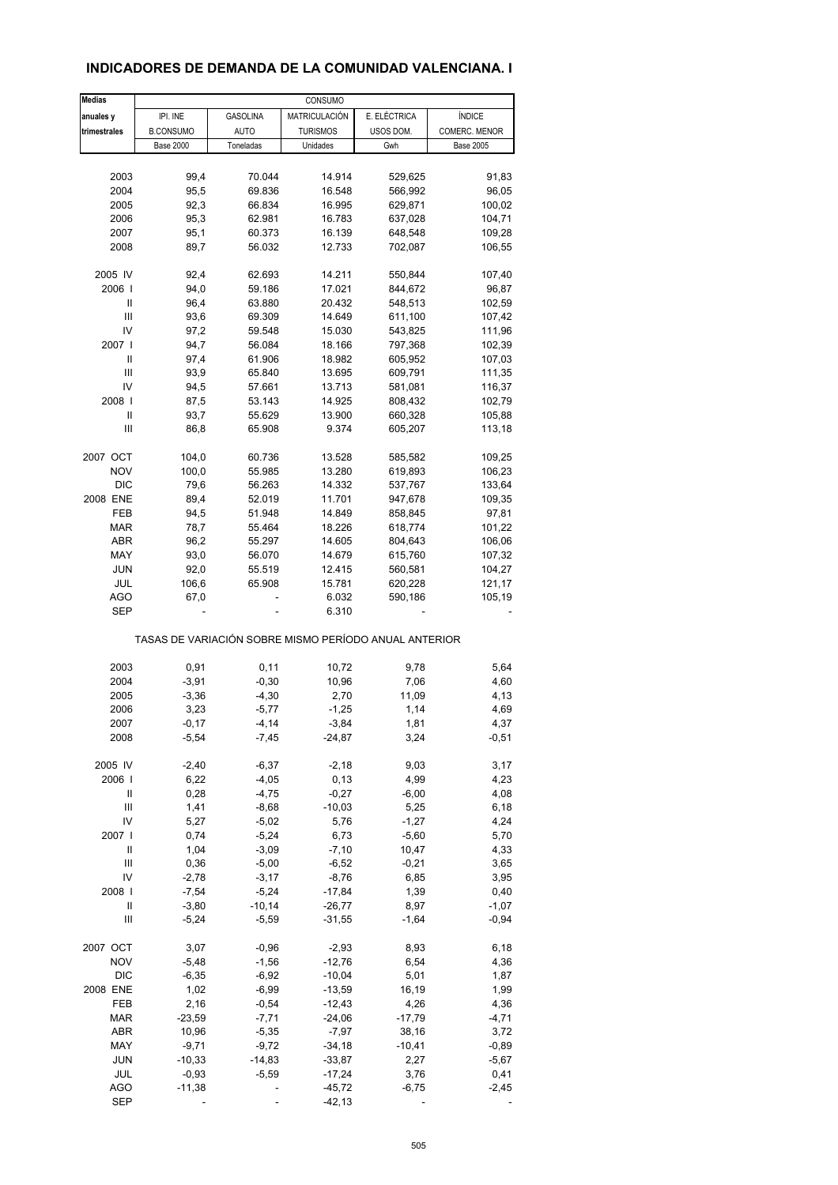# INDICADORES DE DEMANDA DE LA COMUNIDAD VALENCIANA. I

| Medias anuales y trimestrales | CONSUMO | | | | |
|---|---|---|---|---|---|
| | IPI. INE B.CONSUMO | GASOLINA AUTO | MATRICULACIÓN TURISMOS | E. ELÉCTRICA USOS DOM. | ÍNDICE COMERC. MENOR |
| | Base 2000 | Toneladas | Unidades | Gwh | Base 2005 |
| 2003 | 99,4 | 70.044 | 14.914 | 529,625 | 91,83 |
| 2004 | 95,5 | 69.836 | 16.548 | 566,992 | 96,05 |
| 2005 | 92,3 | 66.834 | 16.995 | 629,871 | 100,02 |
| 2006 | 95,3 | 62.981 | 16.783 | 637,028 | 104,71 |
| 2007 | 95,1 | 60.373 | 16.139 | 648,548 | 109,28 |
| 2008 | 89,7 | 56.032 | 12.733 | 702,087 | 106,55 |
| 2005 IV | 92,4 | 62.693 | 14.211 | 550,844 | 107,40 |
| 2006 I | 94,0 | 59.186 | 17.021 | 844,672 | 96,87 |
| II | 96,4 | 63.880 | 20.432 | 548,513 | 102,59 |
| III | 93,6 | 69.309 | 14.649 | 611,100 | 107,42 |
| IV | 97,2 | 59.548 | 15.030 | 543,825 | 111,96 |
| 2007 I | 94,7 | 56.084 | 18.166 | 797,368 | 102,39 |
| II | 97,4 | 61.906 | 18.982 | 605,952 | 107,03 |
| III | 93,9 | 65.840 | 13.695 | 609,791 | 111,35 |
| IV | 94,5 | 57.661 | 13.713 | 581,081 | 116,37 |
| 2008 I | 87,5 | 53.143 | 14.925 | 808,432 | 102,79 |
| II | 93,7 | 55.629 | 13.900 | 660,328 | 105,88 |
| III | 86,8 | 65.908 | 9.374 | 605,207 | 113,18 |
| 2007 OCT | 104,0 | 60.736 | 13.528 | 585,582 | 109,25 |
| NOV | 100,0 | 55.985 | 13.280 | 619,893 | 106,23 |
| DIC | 79,6 | 56.263 | 14.332 | 537,767 | 133,64 |
| 2008 ENE | 89,4 | 52.019 | 11.701 | 947,678 | 109,35 |
| FEB | 94,5 | 51.948 | 14.849 | 858,845 | 97,81 |
| MAR | 78,7 | 55.464 | 18.226 | 618,774 | 101,22 |
| ABR | 96,2 | 55.297 | 14.605 | 804,643 | 106,06 |
| MAY | 93,0 | 56.070 | 14.679 | 615,760 | 107,32 |
| JUN | 92,0 | 55.519 | 12.415 | 560,581 | 104,27 |
| JUL | 106,6 | 65.908 | 15.781 | 620,228 | 121,17 |
| AGO | 67,0 | - | 6.032 | 590,186 | 105,19 |
| SEP | - | - | 6.310 | - | - |
| **TASAS DE VARIACIÓN SOBRE MISMO PERÍODO ANUAL ANTERIOR** | | | | | |
| 2003 | 0,91 | 0,11 | 10,72 | 9,78 | 5,64 |
| 2004 | -3,91 | -0,30 | 10,96 | 7,06 | 4,60 |
| 2005 | -3,36 | -4,30 | 2,70 | 11,09 | 4,13 |
| 2006 | 3,23 | -5,77 | -1,25 | 1,14 | 4,69 |
| 2007 | -0,17 | -4,14 | -3,84 | 1,81 | 4,37 |
| 2008 | -5,54 | -7,45 | -24,87 | 3,24 | -0,51 |
| 2005 IV | -2,40 | -6,37 | -2,18 | 9,03 | 3,17 |
| 2006 I | 6,22 | -4,05 | 0,13 | 4,99 | 4,23 |
| II | 0,28 | -4,75 | -0,27 | -6,00 | 4,08 |
| III | 1,41 | -8,68 | -10,03 | 5,25 | 6,18 |
| IV | 5,27 | -5,02 | 5,76 | -1,27 | 4,24 |
| 2007 I | 0,74 | -5,24 | 6,73 | -5,60 | 5,70 |
| II | 1,04 | -3,09 | -7,10 | 10,47 | 4,33 |
| III | 0,36 | -5,00 | -6,52 | -0,21 | 3,65 |
| IV | -2,78 | -3,17 | -8,76 | 6,85 | 3,95 |
| 2008 I | -7,54 | -5,24 | -17,84 | 1,39 | 0,40 |
| II | -3,80 | -10,14 | -26,77 | 8,97 | -1,07 |
| III | -5,24 | -5,59 | -31,55 | -1,64 | -0,94 |
| 2007 OCT | 3,07 | -0,96 | -2,93 | 8,93 | 6,18 |
| NOV | -5,48 | -1,56 | -12,76 | 6,54 | 4,36 |
| DIC | -6,35 | -6,92 | -10,04 | 5,01 | 1,87 |
| 2008 ENE | 1,02 | -6,99 | -13,59 | 16,19 | 1,99 |
| FEB | 2,16 | -0,54 | -12,43 | 4,26 | 4,36 |
| MAR | -23,59 | -7,71 | -24,06 | -17,79 | -4,71 |
| ABR | 10,96 | -5,35 | -7,97 | 38,16 | 3,72 |
| MAY | -9,71 | -9,72 | -34,18 | -10,41 | -0,89 |
| JUN | -10,33 | -14,83 | -33,87 | 2,27 | -5,67 |
| JUL | -0,93 | -5,59 | -17,24 | 3,76 | 0,41 |
| AGO | -11,38 | - | -45,72 | -6,75 | -2,45 |
| SEP | - | - | -42,13 | - | - |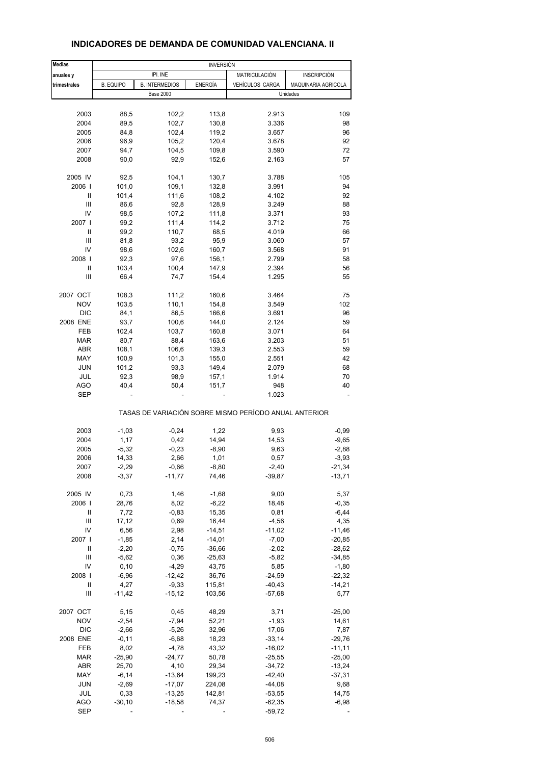# INDICADORES DE DEMANDA DE COMUNIDAD VALENCIANA. II

| Medias anuales y trimestrales | INVERSIÓN | | | | |
|---|---|---|---|---|---|
| | IPI. INE | | | MATRICULACIÓN | INSCRIPCIÓN |
| | B. EQUIPO | B. INTERMEDIOS | ENERGÍA | VEHÍCULOS CARGA | MAQUINARIA AGRICOLA |
| | Base 2000 | | | Unidades | |
| 2003 | 88,5 | 102,2 | 113,8 | 2.913 | 109 |
| 2004 | 89,5 | 102,7 | 130,8 | 3.336 | 98 |
| 2005 | 84,8 | 102,4 | 119,2 | 3.657 | 96 |
| 2006 | 96,9 | 105,2 | 120,4 | 3.678 | 92 |
| 2007 | 94,7 | 104,5 | 109,8 | 3.590 | 72 |
| 2008 | 90,0 | 92,9 | 152,6 | 2.163 | 57 |
| 2005 IV | 92,5 | 104,1 | 130,7 | 3.788 | 105 |
| 2006 I | 101,0 | 109,1 | 132,8 | 3.991 | 94 |
| II | 101,4 | 111,6 | 108,2 | 4.102 | 92 |
| III | 86,6 | 92,8 | 128,9 | 3.249 | 88 |
| IV | 98,5 | 107,2 | 111,8 | 3.371 | 93 |
| 2007 I | 99,2 | 111,4 | 114,2 | 3.712 | 75 |
| II | 99,2 | 110,7 | 68,5 | 4.019 | 66 |
| III | 81,8 | 93,2 | 95,9 | 3.060 | 57 |
| IV | 98,6 | 102,6 | 160,7 | 3.568 | 91 |
| 2008 I | 92,3 | 97,6 | 156,1 | 2.799 | 58 |
| II | 103,4 | 100,4 | 147,9 | 2.394 | 56 |
| III | 66,4 | 74,7 | 154,4 | 1.295 | 55 |
| 2007 OCT | 108,3 | 111,2 | 160,6 | 3.464 | 75 |
| NOV | 103,5 | 110,1 | 154,8 | 3.549 | 102 |
| DIC | 84,1 | 86,5 | 166,6 | 3.691 | 96 |
| 2008 ENE | 93,7 | 100,6 | 144,0 | 2.124 | 59 |
| FEB | 102,4 | 103,7 | 160,8 | 3.071 | 64 |
| MAR | 80,7 | 88,4 | 163,6 | 3.203 | 51 |
| ABR | 108,1 | 106,6 | 139,3 | 2.553 | 59 |
| MAY | 100,9 | 101,3 | 155,0 | 2.551 | 42 |
| JUN | 101,2 | 93,3 | 149,4 | 2.079 | 68 |
| JUL | 92,3 | 98,9 | 157,1 | 1.914 | 70 |
| AGO | 40,4 | 50,4 | 151,7 | 948 | 40 |
| SEP | - | - | - | 1.023 | - |
| | TASAS DE VARIACIÓN SOBRE MISMO PERÍODO ANUAL ANTERIOR | | | | |
| 2003 | -1,03 | -0,24 | 1,22 | 9,93 | -0,99 |
| 2004 | 1,17 | 0,42 | 14,94 | 14,53 | -9,65 |
| 2005 | -5,32 | -0,23 | -8,90 | 9,63 | -2,88 |
| 2006 | 14,33 | 2,66 | 1,01 | 0,57 | -3,93 |
| 2007 | -2,29 | -0,66 | -8,80 | -2,40 | -21,34 |
| 2008 | -3,37 | -11,77 | 74,46 | -39,87 | -13,71 |
| 2005 IV | 0,73 | 1,46 | -1,68 | 9,00 | 5,37 |
| 2006 I | 28,76 | 8,02 | -6,22 | 18,48 | -0,35 |
| II | 7,72 | -0,83 | 15,35 | 0,81 | -6,44 |
| III | 17,12 | 0,69 | 16,44 | -4,56 | 4,35 |
| IV | 6,56 | 2,98 | -14,51 | -11,02 | -11,46 |
| 2007 I | -1,85 | 2,14 | -14,01 | -7,00 | -20,85 |
| II | -2,20 | -0,75 | -36,66 | -2,02 | -28,62 |
| III | -5,62 | 0,36 | -25,63 | -5,82 | -34,85 |
| IV | 0,10 | -4,29 | 43,75 | 5,85 | -1,80 |
| 2008 I | -6,96 | -12,42 | 36,76 | -24,59 | -22,32 |
| II | 4,27 | -9,33 | 115,81 | -40,43 | -14,21 |
| III | -11,42 | -15,12 | 103,56 | -57,68 | 5,77 |
| 2007 OCT | 5,15 | 0,45 | 48,29 | 3,71 | -25,00 |
| NOV | -2,54 | -7,94 | 52,21 | -1,93 | 14,61 |
| DIC | -2,66 | -5,26 | 32,96 | 17,06 | 7,87 |
| 2008 ENE | -0,11 | -6,68 | 18,23 | -33,14 | -29,76 |
| FEB | 8,02 | -4,78 | 43,32 | -16,02 | -11,11 |
| MAR | -25,90 | -24,77 | 50,78 | -25,55 | -25,00 |
| ABR | 25,70 | 4,10 | 29,34 | -34,72 | -13,24 |
| MAY | -6,14 | -13,64 | 199,23 | -42,40 | -37,31 |
| JUN | -2,69 | -17,07 | 224,08 | -44,08 | 9,68 |
| JUL | 0,33 | -13,25 | 142,81 | -53,55 | 14,75 |
| AGO | -30,10 | -18,58 | 74,37 | -62,35 | -6,98 |
| SEP | - | - | - | -59,72 | - |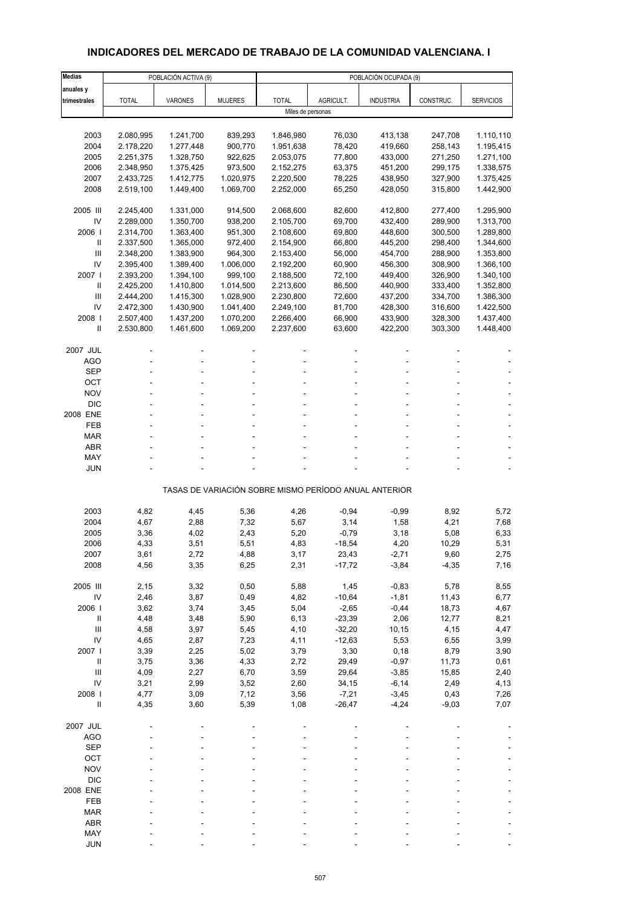# INDICADORES DEL MERCADO DE TRABAJO DE LA COMUNIDAD VALENCIANA. I

| Medias anuales y trimestrales | POBLACIÓN ACTIVA (9) | | | POBLACIÓN OCUPADA (9) | | | | |
|---|---|---|---|---|---|---|---|---|
| | TOTAL | VARONES | MUJERES | TOTAL | AGRICULT. | INDUSTRIA | CONSTRUC. | SERVICIOS |
| | Miles de personas | | | | | | | |
| 2003 | 2.080,995 | 1.241,700 | 839,293 | 1.846,980 | 76,030 | 413,138 | 247,708 | 1.110,110 |
| 2004 | 2.178,220 | 1.277,448 | 900,770 | 1.951,638 | 78,420 | 419,660 | 258,143 | 1.195,415 |
| 2005 | 2.251,375 | 1.328,750 | 922,625 | 2.053,075 | 77,800 | 433,000 | 271,250 | 1.271,100 |
| 2006 | 2.348,950 | 1.375,425 | 973,500 | 2.152,275 | 63,375 | 451,200 | 299,175 | 1.338,575 |
| 2007 | 2.433,725 | 1.412,775 | 1.020,975 | 2.220,500 | 78,225 | 438,950 | 327,900 | 1.375,425 |
| 2008 | 2.519,100 | 1.449,400 | 1.069,700 | 2.252,000 | 65,250 | 428,050 | 315,800 | 1.442,900 |
| 2005 III | 2.245,400 | 1.331,000 | 914,500 | 2.068,600 | 82,600 | 412,800 | 277,400 | 1.295,900 |
| IV | 2.289,000 | 1.350,700 | 938,200 | 2.105,700 | 69,700 | 432,400 | 289,900 | 1.313,700 |
| 2006 I | 2.314,700 | 1.363,400 | 951,300 | 2.108,600 | 69,800 | 448,600 | 300,500 | 1.289,800 |
| II | 2.337,500 | 1.365,000 | 972,400 | 2.154,900 | 66,800 | 445,200 | 298,400 | 1.344,600 |
| III | 2.348,200 | 1.383,900 | 964,300 | 2.153,400 | 56,000 | 454,700 | 288,900 | 1.353,800 |
| IV | 2.395,400 | 1.389,400 | 1.006,000 | 2.192,200 | 60,900 | 456,300 | 308,900 | 1.366,100 |
| 2007 I | 2.393,200 | 1.394,100 | 999,100 | 2.188,500 | 72,100 | 449,400 | 326,900 | 1.340,100 |
| II | 2.425,200 | 1.410,800 | 1.014,500 | 2.213,600 | 86,500 | 440,900 | 333,400 | 1.352,800 |
| III | 2.444,200 | 1.415,300 | 1.028,900 | 2.230,800 | 72,600 | 437,200 | 334,700 | 1.386,300 |
| IV | 2.472,300 | 1.430,900 | 1.041,400 | 2.249,100 | 81,700 | 428,300 | 316,600 | 1.422,500 |
| 2008 I | 2.507,400 | 1.437,200 | 1.070,200 | 2.266,400 | 66,900 | 433,900 | 328,300 | 1.437,400 |
| II | 2.530,800 | 1.461,600 | 1.069,200 | 2.237,600 | 63,600 | 422,200 | 303,300 | 1.448,400 |
| 2007 JUL | - | - | - | - | - | - | - | - |
| AGO | - | - | - | - | - | - | - | - |
| SEP | - | - | - | - | - | - | - | - |
| OCT | - | - | - | - | - | - | - | - |
| NOV | - | - | - | - | - | - | - | - |
| DIC | - | - | - | - | - | - | - | - |
| 2008 ENE | - | - | - | - | - | - | - | - |
| FEB | - | - | - | - | - | - | - | - |
| MAR | - | - | - | - | - | - | - | - |
| ABR | - | - | - | - | - | - | - | - |
| MAY | - | - | - | - | - | - | - | - |
| JUN | - | - | - | - | - | - | - | - |
| | TASAS DE VARIACIÓN SOBRE MISMO PERÍODO ANUAL ANTERIOR | | | | | | | |
| 2003 | 4,82 | 4,45 | 5,36 | 4,26 | -0,94 | -0,99 | 8,92 | 5,72 |
| 2004 | 4,67 | 2,88 | 7,32 | 5,67 | 3,14 | 1,58 | 4,21 | 7,68 |
| 2005 | 3,36 | 4,02 | 2,43 | 5,20 | -0,79 | 3,18 | 5,08 | 6,33 |
| 2006 | 4,33 | 3,51 | 5,51 | 4,83 | -18,54 | 4,20 | 10,29 | 5,31 |
| 2007 | 3,61 | 2,72 | 4,88 | 3,17 | 23,43 | -2,71 | 9,60 | 2,75 |
| 2008 | 4,56 | 3,35 | 6,25 | 2,31 | -17,72 | -3,84 | -4,35 | 7,16 |
| 2005 III | 2,15 | 3,32 | 0,50 | 5,88 | 1,45 | -0,83 | 5,78 | 8,55 |
| IV | 2,46 | 3,87 | 0,49 | 4,82 | -10,64 | -1,81 | 11,43 | 6,77 |
| 2006 I | 3,62 | 3,74 | 3,45 | 5,04 | -2,65 | -0,44 | 18,73 | 4,67 |
| II | 4,48 | 3,48 | 5,90 | 6,13 | -23,39 | 2,06 | 12,77 | 8,21 |
| III | 4,58 | 3,97 | 5,45 | 4,10 | -32,20 | 10,15 | 4,15 | 4,47 |
| IV | 4,65 | 2,87 | 7,23 | 4,11 | -12,63 | 5,53 | 6,55 | 3,99 |
| 2007 I | 3,39 | 2,25 | 5,02 | 3,79 | 3,30 | 0,18 | 8,79 | 3,90 |
| II | 3,75 | 3,36 | 4,33 | 2,72 | 29,49 | -0,97 | 11,73 | 0,61 |
| III | 4,09 | 2,27 | 6,70 | 3,59 | 29,64 | -3,85 | 15,85 | 2,40 |
| IV | 3,21 | 2,99 | 3,52 | 2,60 | 34,15 | -6,14 | 2,49 | 4,13 |
| 2008 I | 4,77 | 3,09 | 7,12 | 3,56 | -7,21 | -3,45 | 0,43 | 7,26 |
| II | 4,35 | 3,60 | 5,39 | 1,08 | -26,47 | -4,24 | -9,03 | 7,07 |
| 2007 JUL | - | - | - | - | - | - | - | - |
| AGO | - | - | - | - | - | - | - | - |
| SEP | - | - | - | - | - | - | - | - |
| OCT | - | - | - | - | - | - | - | - |
| NOV | - | - | - | - | - | - | - | - |
| DIC | - | - | - | - | - | - | - | - |
| 2008 ENE | - | - | - | - | - | - | - | - |
| FEB | - | - | - | - | - | - | - | - |
| MAR | - | - | - | - | - | - | - | - |
| ABR | - | - | - | - | - | - | - | - |
| MAY | - | - | - | - | - | - | - | - |
| JUN | - | - | - | - | - | - | - | - |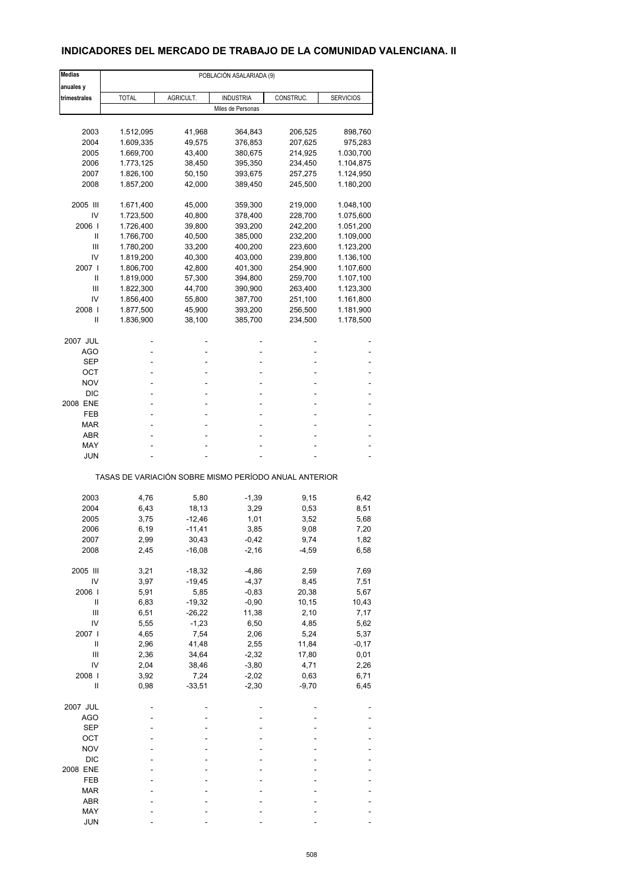## INDICADORES DEL MERCADO DE TRABAJO DE LA COMUNIDAD VALENCIANA. II

| Medias anuales y trimestrales | POBLACIÓN ASALARIADA (9) | | | | |
|---|---|---|---|---|---|
| | TOTAL | AGRICULT. | INDUSTRIA | CONSTRUC. | SERVICIOS |
| | Miles de Personas | | | | |
| 2003 | 1.512,095 | 41,968 | 364,843 | 206,525 | 898,760 |
| 2004 | 1.609,335 | 49,575 | 376,853 | 207,625 | 975,283 |
| 2005 | 1.669,700 | 43,400 | 380,675 | 214,925 | 1.030,700 |
| 2006 | 1.773,125 | 38,450 | 395,350 | 234,450 | 1.104,875 |
| 2007 | 1.826,100 | 50,150 | 393,675 | 257,275 | 1.124,950 |
| 2008 | 1.857,200 | 42,000 | 389,450 | 245,500 | 1.180,200 |
| 2005 III | 1.671,400 | 45,000 | 359,300 | 219,000 | 1.048,100 |
| IV | 1.723,500 | 40,800 | 378,400 | 228,700 | 1.075,600 |
| 2006 I | 1.726,400 | 39,800 | 393,200 | 242,200 | 1.051,200 |
| II | 1.766,700 | 40,500 | 385,000 | 232,200 | 1.109,000 |
| III | 1.780,200 | 33,200 | 400,200 | 223,600 | 1.123,200 |
| IV | 1.819,200 | 40,300 | 403,000 | 239,800 | 1.136,100 |
| 2007 I | 1.806,700 | 42,800 | 401,300 | 254,900 | 1.107,600 |
| II | 1.819,000 | 57,300 | 394,800 | 259,700 | 1.107,100 |
| III | 1.822,300 | 44,700 | 390,900 | 263,400 | 1.123,300 |
| IV | 1.856,400 | 55,800 | 387,700 | 251,100 | 1.161,800 |
| 2008 I | 1.877,500 | 45,900 | 393,200 | 256,500 | 1.181,900 |
| II | 1.836,900 | 38,100 | 385,700 | 234,500 | 1.178,500 |
| 2007 JUL | - | - | - | - | - |
| AGO | - | - | - | - | - |
| SEP | - | - | - | - | - |
| OCT | - | - | - | - | - |
| NOV | - | - | - | - | - |
| DIC | - | - | - | - | - |
| 2008 ENE | - | - | - | - | - |
| FEB | - | - | - | - | - |
| MAR | - | - | - | - | - |
| ABR | - | - | - | - | - |
| MAY | - | - | - | - | - |
| JUN | - | - | - | - | - |
| | TASAS DE VARIACIÓN SOBRE MISMO PERÍODO ANUAL ANTERIOR | | | | |
| 2003 | 4,76 | 5,80 | -1,39 | 9,15 | 6,42 |
| 2004 | 6,43 | 18,13 | 3,29 | 0,53 | 8,51 |
| 2005 | 3,75 | -12,46 | 1,01 | 3,52 | 5,68 |
| 2006 | 6,19 | -11,41 | 3,85 | 9,08 | 7,20 |
| 2007 | 2,99 | 30,43 | -0,42 | 9,74 | 1,82 |
| 2008 | 2,45 | -16,08 | -2,16 | -4,59 | 6,58 |
| 2005 III | 3,21 | -18,32 | -4,86 | 2,59 | 7,69 |
| IV | 3,97 | -19,45 | -4,37 | 8,45 | 7,51 |
| 2006 I | 5,91 | 5,85 | -0,83 | 20,38 | 5,67 |
| II | 6,83 | -19,32 | -0,90 | 10,15 | 10,43 |
| III | 6,51 | -26,22 | 11,38 | 2,10 | 7,17 |
| IV | 5,55 | -1,23 | 6,50 | 4,85 | 5,62 |
| 2007 I | 4,65 | 7,54 | 2,06 | 5,24 | 5,37 |
| II | 2,96 | 41,48 | 2,55 | 11,84 | -0,17 |
| III | 2,36 | 34,64 | -2,32 | 17,80 | 0,01 |
| IV | 2,04 | 38,46 | -3,80 | 4,71 | 2,26 |
| 2008 I | 3,92 | 7,24 | -2,02 | 0,63 | 6,71 |
| II | 0,98 | -33,51 | -2,30 | -9,70 | 6,45 |
| 2007 JUL | - | - | - | - | - |
| AGO | - | - | - | - | - |
| SEP | - | - | - | - | - |
| OCT | - | - | - | - | - |
| NOV | - | - | - | - | - |
| DIC | - | - | - | - | - |
| 2008 ENE | - | - | - | - | - |
| FEB | - | - | - | - | - |
| MAR | - | - | - | - | - |
| ABR | - | - | - | - | - |
| MAY | - | - | - | - | - |
| JUN | - | - | - | - | - |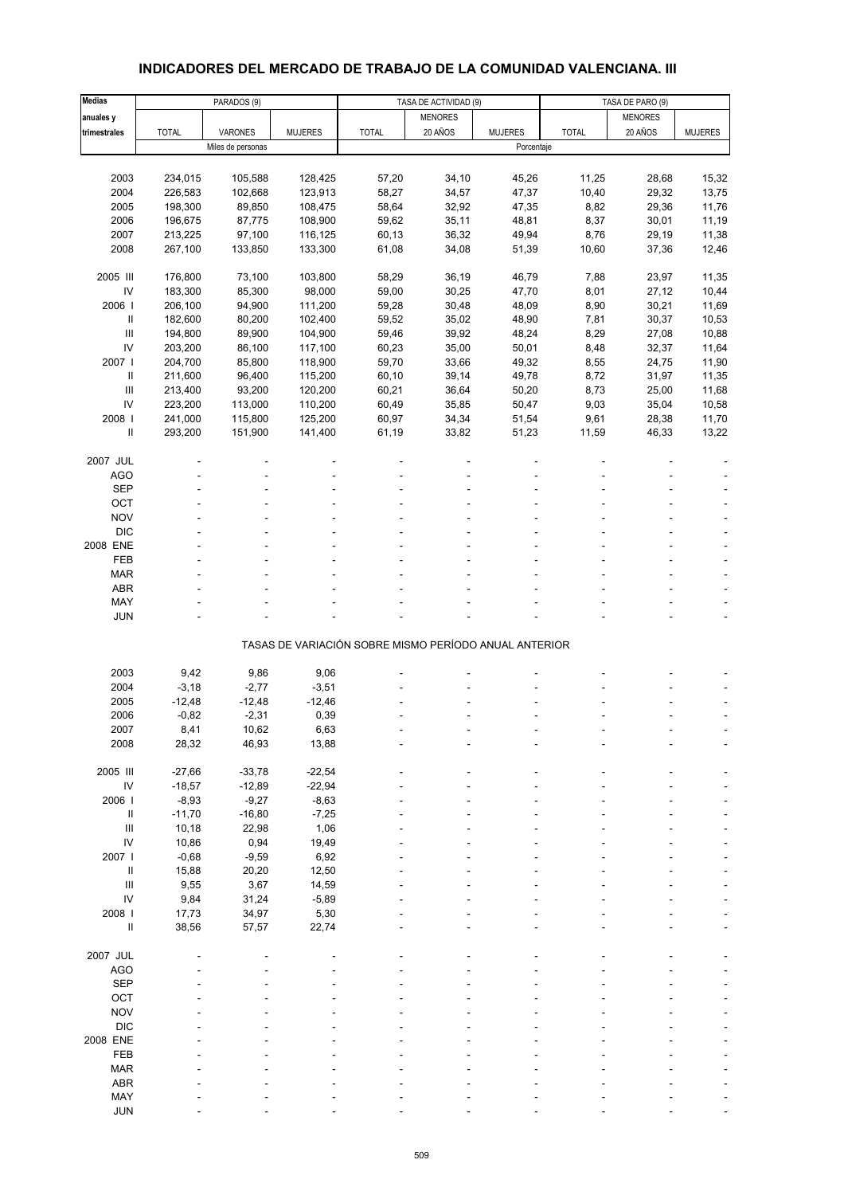# INDICADORES DEL MERCADO DE TRABAJO DE LA COMUNIDAD VALENCIANA. III

| Medias anuales y trimestrales | PARADOS (9) | | | TASA DE ACTIVIDAD (9) | | | TASA DE PARO (9) | | |
|---|---|---|---|---|---|---|---|---|---|
| | TOTAL | VARONES | MUJERES | TOTAL | MENORES 20 AÑOS | MUJERES | TOTAL | MENORES 20 AÑOS | MUJERES |
| | Miles de personas | | | Porcentaje | | | | | |
| 2003 | 234,015 | 105,588 | 128,425 | 57,20 | 34,10 | 45,26 | 11,25 | 28,68 | 15,32 |
| 2004 | 226,583 | 102,668 | 123,913 | 58,27 | 34,57 | 47,37 | 10,40 | 29,32 | 13,75 |
| 2005 | 198,300 | 89,850 | 108,475 | 58,64 | 32,92 | 47,35 | 8,82 | 29,36 | 11,76 |
| 2006 | 196,675 | 87,775 | 108,900 | 59,62 | 35,11 | 48,81 | 8,37 | 30,01 | 11,19 |
| 2007 | 213,225 | 97,100 | 116,125 | 60,13 | 36,32 | 49,94 | 8,76 | 29,19 | 11,38 |
| 2008 | 267,100 | 133,850 | 133,300 | 61,08 | 34,08 | 51,39 | 10,60 | 37,36 | 12,46 |
| 2005 III | 176,800 | 73,100 | 103,800 | 58,29 | 36,19 | 46,79 | 7,88 | 23,97 | 11,35 |
| IV | 183,300 | 85,300 | 98,000 | 59,00 | 30,25 | 47,70 | 8,01 | 27,12 | 10,44 |
| 2006 I | 206,100 | 94,900 | 111,200 | 59,28 | 30,48 | 48,09 | 8,90 | 30,21 | 11,69 |
| II | 182,600 | 80,200 | 102,400 | 59,52 | 35,02 | 48,90 | 7,81 | 30,37 | 10,53 |
| III | 194,800 | 89,900 | 104,900 | 59,46 | 39,92 | 48,24 | 8,29 | 27,08 | 10,88 |
| IV | 203,200 | 86,100 | 117,100 | 60,23 | 35,00 | 50,01 | 8,48 | 32,37 | 11,64 |
| 2007 I | 204,700 | 85,800 | 118,900 | 59,70 | 33,66 | 49,32 | 8,55 | 24,75 | 11,90 |
| II | 211,600 | 96,400 | 115,200 | 60,10 | 39,14 | 49,78 | 8,72 | 31,97 | 11,35 |
| III | 213,400 | 93,200 | 120,200 | 60,21 | 36,64 | 50,20 | 8,73 | 25,00 | 11,68 |
| IV | 223,200 | 113,000 | 110,200 | 60,49 | 35,85 | 50,47 | 9,03 | 35,04 | 10,58 |
| 2008 I | 241,000 | 115,800 | 125,200 | 60,97 | 34,34 | 51,54 | 9,61 | 28,38 | 11,70 |
| II | 293,200 | 151,900 | 141,400 | 61,19 | 33,82 | 51,23 | 11,59 | 46,33 | 13,22 |
| 2007 JUL | - | - | - | - | - | - | - | - | - |
| AGO | - | - | - | - | - | - | - | - | - |
| SEP | - | - | - | - | - | - | - | - | - |
| OCT | - | - | - | - | - | - | - | - | - |
| NOV | - | - | - | - | - | - | - | - | - |
| DIC | - | - | - | - | - | - | - | - | - |
| 2008 ENE | - | - | - | - | - | - | - | - | - |
| FEB | - | - | - | - | - | - | - | - | - |
| MAR | - | - | - | - | - | - | - | - | - |
| ABR | - | - | - | - | - | - | - | - | - |
| MAY | - | - | - | - | - | - | - | - | - |
| JUN | - | - | - | - | - | - | - | - | - |
| | TASAS DE VARIACIÓN SOBRE MISMO PERÍODO ANUAL ANTERIOR | | | | | | | | |
| 2003 | 9,42 | 9,86 | 9,06 | - | - | - | - | - | - |
| 2004 | -3,18 | -2,77 | -3,51 | - | - | - | - | - | - |
| 2005 | -12,48 | -12,48 | -12,46 | - | - | - | - | - | - |
| 2006 | -0,82 | -2,31 | 0,39 | - | - | - | - | - | - |
| 2007 | 8,41 | 10,62 | 6,63 | - | - | - | - | - | - |
| 2008 | 28,32 | 46,93 | 13,88 | - | - | - | - | - | - |
| 2005 III | -27,66 | -33,78 | -22,54 | - | - | - | - | - | - |
| IV | -18,57 | -12,89 | -22,94 | - | - | - | - | - | - |
| 2006 I | -8,93 | -9,27 | -8,63 | - | - | - | - | - | - |
| II | -11,70 | -16,80 | -7,25 | - | - | - | - | - | - |
| III | 10,18 | 22,98 | 1,06 | - | - | - | - | - | - |
| IV | 10,86 | 0,94 | 19,49 | - | - | - | - | - | - |
| 2007 I | -0,68 | -9,59 | 6,92 | - | - | - | - | - | - |
| II | 15,88 | 20,20 | 12,50 | - | - | - | - | - | - |
| III | 9,55 | 3,67 | 14,59 | - | - | - | - | - | - |
| IV | 9,84 | 31,24 | -5,89 | - | - | - | - | - | - |
| 2008 I | 17,73 | 34,97 | 5,30 | - | - | - | - | - | - |
| II | 38,56 | 57,57 | 22,74 | - | - | - | - | - | - |
| 2007 JUL | - | - | - | - | - | - | - | - | - |
| AGO | - | - | - | - | - | - | - | - | - |
| SEP | - | - | - | - | - | - | - | - | - |
| OCT | - | - | - | - | - | - | - | - | - |
| NOV | - | - | - | - | - | - | - | - | - |
| DIC | - | - | - | - | - | - | - | - | - |
| 2008 ENE | - | - | - | - | - | - | - | - | - |
| FEB | - | - | - | - | - | - | - | - | - |
| MAR | - | - | - | - | - | - | - | - | - |
| ABR | - | - | - | - | - | - | - | - | - |
| MAY | - | - | - | - | - | - | - | - | - |
| JUN | - | - | - | - | - | - | - | - | - |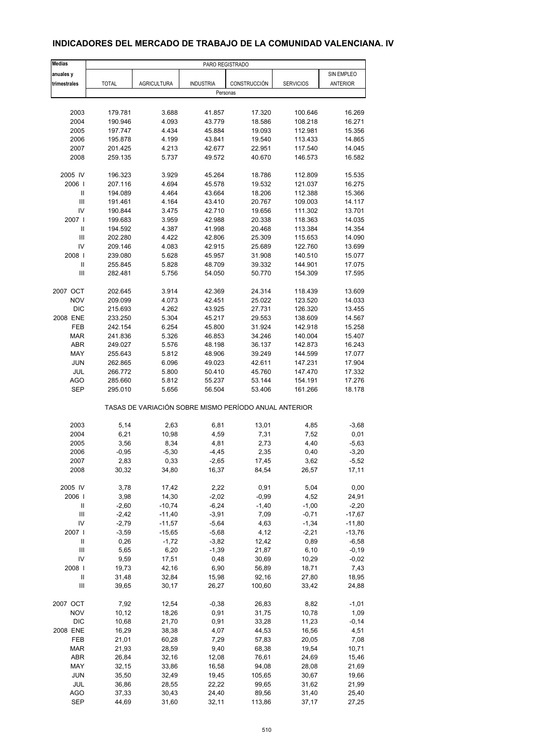## INDICADORES DEL MERCADO DE TRABAJO DE LA COMUNIDAD VALENCIANA. IV

| Medias anuales y trimestrales | PARO REGISTRADO | | | | | |
|---|---|---|---|---|---|---|
| | TOTAL | AGRICULTURA | INDUSTRIA | CONSTRUCCIÓN | SERVICIOS | SIN EMPLEO ANTERIOR |
| | Personas | | | | | |
| 2003 | 179.781 | 3.688 | 41.857 | 17.320 | 100.646 | 16.269 |
| 2004 | 190.946 | 4.093 | 43.779 | 18.586 | 108.218 | 16.271 |
| 2005 | 197.747 | 4.434 | 45.884 | 19.093 | 112.981 | 15.356 |
| 2006 | 195.878 | 4.199 | 43.841 | 19.540 | 113.433 | 14.865 |
| 2007 | 201.425 | 4.213 | 42.677 | 22.951 | 117.540 | 14.045 |
| 2008 | 259.135 | 5.737 | 49.572 | 40.670 | 146.573 | 16.582 |
| 2005 IV | 196.323 | 3.929 | 45.264 | 18.786 | 112.809 | 15.535 |
| 2006 I | 207.116 | 4.694 | 45.578 | 19.532 | 121.037 | 16.275 |
| II | 194.089 | 4.464 | 43.664 | 18.206 | 112.388 | 15.366 |
| III | 191.461 | 4.164 | 43.410 | 20.767 | 109.003 | 14.117 |
| IV | 190.844 | 3.475 | 42.710 | 19.656 | 111.302 | 13.701 |
| 2007 I | 199.683 | 3.959 | 42.988 | 20.338 | 118.363 | 14.035 |
| II | 194.592 | 4.387 | 41.998 | 20.468 | 113.384 | 14.354 |
| III | 202.280 | 4.422 | 42.806 | 25.309 | 115.653 | 14.090 |
| IV | 209.146 | 4.083 | 42.915 | 25.689 | 122.760 | 13.699 |
| 2008 I | 239.080 | 5.628 | 45.957 | 31.908 | 140.510 | 15.077 |
| II | 255.845 | 5.828 | 48.709 | 39.332 | 144.901 | 17.075 |
| III | 282.481 | 5.756 | 54.050 | 50.770 | 154.309 | 17.595 |
| 2007 OCT | 202.645 | 3.914 | 42.369 | 24.314 | 118.439 | 13.609 |
| NOV | 209.099 | 4.073 | 42.451 | 25.022 | 123.520 | 14.033 |
| DIC | 215.693 | 4.262 | 43.925 | 27.731 | 126.320 | 13.455 |
| 2008 ENE | 233.250 | 5.304 | 45.217 | 29.553 | 138.609 | 14.567 |
| FEB | 242.154 | 6.254 | 45.800 | 31.924 | 142.918 | 15.258 |
| MAR | 241.836 | 5.326 | 46.853 | 34.246 | 140.004 | 15.407 |
| ABR | 249.027 | 5.576 | 48.198 | 36.137 | 142.873 | 16.243 |
| MAY | 255.643 | 5.812 | 48.906 | 39.249 | 144.599 | 17.077 |
| JUN | 262.865 | 6.096 | 49.023 | 42.611 | 147.231 | 17.904 |
| JUL | 266.772 | 5.800 | 50.410 | 45.760 | 147.470 | 17.332 |
| AGO | 285.660 | 5.812 | 55.237 | 53.144 | 154.191 | 17.276 |
| SEP | 295.010 | 5.656 | 56.504 | 53.406 | 161.266 | 18.178 |
| | TASAS DE VARIACIÓN SOBRE MISMO PERÍODO ANUAL ANTERIOR | | | | | |
| 2003 | 5,14 | 2,63 | 6,81 | 13,01 | 4,85 | -3,68 |
| 2004 | 6,21 | 10,98 | 4,59 | 7,31 | 7,52 | 0,01 |
| 2005 | 3,56 | 8,34 | 4,81 | 2,73 | 4,40 | -5,63 |
| 2006 | -0,95 | -5,30 | -4,45 | 2,35 | 0,40 | -3,20 |
| 2007 | 2,83 | 0,33 | -2,65 | 17,45 | 3,62 | -5,52 |
| 2008 | 30,32 | 34,80 | 16,37 | 84,54 | 26,57 | 17,11 |
| 2005 IV | 3,78 | 17,42 | 2,22 | 0,91 | 5,04 | 0,00 |
| 2006 I | 3,98 | 14,30 | -2,02 | -0,99 | 4,52 | 24,91 |
| II | -2,60 | -10,74 | -6,24 | -1,40 | -1,00 | -2,20 |
| III | -2,42 | -11,40 | -3,91 | 7,09 | -0,71 | -17,67 |
| IV | -2,79 | -11,57 | -5,64 | 4,63 | -1,34 | -11,80 |
| 2007 I | -3,59 | -15,65 | -5,68 | 4,12 | -2,21 | -13,76 |
| II | 0,26 | -1,72 | -3,82 | 12,42 | 0,89 | -6,58 |
| III | 5,65 | 6,20 | -1,39 | 21,87 | 6,10 | -0,19 |
| IV | 9,59 | 17,51 | 0,48 | 30,69 | 10,29 | -0,02 |
| 2008 I | 19,73 | 42,16 | 6,90 | 56,89 | 18,71 | 7,43 |
| II | 31,48 | 32,84 | 15,98 | 92,16 | 27,80 | 18,95 |
| III | 39,65 | 30,17 | 26,27 | 100,60 | 33,42 | 24,88 |
| 2007 OCT | 7,92 | 12,54 | -0,38 | 26,83 | 8,82 | -1,01 |
| NOV | 10,12 | 18,26 | 0,91 | 31,75 | 10,78 | 1,09 |
| DIC | 10,68 | 21,70 | 0,91 | 33,28 | 11,23 | -0,14 |
| 2008 ENE | 16,29 | 38,38 | 4,07 | 44,53 | 16,56 | 4,51 |
| FEB | 21,01 | 60,28 | 7,29 | 57,83 | 20,05 | 7,08 |
| MAR | 21,93 | 28,59 | 9,40 | 68,38 | 19,54 | 10,71 |
| ABR | 26,84 | 32,16 | 12,08 | 76,61 | 24,69 | 15,46 |
| MAY | 32,15 | 33,86 | 16,58 | 94,08 | 28,08 | 21,69 |
| JUN | 35,50 | 32,49 | 19,45 | 105,65 | 30,67 | 19,66 |
| JUL | 36,86 | 28,55 | 22,22 | 99,65 | 31,62 | 21,99 |
| AGO | 37,33 | 30,43 | 24,40 | 89,56 | 31,40 | 25,40 |
| SEP | 44,69 | 31,60 | 32,11 | 113,86 | 37,17 | 27,25 |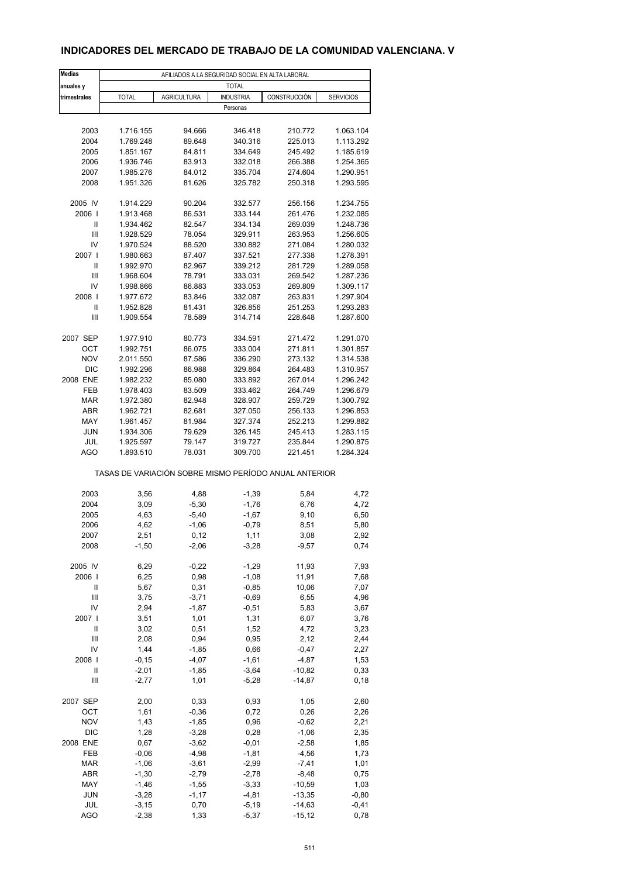## INDICADORES DEL MERCADO DE TRABAJO DE LA COMUNIDAD VALENCIANA. V

| Medias anuales y trimestrales | AFILIADOS A LA SEGURIDAD SOCIAL EN ALTA LABORAL | | | | |
|---|---|---|---|---|---|
| | TOTAL | | | | |
| | TOTAL | AGRICULTURA | INDUSTRIA | CONSTRUCCIÓN | SERVICIOS |
| | Personas | | | | |
| 2003 | 1.716.155 | 94.666 | 346.418 | 210.772 | 1.063.104 |
| 2004 | 1.769.248 | 89.648 | 340.316 | 225.013 | 1.113.292 |
| 2005 | 1.851.167 | 84.811 | 334.649 | 245.492 | 1.185.619 |
| 2006 | 1.936.746 | 83.913 | 332.018 | 266.388 | 1.254.365 |
| 2007 | 1.985.276 | 84.012 | 335.704 | 274.604 | 1.290.951 |
| 2008 | 1.951.326 | 81.626 | 325.782 | 250.318 | 1.293.595 |
| 2005 IV | 1.914.229 | 90.204 | 332.577 | 256.156 | 1.234.755 |
| 2006 I | 1.913.468 | 86.531 | 333.144 | 261.476 | 1.232.085 |
| II | 1.934.462 | 82.547 | 334.134 | 269.039 | 1.248.736 |
| III | 1.928.529 | 78.054 | 329.911 | 263.953 | 1.256.605 |
| IV | 1.970.524 | 88.520 | 330.882 | 271.084 | 1.280.032 |
| 2007 I | 1.980.663 | 87.407 | 337.521 | 277.338 | 1.278.391 |
| II | 1.992.970 | 82.967 | 339.212 | 281.729 | 1.289.058 |
| III | 1.968.604 | 78.791 | 333.031 | 269.542 | 1.287.236 |
| IV | 1.998.866 | 86.883 | 333.053 | 269.809 | 1.309.117 |
| 2008 I | 1.977.672 | 83.846 | 332.087 | 263.831 | 1.297.904 |
| II | 1.952.828 | 81.431 | 326.856 | 251.253 | 1.293.283 |
| III | 1.909.554 | 78.589 | 314.714 | 228.648 | 1.287.600 |
| 2007 SEP | 1.977.910 | 80.773 | 334.591 | 271.472 | 1.291.070 |
| OCT | 1.992.751 | 86.075 | 333.004 | 271.811 | 1.301.857 |
| NOV | 2.011.550 | 87.586 | 336.290 | 273.132 | 1.314.538 |
| DIC | 1.992.296 | 86.988 | 329.864 | 264.483 | 1.310.957 |
| 2008 ENE | 1.982.232 | 85.080 | 333.892 | 267.014 | 1.296.242 |
| FEB | 1.978.403 | 83.509 | 333.462 | 264.749 | 1.296.679 |
| MAR | 1.972.380 | 82.948 | 328.907 | 259.729 | 1.300.792 |
| ABR | 1.962.721 | 82.681 | 327.050 | 256.133 | 1.296.853 |
| MAY | 1.961.457 | 81.984 | 327.374 | 252.213 | 1.299.882 |
| JUN | 1.934.306 | 79.629 | 326.145 | 245.413 | 1.283.115 |
| JUL | 1.925.597 | 79.147 | 319.727 | 235.844 | 1.290.875 |
| AGO | 1.893.510 | 78.031 | 309.700 | 221.451 | 1.284.324 |
| | TASAS DE VARIACIÓN SOBRE MISMO PERÍODO ANUAL ANTERIOR | | | | |
| 2003 | 3,56 | 4,88 | -1,39 | 5,84 | 4,72 |
| 2004 | 3,09 | -5,30 | -1,76 | 6,76 | 4,72 |
| 2005 | 4,63 | -5,40 | -1,67 | 9,10 | 6,50 |
| 2006 | 4,62 | -1,06 | -0,79 | 8,51 | 5,80 |
| 2007 | 2,51 | 0,12 | 1,11 | 3,08 | 2,92 |
| 2008 | -1,50 | -2,06 | -3,28 | -9,57 | 0,74 |
| 2005 IV | 6,29 | -0,22 | -1,29 | 11,93 | 7,93 |
| 2006 I | 6,25 | 0,98 | -1,08 | 11,91 | 7,68 |
| II | 5,67 | 0,31 | -0,85 | 10,06 | 7,07 |
| III | 3,75 | -3,71 | -0,69 | 6,55 | 4,96 |
| IV | 2,94 | -1,87 | -0,51 | 5,83 | 3,67 |
| 2007 I | 3,51 | 1,01 | 1,31 | 6,07 | 3,76 |
| II | 3,02 | 0,51 | 1,52 | 4,72 | 3,23 |
| III | 2,08 | 0,94 | 0,95 | 2,12 | 2,44 |
| IV | 1,44 | -1,85 | 0,66 | -0,47 | 2,27 |
| 2008 I | -0,15 | -4,07 | -1,61 | -4,87 | 1,53 |
| II | -2,01 | -1,85 | -3,64 | -10,82 | 0,33 |
| III | -2,77 | 1,01 | -5,28 | -14,87 | 0,18 |
| 2007 SEP | 2,00 | 0,33 | 0,93 | 1,05 | 2,60 |
| OCT | 1,61 | -0,36 | 0,72 | 0,26 | 2,26 |
| NOV | 1,43 | -1,85 | 0,96 | -0,62 | 2,21 |
| DIC | 1,28 | -3,28 | 0,28 | -1,06 | 2,35 |
| 2008 ENE | 0,67 | -3,62 | -0,01 | -2,58 | 1,85 |
| FEB | -0,06 | -4,98 | -1,81 | -4,56 | 1,73 |
| MAR | -1,06 | -3,61 | -2,99 | -7,41 | 1,01 |
| ABR | -1,30 | -2,79 | -2,78 | -8,48 | 0,75 |
| MAY | -1,46 | -1,55 | -3,33 | -10,59 | 1,03 |
| JUN | -3,28 | -1,17 | -4,81 | -13,35 | -0,80 |
| JUL | -3,15 | 0,70 | -5,19 | -14,63 | -0,41 |
| AGO | -2,38 | 1,33 | -5,37 | -15,12 | 0,78 |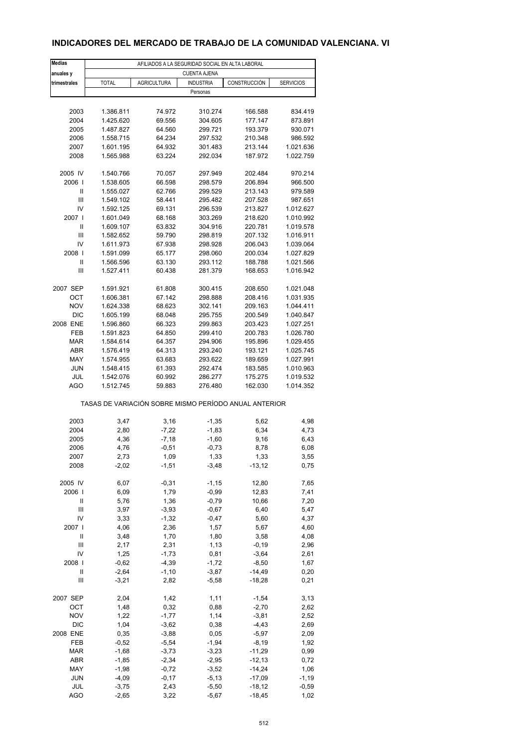## INDICADORES DEL MERCADO DE TRABAJO DE LA COMUNIDAD VALENCIANA. VI

| Medias anuales y trimestrales | AFILIADOS A LA SEGURIDAD SOCIAL EN ALTA LABORAL | | | | |
|---|---|---|---|---|---|
| | CUENTA AJENA | | | | |
| | TOTAL | AGRICULTURA | INDUSTRIA | CONSTRUCCIÓN | SERVICIOS |
| | Personas | | | | |
| 2003 | 1.386.811 | 74.972 | 310.274 | 166.588 | 834.419 |
| 2004 | 1.425.620 | 69.556 | 304.605 | 177.147 | 873.891 |
| 2005 | 1.487.827 | 64.560 | 299.721 | 193.379 | 930.071 |
| 2006 | 1.558.715 | 64.234 | 297.532 | 210.348 | 986.592 |
| 2007 | 1.601.195 | 64.932 | 301.483 | 213.144 | 1.021.636 |
| 2008 | 1.565.988 | 63.224 | 292.034 | 187.972 | 1.022.759 |
| 2005 IV | 1.540.766 | 70.057 | 297.949 | 202.484 | 970.214 |
| 2006 I | 1.538.605 | 66.598 | 298.579 | 206.894 | 966.500 |
| II | 1.555.027 | 62.766 | 299.529 | 213.143 | 979.589 |
| III | 1.549.102 | 58.441 | 295.482 | 207.528 | 987.651 |
| IV | 1.592.125 | 69.131 | 296.539 | 213.827 | 1.012.627 |
| 2007 I | 1.601.049 | 68.168 | 303.269 | 218.620 | 1.010.992 |
| II | 1.609.107 | 63.832 | 304.916 | 220.781 | 1.019.578 |
| III | 1.582.652 | 59.790 | 298.819 | 207.132 | 1.016.911 |
| IV | 1.611.973 | 67.938 | 298.928 | 206.043 | 1.039.064 |
| 2008 I | 1.591.099 | 65.177 | 298.060 | 200.034 | 1.027.829 |
| II | 1.566.596 | 63.130 | 293.112 | 188.788 | 1.021.566 |
| III | 1.527.411 | 60.438 | 281.379 | 168.653 | 1.016.942 |
| 2007 SEP | 1.591.921 | 61.808 | 300.415 | 208.650 | 1.021.048 |
| OCT | 1.606.381 | 67.142 | 298.888 | 208.416 | 1.031.935 |
| NOV | 1.624.338 | 68.623 | 302.141 | 209.163 | 1.044.411 |
| DIC | 1.605.199 | 68.048 | 295.755 | 200.549 | 1.040.847 |
| 2008 ENE | 1.596.860 | 66.323 | 299.863 | 203.423 | 1.027.251 |
| FEB | 1.591.823 | 64.850 | 299.410 | 200.783 | 1.026.780 |
| MAR | 1.584.614 | 64.357 | 294.906 | 195.896 | 1.029.455 |
| ABR | 1.576.419 | 64.313 | 293.240 | 193.121 | 1.025.745 |
| MAY | 1.574.955 | 63.683 | 293.622 | 189.659 | 1.027.991 |
| JUN | 1.548.415 | 61.393 | 292.474 | 183.585 | 1.010.963 |
| JUL | 1.542.076 | 60.992 | 286.277 | 175.275 | 1.019.532 |
| AGO | 1.512.745 | 59.883 | 276.480 | 162.030 | 1.014.352 |
| | TASAS DE VARIACIÓN SOBRE MISMO PERÍODO ANUAL ANTERIOR | | | | |
| 2003 | 3,47 | 3,16 | -1,35 | 5,62 | 4,98 |
| 2004 | 2,80 | -7,22 | -1,83 | 6,34 | 4,73 |
| 2005 | 4,36 | -7,18 | -1,60 | 9,16 | 6,43 |
| 2006 | 4,76 | -0,51 | -0,73 | 8,78 | 6,08 |
| 2007 | 2,73 | 1,09 | 1,33 | 1,33 | 3,55 |
| 2008 | -2,02 | -1,51 | -3,48 | -13,12 | 0,75 |
| 2005 IV | 6,07 | -0,31 | -1,15 | 12,80 | 7,65 |
| 2006 I | 6,09 | 1,79 | -0,99 | 12,83 | 7,41 |
| II | 5,76 | 1,36 | -0,79 | 10,66 | 7,20 |
| III | 3,97 | -3,93 | -0,67 | 6,40 | 5,47 |
| IV | 3,33 | -1,32 | -0,47 | 5,60 | 4,37 |
| 2007 I | 4,06 | 2,36 | 1,57 | 5,67 | 4,60 |
| II | 3,48 | 1,70 | 1,80 | 3,58 | 4,08 |
| III | 2,17 | 2,31 | 1,13 | -0,19 | 2,96 |
| IV | 1,25 | -1,73 | 0,81 | -3,64 | 2,61 |
| 2008 I | -0,62 | -4,39 | -1,72 | -8,50 | 1,67 |
| II | -2,64 | -1,10 | -3,87 | -14,49 | 0,20 |
| III | -3,21 | 2,82 | -5,58 | -18,28 | 0,21 |
| 2007 SEP | 2,04 | 1,42 | 1,11 | -1,54 | 3,13 |
| OCT | 1,48 | 0,32 | 0,88 | -2,70 | 2,62 |
| NOV | 1,22 | -1,77 | 1,14 | -3,81 | 2,52 |
| DIC | 1,04 | -3,62 | 0,38 | -4,43 | 2,69 |
| 2008 ENE | 0,35 | -3,88 | 0,05 | -5,97 | 2,09 |
| FEB | -0,52 | -5,54 | -1,94 | -8,19 | 1,92 |
| MAR | -1,68 | -3,73 | -3,23 | -11,29 | 0,99 |
| ABR | -1,85 | -2,34 | -2,95 | -12,13 | 0,72 |
| MAY | -1,98 | -0,72 | -3,52 | -14,24 | 1,06 |
| JUN | -4,09 | -0,17 | -5,13 | -17,09 | -1,19 |
| JUL | -3,75 | 2,43 | -5,50 | -18,12 | -0,59 |
| AGO | -2,65 | 3,22 | -5,67 | -18,45 | 1,02 |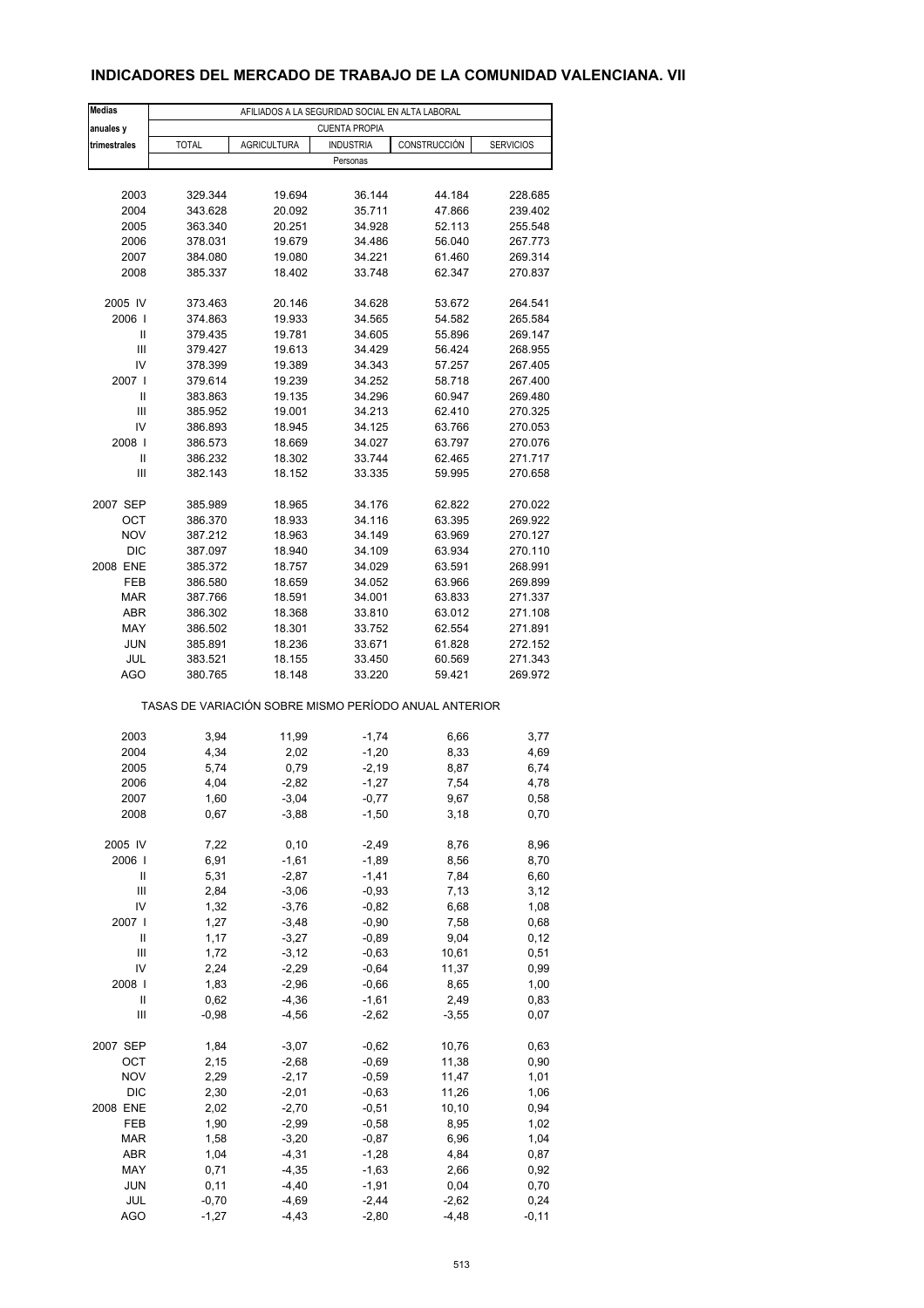# INDICADORES DEL MERCADO DE TRABAJO DE LA COMUNIDAD VALENCIANA. VII

| Medias anuales y trimestrales | AFILIADOS A LA SEGURIDAD SOCIAL EN ALTA LABORAL | | | | |
|---|---|---|---|---|---|
| | CUENTA PROPIA | | | | |
| | TOTAL | AGRICULTURA | INDUSTRIA | CONSTRUCCIÓN | SERVICIOS |
| | Personas | | | | |
| 2003 | 329.344 | 19.694 | 36.144 | 44.184 | 228.685 |
| 2004 | 343.628 | 20.092 | 35.711 | 47.866 | 239.402 |
| 2005 | 363.340 | 20.251 | 34.928 | 52.113 | 255.548 |
| 2006 | 378.031 | 19.679 | 34.486 | 56.040 | 267.773 |
| 2007 | 384.080 | 19.080 | 34.221 | 61.460 | 269.314 |
| 2008 | 385.337 | 18.402 | 33.748 | 62.347 | 270.837 |
| 2005 IV | 373.463 | 20.146 | 34.628 | 53.672 | 264.541 |
| 2006 I | 374.863 | 19.933 | 34.565 | 54.582 | 265.584 |
| II | 379.435 | 19.781 | 34.605 | 55.896 | 269.147 |
| III | 379.427 | 19.613 | 34.429 | 56.424 | 268.955 |
| IV | 378.399 | 19.389 | 34.343 | 57.257 | 267.405 |
| 2007 I | 379.614 | 19.239 | 34.252 | 58.718 | 267.400 |
| II | 383.863 | 19.135 | 34.296 | 60.947 | 269.480 |
| III | 385.952 | 19.001 | 34.213 | 62.410 | 270.325 |
| IV | 386.893 | 18.945 | 34.125 | 63.766 | 270.053 |
| 2008 I | 386.573 | 18.669 | 34.027 | 63.797 | 270.076 |
| II | 386.232 | 18.302 | 33.744 | 62.465 | 271.717 |
| III | 382.143 | 18.152 | 33.335 | 59.995 | 270.658 |
| 2007 SEP | 385.989 | 18.965 | 34.176 | 62.822 | 270.022 |
| OCT | 386.370 | 18.933 | 34.116 | 63.395 | 269.922 |
| NOV | 387.212 | 18.963 | 34.149 | 63.969 | 270.127 |
| DIC | 387.097 | 18.940 | 34.109 | 63.934 | 270.110 |
| 2008 ENE | 385.372 | 18.757 | 34.029 | 63.591 | 268.991 |
| FEB | 386.580 | 18.659 | 34.052 | 63.966 | 269.899 |
| MAR | 387.766 | 18.591 | 34.001 | 63.833 | 271.337 |
| ABR | 386.302 | 18.368 | 33.810 | 63.012 | 271.108 |
| MAY | 386.502 | 18.301 | 33.752 | 62.554 | 271.891 |
| JUN | 385.891 | 18.236 | 33.671 | 61.828 | 272.152 |
| JUL | 383.521 | 18.155 | 33.450 | 60.569 | 271.343 |
| AGO | 380.765 | 18.148 | 33.220 | 59.421 | 269.972 |
| | TASAS DE VARIACIÓN SOBRE MISMO PERÍODO ANUAL ANTERIOR | | | | |
| 2003 | 3,94 | 11,99 | -1,74 | 6,66 | 3,77 |
| 2004 | 4,34 | 2,02 | -1,20 | 8,33 | 4,69 |
| 2005 | 5,74 | 0,79 | -2,19 | 8,87 | 6,74 |
| 2006 | 4,04 | -2,82 | -1,27 | 7,54 | 4,78 |
| 2007 | 1,60 | -3,04 | -0,77 | 9,67 | 0,58 |
| 2008 | 0,67 | -3,88 | -1,50 | 3,18 | 0,70 |
| 2005 IV | 7,22 | 0,10 | -2,49 | 8,76 | 8,96 |
| 2006 I | 6,91 | -1,61 | -1,89 | 8,56 | 8,70 |
| II | 5,31 | -2,87 | -1,41 | 7,84 | 6,60 |
| III | 2,84 | -3,06 | -0,93 | 7,13 | 3,12 |
| IV | 1,32 | -3,76 | -0,82 | 6,68 | 1,08 |
| 2007 I | 1,27 | -3,48 | -0,90 | 7,58 | 0,68 |
| II | 1,17 | -3,27 | -0,89 | 9,04 | 0,12 |
| III | 1,72 | -3,12 | -0,63 | 10,61 | 0,51 |
| IV | 2,24 | -2,29 | -0,64 | 11,37 | 0,99 |
| 2008 I | 1,83 | -2,96 | -0,66 | 8,65 | 1,00 |
| II | 0,62 | -4,36 | -1,61 | 2,49 | 0,83 |
| III | -0,98 | -4,56 | -2,62 | -3,55 | 0,07 |
| 2007 SEP | 1,84 | -3,07 | -0,62 | 10,76 | 0,63 |
| OCT | 2,15 | -2,68 | -0,69 | 11,38 | 0,90 |
| NOV | 2,29 | -2,17 | -0,59 | 11,47 | 1,01 |
| DIC | 2,30 | -2,01 | -0,63 | 11,26 | 1,06 |
| 2008 ENE | 2,02 | -2,70 | -0,51 | 10,10 | 0,94 |
| FEB | 1,90 | -2,99 | -0,58 | 8,95 | 1,02 |
| MAR | 1,58 | -3,20 | -0,87 | 6,96 | 1,04 |
| ABR | 1,04 | -4,31 | -1,28 | 4,84 | 0,87 |
| MAY | 0,71 | -4,35 | -1,63 | 2,66 | 0,92 |
| JUN | 0,11 | -4,40 | -1,91 | 0,04 | 0,70 |
| JUL | -0,70 | -4,69 | -2,44 | -2,62 | 0,24 |
| AGO | -1,27 | -4,43 | -2,80 | -4,48 | -0,11 |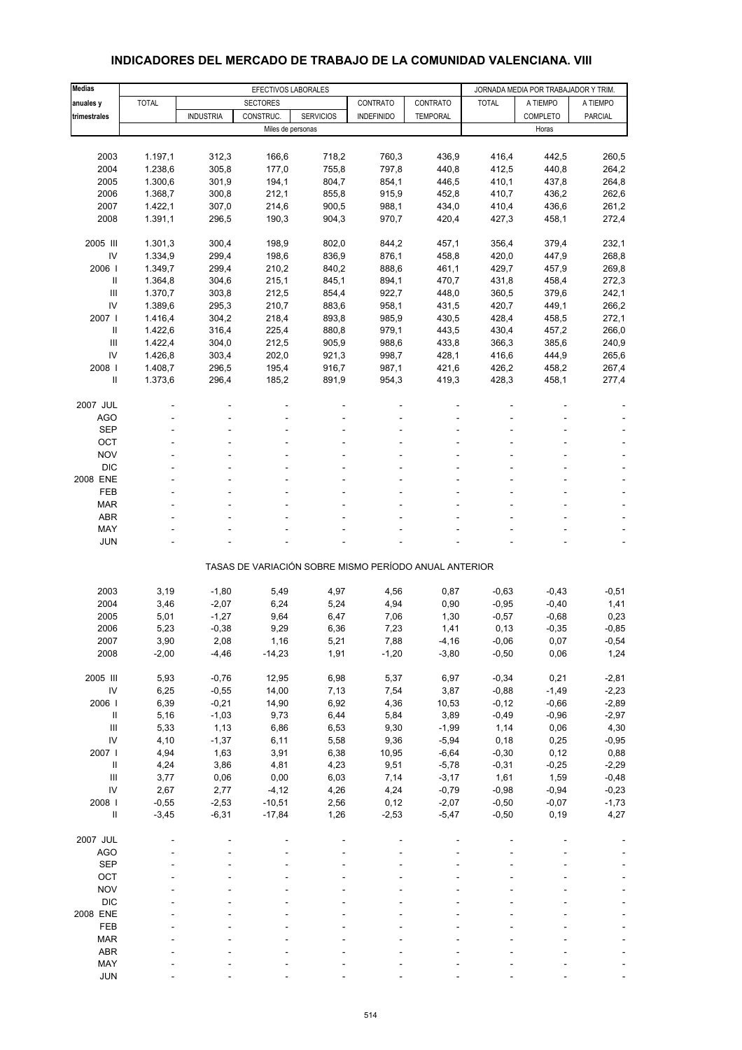# INDICADORES DEL MERCADO DE TRABAJO DE LA COMUNIDAD VALENCIANA. VIII

| Medias anuales y trimestrales | EFECTIVOS LABORALES | | | | | | JORNADA MEDIA POR TRABAJADOR Y TRIM. | | |
|---|---|---|---|---|---|---|---|---|---|
| | TOTAL | SECTORES | | | CONTRATO | CONTRATO | TOTAL | A TIEMPO | A TIEMPO |
| | | INDUSTRIA | CONSTRUC. | SERVICIOS | INDEFINIDO | TEMPORAL | | COMPLETO | PARCIAL |
| | Miles de personas | | | | | | Horas | | |
| 2003 | 1.197,1 | 312,3 | 166,6 | 718,2 | 760,3 | 436,9 | 416,4 | 442,5 | 260,5 |
| 2004 | 1.238,6 | 305,8 | 177,0 | 755,8 | 797,8 | 440,8 | 412,5 | 440,8 | 264,2 |
| 2005 | 1.300,6 | 301,9 | 194,1 | 804,7 | 854,1 | 446,5 | 410,1 | 437,8 | 264,8 |
| 2006 | 1.368,7 | 300,8 | 212,1 | 855,8 | 915,9 | 452,8 | 410,7 | 436,2 | 262,6 |
| 2007 | 1.422,1 | 307,0 | 214,6 | 900,5 | 988,1 | 434,0 | 410,4 | 436,6 | 261,2 |
| 2008 | 1.391,1 | 296,5 | 190,3 | 904,3 | 970,7 | 420,4 | 427,3 | 458,1 | 272,4 |
| 2005 III | 1.301,3 | 300,4 | 198,9 | 802,0 | 844,2 | 457,1 | 356,4 | 379,4 | 232,1 |
| IV | 1.334,9 | 299,4 | 198,6 | 836,9 | 876,1 | 458,8 | 420,0 | 447,9 | 268,8 |
| 2006 I | 1.349,7 | 299,4 | 210,2 | 840,2 | 888,6 | 461,1 | 429,7 | 457,9 | 269,8 |
| II | 1.364,8 | 304,6 | 215,1 | 845,1 | 894,1 | 470,7 | 431,8 | 458,4 | 272,3 |
| III | 1.370,7 | 303,8 | 212,5 | 854,4 | 922,7 | 448,0 | 360,5 | 379,6 | 242,1 |
| IV | 1.389,6 | 295,3 | 210,7 | 883,6 | 958,1 | 431,5 | 420,7 | 449,1 | 266,2 |
| 2007 I | 1.416,4 | 304,2 | 218,4 | 893,8 | 985,9 | 430,5 | 428,4 | 458,5 | 272,1 |
| II | 1.422,6 | 316,4 | 225,4 | 880,8 | 979,1 | 443,5 | 430,4 | 457,2 | 266,0 |
| III | 1.422,4 | 304,0 | 212,5 | 905,9 | 988,6 | 433,8 | 366,3 | 385,6 | 240,9 |
| IV | 1.426,8 | 303,4 | 202,0 | 921,3 | 998,7 | 428,1 | 416,6 | 444,9 | 265,6 |
| 2008 I | 1.408,7 | 296,5 | 195,4 | 916,7 | 987,1 | 421,6 | 426,2 | 458,2 | 267,4 |
| II | 1.373,6 | 296,4 | 185,2 | 891,9 | 954,3 | 419,3 | 428,3 | 458,1 | 277,4 |
| 2007 JUL | - | - | - | - | - | - | - | - | - |
| AGO | - | - | - | - | - | - | - | - | - |
| SEP | - | - | - | - | - | - | - | - | - |
| OCT | - | - | - | - | - | - | - | - | - |
| NOV | - | - | - | - | - | - | - | - | - |
| DIC | - | - | - | - | - | - | - | - | - |
| 2008 ENE | - | - | - | - | - | - | - | - | - |
| FEB | - | - | - | - | - | - | - | - | - |
| MAR | - | - | - | - | - | - | - | - | - |
| ABR | - | - | - | - | - | - | - | - | - |
| MAY | - | - | - | - | - | - | - | - | - |
| JUN | - | - | - | - | - | - | - | - | - |
| | TASAS DE VARIACIÓN SOBRE MISMO PERÍODO ANUAL ANTERIOR | | | | | | | | |
| 2003 | 3,19 | -1,80 | 5,49 | 4,97 | 4,56 | 0,87 | -0,63 | -0,43 | -0,51 |
| 2004 | 3,46 | -2,07 | 6,24 | 5,24 | 4,94 | 0,90 | -0,95 | -0,40 | 1,41 |
| 2005 | 5,01 | -1,27 | 9,64 | 6,47 | 7,06 | 1,30 | -0,57 | -0,68 | 0,23 |
| 2006 | 5,23 | -0,38 | 9,29 | 6,36 | 7,23 | 1,41 | 0,13 | -0,35 | -0,85 |
| 2007 | 3,90 | 2,08 | 1,16 | 5,21 | 7,88 | -4,16 | -0,06 | 0,07 | -0,54 |
| 2008 | -2,00 | -4,46 | -14,23 | 1,91 | -1,20 | -3,80 | -0,50 | 0,06 | 1,24 |
| 2005 III | 5,93 | -0,76 | 12,95 | 6,98 | 5,37 | 6,97 | -0,34 | 0,21 | -2,81 |
| IV | 6,25 | -0,55 | 14,00 | 7,13 | 7,54 | 3,87 | -0,88 | -1,49 | -2,23 |
| 2006 I | 6,39 | -0,21 | 14,90 | 6,92 | 4,36 | 10,53 | -0,12 | -0,66 | -2,89 |
| II | 5,16 | -1,03 | 9,73 | 6,44 | 5,84 | 3,89 | -0,49 | -0,96 | -2,97 |
| III | 5,33 | 1,13 | 6,86 | 6,53 | 9,30 | -1,99 | 1,14 | 0,06 | 4,30 |
| IV | 4,10 | -1,37 | 6,11 | 5,58 | 9,36 | -5,94 | 0,18 | 0,25 | -0,95 |
| 2007 I | 4,94 | 1,63 | 3,91 | 6,38 | 10,95 | -6,64 | -0,30 | 0,12 | 0,88 |
| II | 4,24 | 3,86 | 4,81 | 4,23 | 9,51 | -5,78 | -0,31 | -0,25 | -2,29 |
| III | 3,77 | 0,06 | 0,00 | 6,03 | 7,14 | -3,17 | 1,61 | 1,59 | -0,48 |
| IV | 2,67 | 2,77 | -4,12 | 4,26 | 4,24 | -0,79 | -0,98 | -0,94 | -0,23 |
| 2008 I | -0,55 | -2,53 | -10,51 | 2,56 | 0,12 | -2,07 | -0,50 | -0,07 | -1,73 |
| II | -3,45 | -6,31 | -17,84 | 1,26 | -2,53 | -5,47 | -0,50 | 0,19 | 4,27 |
| 2007 JUL | - | - | - | - | - | - | - | - | - |
| AGO | - | - | - | - | - | - | - | - | - |
| SEP | - | - | - | - | - | - | - | - | - |
| OCT | - | - | - | - | - | - | - | - | - |
| NOV | - | - | - | - | - | - | - | - | - |
| DIC | - | - | - | - | - | - | - | - | - |
| 2008 ENE | - | - | - | - | - | - | - | - | - |
| FEB | - | - | - | - | - | - | - | - | - |
| MAR | - | - | - | - | - | - | - | - | - |
| ABR | - | - | - | - | - | - | - | - | - |
| MAY | - | - | - | - | - | - | - | - | - |
| JUN | - | - | - | - | - | - | - | - | - |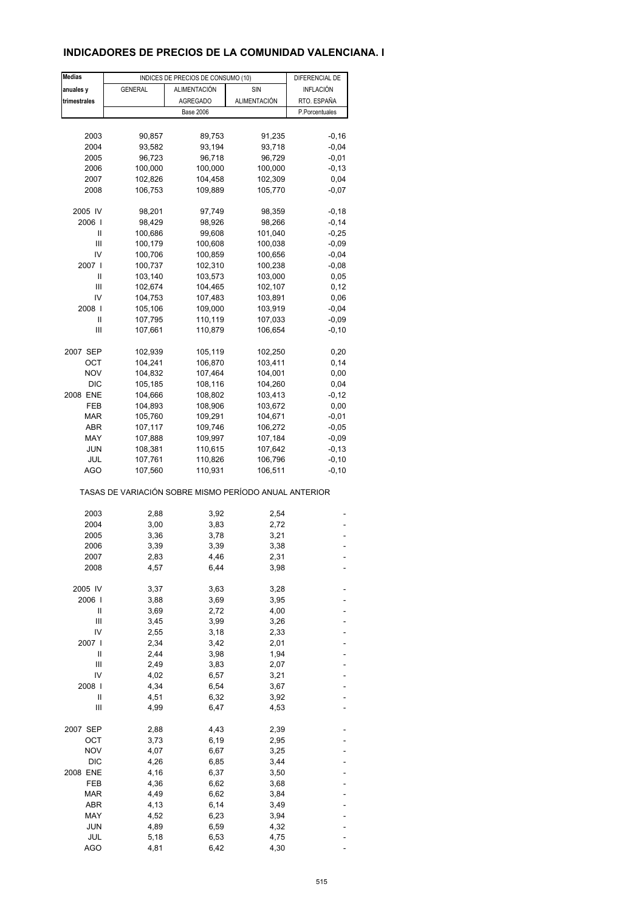# INDICADORES DE PRECIOS DE LA COMUNIDAD VALENCIANA. I

| Medias anuales y trimestrales | INDICES DE PRECIOS DE CONSUMO (10) | | | DIFERENCIAL DE INFLACIÓN RTO. ESPAÑA |
|---|---|---|---|---|
| | GENERAL | ALIMENTACIÓN AGREGADO | SIN ALIMENTACIÓN | |
| | Base 2006 | | | P.Porcentuales |
| 2003 | 90,857 | 89,753 | 91,235 | -0,16 |
| 2004 | 93,582 | 93,194 | 93,718 | -0,04 |
| 2005 | 96,723 | 96,718 | 96,729 | -0,01 |
| 2006 | 100,000 | 100,000 | 100,000 | -0,13 |
| 2007 | 102,826 | 104,458 | 102,309 | 0,04 |
| 2008 | 106,753 | 109,889 | 105,770 | -0,07 |
| 2005 IV | 98,201 | 97,749 | 98,359 | -0,18 |
| 2006 I | 98,429 | 98,926 | 98,266 | -0,14 |
| II | 100,686 | 99,608 | 101,040 | -0,25 |
| III | 100,179 | 100,608 | 100,038 | -0,09 |
| IV | 100,706 | 100,859 | 100,656 | -0,04 |
| 2007 I | 100,737 | 102,310 | 100,238 | -0,08 |
| II | 103,140 | 103,573 | 103,000 | 0,05 |
| III | 102,674 | 104,465 | 102,107 | 0,12 |
| IV | 104,753 | 107,483 | 103,891 | 0,06 |
| 2008 I | 105,106 | 109,000 | 103,919 | -0,04 |
| II | 107,795 | 110,119 | 107,033 | -0,09 |
| III | 107,661 | 110,879 | 106,654 | -0,10 |
| 2007 SEP | 102,939 | 105,119 | 102,250 | 0,20 |
| OCT | 104,241 | 106,870 | 103,411 | 0,14 |
| NOV | 104,832 | 107,464 | 104,001 | 0,00 |
| DIC | 105,185 | 108,116 | 104,260 | 0,04 |
| 2008 ENE | 104,666 | 108,802 | 103,413 | -0,12 |
| FEB | 104,893 | 108,906 | 103,672 | 0,00 |
| MAR | 105,760 | 109,291 | 104,671 | -0,01 |
| ABR | 107,117 | 109,746 | 106,272 | -0,05 |
| MAY | 107,888 | 109,997 | 107,184 | -0,09 |
| JUN | 108,381 | 110,615 | 107,642 | -0,13 |
| JUL | 107,761 | 110,826 | 106,796 | -0,10 |
| AGO | 107,560 | 110,931 | 106,511 | -0,10 |
| | TASAS DE VARIACIÓN SOBRE MISMO PERÍODO ANUAL ANTERIOR | | | |
| 2003 | 2,88 | 3,92 | 2,54 | - |
| 2004 | 3,00 | 3,83 | 2,72 | - |
| 2005 | 3,36 | 3,78 | 3,21 | - |
| 2006 | 3,39 | 3,39 | 3,38 | - |
| 2007 | 2,83 | 4,46 | 2,31 | - |
| 2008 | 4,57 | 6,44 | 3,98 | - |
| 2005 IV | 3,37 | 3,63 | 3,28 | - |
| 2006 I | 3,88 | 3,69 | 3,95 | - |
| II | 3,69 | 2,72 | 4,00 | - |
| III | 3,45 | 3,99 | 3,26 | - |
| IV | 2,55 | 3,18 | 2,33 | - |
| 2007 I | 2,34 | 3,42 | 2,01 | - |
| II | 2,44 | 3,98 | 1,94 | - |
| III | 2,49 | 3,83 | 2,07 | - |
| IV | 4,02 | 6,57 | 3,21 | - |
| 2008 I | 4,34 | 6,54 | 3,67 | - |
| II | 4,51 | 6,32 | 3,92 | - |
| III | 4,99 | 6,47 | 4,53 | - |
| 2007 SEP | 2,88 | 4,43 | 2,39 | - |
| OCT | 3,73 | 6,19 | 2,95 | - |
| NOV | 4,07 | 6,67 | 3,25 | - |
| DIC | 4,26 | 6,85 | 3,44 | - |
| 2008 ENE | 4,16 | 6,37 | 3,50 | - |
| FEB | 4,36 | 6,62 | 3,68 | - |
| MAR | 4,49 | 6,62 | 3,84 | - |
| ABR | 4,13 | 6,14 | 3,49 | - |
| MAY | 4,52 | 6,23 | 3,94 | - |
| JUN | 4,89 | 6,59 | 4,32 | - |
| JUL | 5,18 | 6,53 | 4,75 | - |
| AGO | 4,81 | 6,42 | 4,30 | - |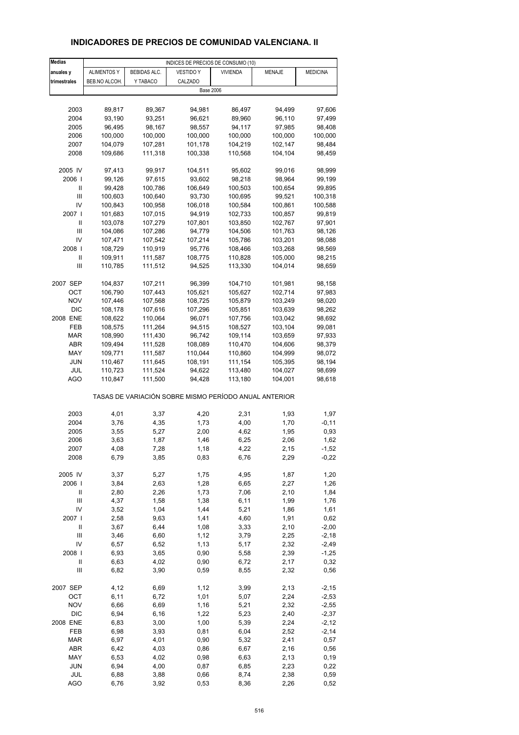## INDICADORES DE PRECIOS DE COMUNIDAD VALENCIANA. II

| Medias anuales y trimestrales | INDICES DE PRECIOS DE CONSUMO (10) | | | | | |
|---|---|---|---|---|---|---|
| | ALIMENTOS Y BEB.NO ALCOH. | BEBIDAS ALC. Y TABACO | VESTIDO Y CALZADO | VIVIENDA | MENAJE | MEDICINA |
| | Base 2006 | | | | | |
| 2003 | 89,817 | 89,367 | 94,981 | 86,497 | 94,499 | 97,606 |
| 2004 | 93,190 | 93,251 | 96,621 | 89,960 | 96,110 | 97,499 |
| 2005 | 96,495 | 98,167 | 98,557 | 94,117 | 97,985 | 98,408 |
| 2006 | 100,000 | 100,000 | 100,000 | 100,000 | 100,000 | 100,000 |
| 2007 | 104,079 | 107,281 | 101,178 | 104,219 | 102,147 | 98,484 |
| 2008 | 109,686 | 111,318 | 100,338 | 110,568 | 104,104 | 98,459 |
| 2005 IV | 97,413 | 99,917 | 104,511 | 95,602 | 99,016 | 98,999 |
| 2006 I | 99,126 | 97,615 | 93,602 | 98,218 | 98,964 | 99,199 |
| II | 99,428 | 100,786 | 106,649 | 100,503 | 100,654 | 99,895 |
| III | 100,603 | 100,640 | 93,730 | 100,695 | 99,521 | 100,318 |
| IV | 100,843 | 100,958 | 106,018 | 100,584 | 100,861 | 100,588 |
| 2007 I | 101,683 | 107,015 | 94,919 | 102,733 | 100,857 | 99,819 |
| II | 103,078 | 107,279 | 107,801 | 103,850 | 102,767 | 97,901 |
| III | 104,086 | 107,286 | 94,779 | 104,506 | 101,763 | 98,126 |
| IV | 107,471 | 107,542 | 107,214 | 105,786 | 103,201 | 98,088 |
| 2008 I | 108,729 | 110,919 | 95,776 | 108,466 | 103,268 | 98,569 |
| II | 109,911 | 111,587 | 108,775 | 110,828 | 105,000 | 98,215 |
| III | 110,785 | 111,512 | 94,525 | 113,330 | 104,014 | 98,659 |
| 2007 SEP | 104,837 | 107,211 | 96,399 | 104,710 | 101,981 | 98,158 |
| OCT | 106,790 | 107,443 | 105,621 | 105,627 | 102,714 | 97,983 |
| NOV | 107,446 | 107,568 | 108,725 | 105,879 | 103,249 | 98,020 |
| DIC | 108,178 | 107,616 | 107,296 | 105,851 | 103,639 | 98,262 |
| 2008 ENE | 108,622 | 110,064 | 96,071 | 107,756 | 103,042 | 98,692 |
| FEB | 108,575 | 111,264 | 94,515 | 108,527 | 103,104 | 99,081 |
| MAR | 108,990 | 111,430 | 96,742 | 109,114 | 103,659 | 97,933 |
| ABR | 109,494 | 111,528 | 108,089 | 110,470 | 104,606 | 98,379 |
| MAY | 109,771 | 111,587 | 110,044 | 110,860 | 104,999 | 98,072 |
| JUN | 110,467 | 111,645 | 108,191 | 111,154 | 105,395 | 98,194 |
| JUL | 110,723 | 111,524 | 94,622 | 113,480 | 104,027 | 98,699 |
| AGO | 110,847 | 111,500 | 94,428 | 113,180 | 104,001 | 98,618 |
| | TASAS DE VARIACIÓN SOBRE MISMO PERÍODO ANUAL ANTERIOR | | | | | |
| 2003 | 4,01 | 3,37 | 4,20 | 2,31 | 1,93 | 1,97 |
| 2004 | 3,76 | 4,35 | 1,73 | 4,00 | 1,70 | -0,11 |
| 2005 | 3,55 | 5,27 | 2,00 | 4,62 | 1,95 | 0,93 |
| 2006 | 3,63 | 1,87 | 1,46 | 6,25 | 2,06 | 1,62 |
| 2007 | 4,08 | 7,28 | 1,18 | 4,22 | 2,15 | -1,52 |
| 2008 | 6,79 | 3,85 | 0,83 | 6,76 | 2,29 | -0,22 |
| 2005 IV | 3,37 | 5,27 | 1,75 | 4,95 | 1,87 | 1,20 |
| 2006 I | 3,84 | 2,63 | 1,28 | 6,65 | 2,27 | 1,26 |
| II | 2,80 | 2,26 | 1,73 | 7,06 | 2,10 | 1,84 |
| III | 4,37 | 1,58 | 1,38 | 6,11 | 1,99 | 1,76 |
| IV | 3,52 | 1,04 | 1,44 | 5,21 | 1,86 | 1,61 |
| 2007 I | 2,58 | 9,63 | 1,41 | 4,60 | 1,91 | 0,62 |
| II | 3,67 | 6,44 | 1,08 | 3,33 | 2,10 | -2,00 |
| III | 3,46 | 6,60 | 1,12 | 3,79 | 2,25 | -2,18 |
| IV | 6,57 | 6,52 | 1,13 | 5,17 | 2,32 | -2,49 |
| 2008 I | 6,93 | 3,65 | 0,90 | 5,58 | 2,39 | -1,25 |
| II | 6,63 | 4,02 | 0,90 | 6,72 | 2,17 | 0,32 |
| III | 6,82 | 3,90 | 0,59 | 8,55 | 2,32 | 0,56 |
| 2007 SEP | 4,12 | 6,69 | 1,12 | 3,99 | 2,13 | -2,15 |
| OCT | 6,11 | 6,72 | 1,01 | 5,07 | 2,24 | -2,53 |
| NOV | 6,66 | 6,69 | 1,16 | 5,21 | 2,32 | -2,55 |
| DIC | 6,94 | 6,16 | 1,22 | 5,23 | 2,40 | -2,37 |
| 2008 ENE | 6,83 | 3,00 | 1,00 | 5,39 | 2,24 | -2,12 |
| FEB | 6,98 | 3,93 | 0,81 | 6,04 | 2,52 | -2,14 |
| MAR | 6,97 | 4,01 | 0,90 | 5,32 | 2,41 | 0,57 |
| ABR | 6,42 | 4,03 | 0,86 | 6,67 | 2,16 | 0,56 |
| MAY | 6,53 | 4,02 | 0,98 | 6,63 | 2,13 | 0,19 |
| JUN | 6,94 | 4,00 | 0,87 | 6,85 | 2,23 | 0,22 |
| JUL | 6,88 | 3,88 | 0,66 | 8,74 | 2,38 | 0,59 |
| AGO | 6,76 | 3,92 | 0,53 | 8,36 | 2,26 | 0,52 |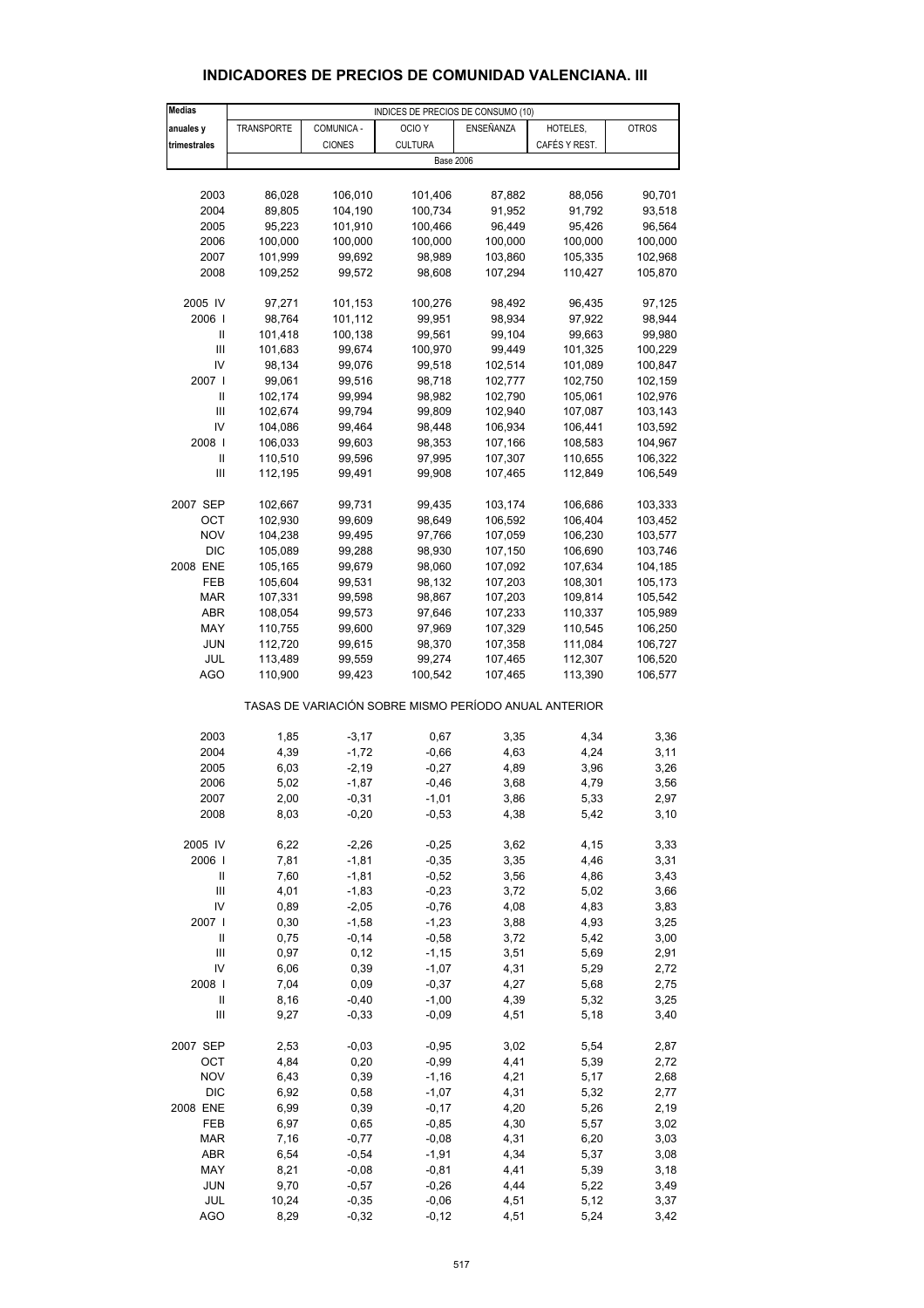# INDICADORES DE PRECIOS DE COMUNIDAD VALENCIANA. III

| Medias anuales y trimestrales | INDICES DE PRECIOS DE CONSUMO (10) | | | | | |
|---|---|---|---|---|---|---|
| | TRANSPORTE | COMUNICA - CIONES | OCIO Y CULTURA | ENSEÑANZA | HOTELES, CAFÉS Y REST. | OTROS |
| | Base 2006 | | | | | |
| 2003 | 86,028 | 106,010 | 101,406 | 87,882 | 88,056 | 90,701 |
| 2004 | 89,805 | 104,190 | 100,734 | 91,952 | 91,792 | 93,518 |
| 2005 | 95,223 | 101,910 | 100,466 | 96,449 | 95,426 | 96,564 |
| 2006 | 100,000 | 100,000 | 100,000 | 100,000 | 100,000 | 100,000 |
| 2007 | 101,999 | 99,692 | 98,989 | 103,860 | 105,335 | 102,968 |
| 2008 | 109,252 | 99,572 | 98,608 | 107,294 | 110,427 | 105,870 |
| 2005 IV | 97,271 | 101,153 | 100,276 | 98,492 | 96,435 | 97,125 |
| 2006 I | 98,764 | 101,112 | 99,951 | 98,934 | 97,922 | 98,944 |
| II | 101,418 | 100,138 | 99,561 | 99,104 | 99,663 | 99,980 |
| III | 101,683 | 99,674 | 100,970 | 99,449 | 101,325 | 100,229 |
| IV | 98,134 | 99,076 | 99,518 | 102,514 | 101,089 | 100,847 |
| 2007 I | 99,061 | 99,516 | 98,718 | 102,777 | 102,750 | 102,159 |
| II | 102,174 | 99,994 | 98,982 | 102,790 | 105,061 | 102,976 |
| III | 102,674 | 99,794 | 99,809 | 102,940 | 107,087 | 103,143 |
| IV | 104,086 | 99,464 | 98,448 | 106,934 | 106,441 | 103,592 |
| 2008 I | 106,033 | 99,603 | 98,353 | 107,166 | 108,583 | 104,967 |
| II | 110,510 | 99,596 | 97,995 | 107,307 | 110,655 | 106,322 |
| III | 112,195 | 99,491 | 99,908 | 107,465 | 112,849 | 106,549 |
| 2007 SEP | 102,667 | 99,731 | 99,435 | 103,174 | 106,686 | 103,333 |
| OCT | 102,930 | 99,609 | 98,649 | 106,592 | 106,404 | 103,452 |
| NOV | 104,238 | 99,495 | 97,766 | 107,059 | 106,230 | 103,577 |
| DIC | 105,089 | 99,288 | 98,930 | 107,150 | 106,690 | 103,746 |
| 2008 ENE | 105,165 | 99,679 | 98,060 | 107,092 | 107,634 | 104,185 |
| FEB | 105,604 | 99,531 | 98,132 | 107,203 | 108,301 | 105,173 |
| MAR | 107,331 | 99,598 | 98,867 | 107,203 | 109,814 | 105,542 |
| ABR | 108,054 | 99,573 | 97,646 | 107,233 | 110,337 | 105,989 |
| MAY | 110,755 | 99,600 | 97,969 | 107,329 | 110,545 | 106,250 |
| JUN | 112,720 | 99,615 | 98,370 | 107,358 | 111,084 | 106,727 |
| JUL | 113,489 | 99,559 | 99,274 | 107,465 | 112,307 | 106,520 |
| AGO | 110,900 | 99,423 | 100,542 | 107,465 | 113,390 | 106,577 |
| | TASAS DE VARIACIÓN SOBRE MISMO PERÍODO ANUAL ANTERIOR | | | | | |
| 2003 | 1,85 | -3,17 | 0,67 | 3,35 | 4,34 | 3,36 |
| 2004 | 4,39 | -1,72 | -0,66 | 4,63 | 4,24 | 3,11 |
| 2005 | 6,03 | -2,19 | -0,27 | 4,89 | 3,96 | 3,26 |
| 2006 | 5,02 | -1,87 | -0,46 | 3,68 | 4,79 | 3,56 |
| 2007 | 2,00 | -0,31 | -1,01 | 3,86 | 5,33 | 2,97 |
| 2008 | 8,03 | -0,20 | -0,53 | 4,38 | 5,42 | 3,10 |
| 2005 IV | 6,22 | -2,26 | -0,25 | 3,62 | 4,15 | 3,33 |
| 2006 I | 7,81 | -1,81 | -0,35 | 3,35 | 4,46 | 3,31 |
| II | 7,60 | -1,81 | -0,52 | 3,56 | 4,86 | 3,43 |
| III | 4,01 | -1,83 | -0,23 | 3,72 | 5,02 | 3,66 |
| IV | 0,89 | -2,05 | -0,76 | 4,08 | 4,83 | 3,83 |
| 2007 I | 0,30 | -1,58 | -1,23 | 3,88 | 4,93 | 3,25 |
| II | 0,75 | -0,14 | -0,58 | 3,72 | 5,42 | 3,00 |
| III | 0,97 | 0,12 | -1,15 | 3,51 | 5,69 | 2,91 |
| IV | 6,06 | 0,39 | -1,07 | 4,31 | 5,29 | 2,72 |
| 2008 I | 7,04 | 0,09 | -0,37 | 4,27 | 5,68 | 2,75 |
| II | 8,16 | -0,40 | -1,00 | 4,39 | 5,32 | 3,25 |
| III | 9,27 | -0,33 | -0,09 | 4,51 | 5,18 | 3,40 |
| 2007 SEP | 2,53 | -0,03 | -0,95 | 3,02 | 5,54 | 2,87 |
| OCT | 4,84 | 0,20 | -0,99 | 4,41 | 5,39 | 2,72 |
| NOV | 6,43 | 0,39 | -1,16 | 4,21 | 5,17 | 2,68 |
| DIC | 6,92 | 0,58 | -1,07 | 4,31 | 5,32 | 2,77 |
| 2008 ENE | 6,99 | 0,39 | -0,17 | 4,20 | 5,26 | 2,19 |
| FEB | 6,97 | 0,65 | -0,85 | 4,30 | 5,57 | 3,02 |
| MAR | 7,16 | -0,77 | -0,08 | 4,31 | 6,20 | 3,03 |
| ABR | 6,54 | -0,54 | -1,91 | 4,34 | 5,37 | 3,08 |
| MAY | 8,21 | -0,08 | -0,81 | 4,41 | 5,39 | 3,18 |
| JUN | 9,70 | -0,57 | -0,26 | 4,44 | 5,22 | 3,49 |
| JUL | 10,24 | -0,35 | -0,06 | 4,51 | 5,12 | 3,37 |
| AGO | 8,29 | -0,32 | -0,12 | 4,51 | 5,24 | 3,42 |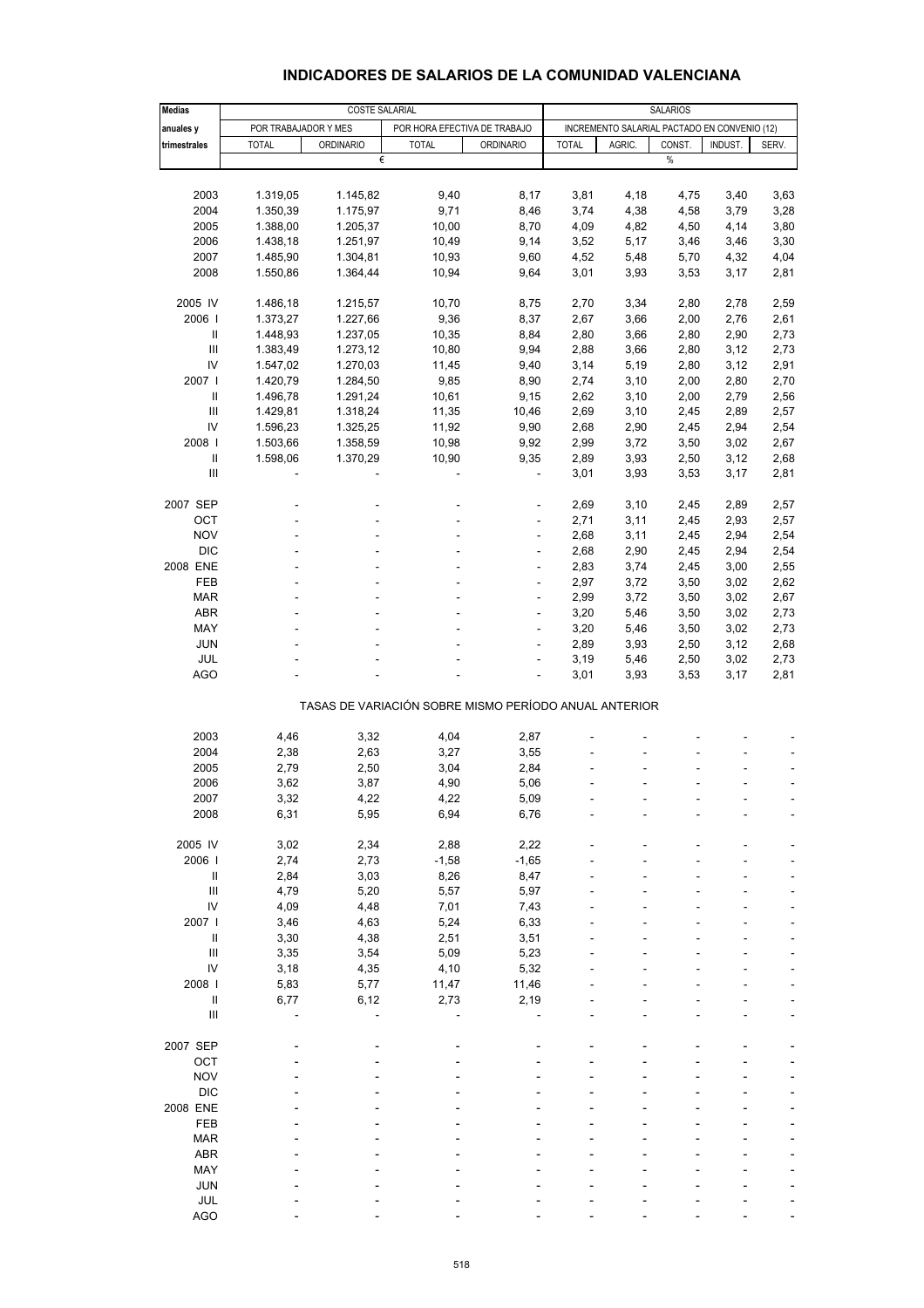# INDICADORES DE SALARIOS DE LA COMUNIDAD VALENCIANA

| Medias anuales y trimestrales | COSTE SALARIAL | | | | SALARIOS | | | | |
|---|---|---|---|---|---|---|---|---|---|
| | POR TRABAJADOR Y MES | | POR HORA EFECTIVA DE TRABAJO | | INCREMENTO SALARIAL PACTADO EN CONVENIO (12) | | | | |
| | TOTAL | ORDINARIO | TOTAL | ORDINARIO | TOTAL | AGRIC. | CONST. | INDUST. | SERV. |
| | € | | | | % | | | | |
| 2003 | 1.319,05 | 1.145,82 | 9,40 | 8,17 | 3,81 | 4,18 | 4,75 | 3,40 | 3,63 |
| 2004 | 1.350,39 | 1.175,97 | 9,71 | 8,46 | 3,74 | 4,38 | 4,58 | 3,79 | 3,28 |
| 2005 | 1.388,00 | 1.205,37 | 10,00 | 8,70 | 4,09 | 4,82 | 4,50 | 4,14 | 3,80 |
| 2006 | 1.438,18 | 1.251,97 | 10,49 | 9,14 | 3,52 | 5,17 | 3,46 | 3,46 | 3,30 |
| 2007 | 1.485,90 | 1.304,81 | 10,93 | 9,60 | 4,52 | 5,48 | 5,70 | 4,32 | 4,04 |
| 2008 | 1.550,86 | 1.364,44 | 10,94 | 9,64 | 3,01 | 3,93 | 3,53 | 3,17 | 2,81 |
| 2005 IV | 1.486,18 | 1.215,57 | 10,70 | 8,75 | 2,70 | 3,34 | 2,80 | 2,78 | 2,59 |
| 2006 I | 1.373,27 | 1.227,66 | 9,36 | 8,37 | 2,67 | 3,66 | 2,00 | 2,76 | 2,61 |
| II | 1.448,93 | 1.237,05 | 10,35 | 8,84 | 2,80 | 3,66 | 2,80 | 2,90 | 2,73 |
| III | 1.383,49 | 1.273,12 | 10,80 | 9,94 | 2,88 | 3,66 | 2,80 | 3,12 | 2,73 |
| IV | 1.547,02 | 1.270,03 | 11,45 | 9,40 | 3,14 | 5,19 | 2,80 | 3,12 | 2,91 |
| 2007 I | 1.420,79 | 1.284,50 | 9,85 | 8,90 | 2,74 | 3,10 | 2,00 | 2,80 | 2,70 |
| II | 1.496,78 | 1.291,24 | 10,61 | 9,15 | 2,62 | 3,10 | 2,00 | 2,79 | 2,56 |
| III | 1.429,81 | 1.318,24 | 11,35 | 10,46 | 2,69 | 3,10 | 2,45 | 2,89 | 2,57 |
| IV | 1.596,23 | 1.325,25 | 11,92 | 9,90 | 2,68 | 2,90 | 2,45 | 2,94 | 2,54 |
| 2008 I | 1.503,66 | 1.358,59 | 10,98 | 9,92 | 2,99 | 3,72 | 3,50 | 3,02 | 2,67 |
| II | 1.598,06 | 1.370,29 | 10,90 | 9,35 | 2,89 | 3,93 | 2,50 | 3,12 | 2,68 |
| III | - | - | - | - | 3,01 | 3,93 | 3,53 | 3,17 | 2,81 |
| 2007 SEP | - | - | - | - | 2,69 | 3,10 | 2,45 | 2,89 | 2,57 |
| OCT | - | - | - | - | 2,71 | 3,11 | 2,45 | 2,93 | 2,57 |
| NOV | - | - | - | - | 2,68 | 3,11 | 2,45 | 2,94 | 2,54 |
| DIC | - | - | - | - | 2,68 | 2,90 | 2,45 | 2,94 | 2,54 |
| 2008 ENE | - | - | - | - | 2,83 | 3,74 | 2,45 | 3,00 | 2,55 |
| FEB | - | - | - | - | 2,97 | 3,72 | 3,50 | 3,02 | 2,62 |
| MAR | - | - | - | - | 2,99 | 3,72 | 3,50 | 3,02 | 2,67 |
| ABR | - | - | - | - | 3,20 | 5,46 | 3,50 | 3,02 | 2,73 |
| MAY | - | - | - | - | 3,20 | 5,46 | 3,50 | 3,02 | 2,73 |
| JUN | - | - | - | - | 2,89 | 3,93 | 2,50 | 3,12 | 2,68 |
| JUL | - | - | - | - | 3,19 | 5,46 | 2,50 | 3,02 | 2,73 |
| AGO | - | - | - | - | 3,01 | 3,93 | 3,53 | 3,17 | 2,81 |
| **TASAS DE VARIACIÓN SOBRE MISMO PERÍODO ANUAL ANTERIOR** | | | | | | | | | |
| 2003 | 4,46 | 3,32 | 4,04 | 2,87 | - | - | - | - | - |
| 2004 | 2,38 | 2,63 | 3,27 | 3,55 | - | - | - | - | - |
| 2005 | 2,79 | 2,50 | 3,04 | 2,84 | - | - | - | - | - |
| 2006 | 3,62 | 3,87 | 4,90 | 5,06 | - | - | - | - | - |
| 2007 | 3,32 | 4,22 | 4,22 | 5,09 | - | - | - | - | - |
| 2008 | 6,31 | 5,95 | 6,94 | 6,76 | - | - | - | - | - |
| 2005 IV | 3,02 | 2,34 | 2,88 | 2,22 | - | - | - | - | - |
| 2006 I | 2,74 | 2,73 | -1,58 | -1,65 | - | - | - | - | - |
| II | 2,84 | 3,03 | 8,26 | 8,47 | - | - | - | - | - |
| III | 4,79 | 5,20 | 5,57 | 5,97 | - | - | - | - | - |
| IV | 4,09 | 4,48 | 7,01 | 7,43 | - | - | - | - | - |
| 2007 I | 3,46 | 4,63 | 5,24 | 6,33 | - | - | - | - | - |
| II | 3,30 | 4,38 | 2,51 | 3,51 | - | - | - | - | - |
| III | 3,35 | 3,54 | 5,09 | 5,23 | - | - | - | - | - |
| IV | 3,18 | 4,35 | 4,10 | 5,32 | - | - | - | - | - |
| 2008 I | 5,83 | 5,77 | 11,47 | 11,46 | - | - | - | - | - |
| II | 6,77 | 6,12 | 2,73 | 2,19 | - | - | - | - | - |
| III | - | - | - | - | - | - | - | - | - |
| 2007 SEP | - | - | - | - | - | - | - | - | - |
| OCT | - | - | - | - | - | - | - | - | - |
| NOV | - | - | - | - | - | - | - | - | - |
| DIC | - | - | - | - | - | - | - | - | - |
| 2008 ENE | - | - | - | - | - | - | - | - | - |
| FEB | - | - | - | - | - | - | - | - | - |
| MAR | - | - | - | - | - | - | - | - | - |
| ABR | - | - | - | - | - | - | - | - | - |
| MAY | - | - | - | - | - | - | - | - | - |
| JUN | - | - | - | - | - | - | - | - | - |
| JUL | - | - | - | - | - | - | - | - | - |
| AGO | - | - | - | - | - | - | - | - | - |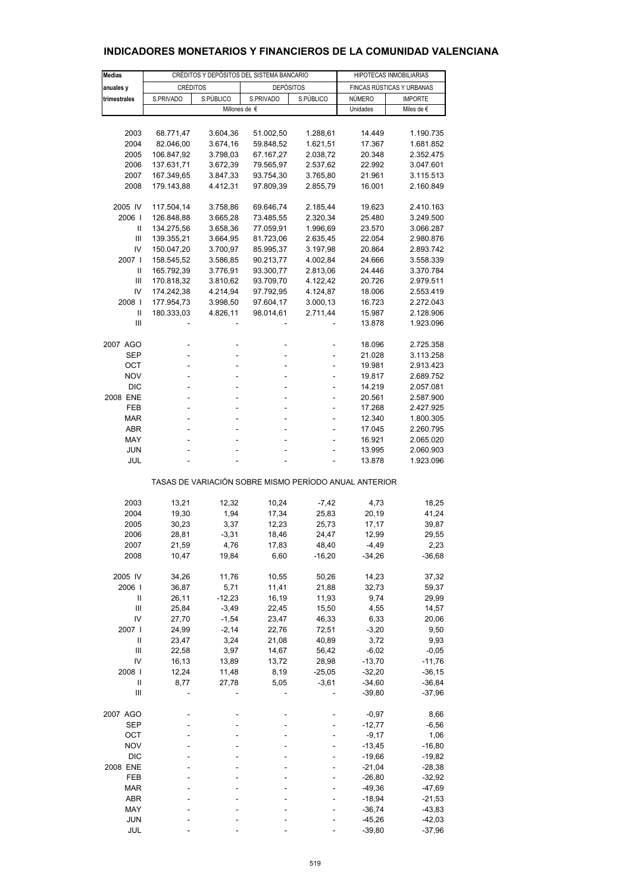# INDICADORES MONETARIOS Y FINANCIEROS DE LA COMUNIDAD VALENCIANA

| Medias anuales y trimestrales | CRÉDITOS Y DEPÓSITOS DEL SISTEMA BANCARIO | | | | HIPOTECAS INMOBILIARIAS | |
|---|---|---|---|---|---|---|
| | CRÉDITOS | | DEPÓSITOS | | FINCAS RÚSTICAS Y URBANAS | |
| | S.PRIVADO | S.PÚBLICO | S.PRIVADO | S.PÚBLICO | NÚMERO | IMPORTE |
| | Millones de € | | | | Unidades | Miles de € |
| 2003 | 68.771,47 | 3.604,36 | 51.002,50 | 1.288,61 | 14.449 | 1.190.735 |
| 2004 | 82.046,00 | 3.674,16 | 59.848,52 | 1.621,51 | 17.367 | 1.681.852 |
| 2005 | 106.847,92 | 3.798,03 | 67.167,27 | 2.038,72 | 20.348 | 2.352.475 |
| 2006 | 137.631,71 | 3.672,39 | 79.565,97 | 2.537,62 | 22.992 | 3.047.601 |
| 2007 | 167.349,65 | 3.847,33 | 93.754,30 | 3.765,80 | 21.961 | 3.115.513 |
| 2008 | 179.143,88 | 4.412,31 | 97.809,39 | 2.855,79 | 16.001 | 2.160.849 |
| 2005 IV | 117.504,14 | 3.758,86 | 69.646,74 | 2.185,44 | 19.623 | 2.410.163 |
| 2006 I | 126.848,88 | 3.665,28 | 73.485,55 | 2.320,34 | 25.480 | 3.249.500 |
| II | 134.275,56 | 3.658,36 | 77.059,91 | 1.996,69 | 23.570 | 3.066.287 |
| III | 139.355,21 | 3.664,95 | 81.723,06 | 2.635,45 | 22.054 | 2.980.876 |
| IV | 150.047,20 | 3.700,97 | 85.995,37 | 3.197,98 | 20.864 | 2.893.742 |
| 2007 I | 158.545,52 | 3.586,85 | 90.213,77 | 4.002,84 | 24.666 | 3.558.339 |
| II | 165.792,39 | 3.776,91 | 93.300,77 | 2.813,06 | 24.446 | 3.370.784 |
| III | 170.818,32 | 3.810,62 | 93.709,70 | 4.122,42 | 20.726 | 2.979.511 |
| IV | 174.242,38 | 4.214,94 | 97.792,95 | 4.124,87 | 18.006 | 2.553.419 |
| 2008 I | 177.954,73 | 3.998,50 | 97.604,17 | 3.000,13 | 16.723 | 2.272.043 |
| II | 180.333,03 | 4.826,11 | 98.014,61 | 2.711,44 | 15.987 | 2.128.906 |
| III | - | - | - | - | 13.878 | 1.923.096 |
| 2007 AGO | - | - | - | - | 18.096 | 2.725.358 |
| SEP | - | - | - | - | 21.028 | 3.113.258 |
| OCT | - | - | - | - | 19.981 | 2.913.423 |
| NOV | - | - | - | - | 19.817 | 2.689.752 |
| DIC | - | - | - | - | 14.219 | 2.057.081 |
| 2008 ENE | - | - | - | - | 20.561 | 2.587.900 |
| FEB | - | - | - | - | 17.268 | 2.427.925 |
| MAR | - | - | - | - | 12.340 | 1.800.305 |
| ABR | - | - | - | - | 17.045 | 2.260.795 |
| MAY | - | - | - | - | 16.921 | 2.065.020 |
| JUN | - | - | - | - | 13.995 | 2.060.903 |
| JUL | - | - | - | - | 13.878 | 1.923.096 |
| TASAS DE VARIACIÓN SOBRE MISMO PERÍODO ANUAL ANTERIOR | | | | | | |
| 2003 | 13,21 | 12,32 | 10,24 | -7,42 | 4,73 | 18,25 |
| 2004 | 19,30 | 1,94 | 17,34 | 25,83 | 20,19 | 41,24 |
| 2005 | 30,23 | 3,37 | 12,23 | 25,73 | 17,17 | 39,87 |
| 2006 | 28,81 | -3,31 | 18,46 | 24,47 | 12,99 | 29,55 |
| 2007 | 21,59 | 4,76 | 17,83 | 48,40 | -4,49 | 2,23 |
| 2008 | 10,47 | 19,84 | 6,60 | -16,20 | -34,26 | -36,68 |
| 2005 IV | 34,26 | 11,76 | 10,55 | 50,26 | 14,23 | 37,32 |
| 2006 I | 36,87 | 5,71 | 11,41 | 21,88 | 32,73 | 59,37 |
| II | 26,11 | -12,23 | 16,19 | 11,93 | 9,74 | 29,99 |
| III | 25,84 | -3,49 | 22,45 | 15,50 | 4,55 | 14,57 |
| IV | 27,70 | -1,54 | 23,47 | 46,33 | 6,33 | 20,06 |
| 2007 I | 24,99 | -2,14 | 22,76 | 72,51 | -3,20 | 9,50 |
| II | 23,47 | 3,24 | 21,08 | 40,89 | 3,72 | 9,93 |
| III | 22,58 | 3,97 | 14,67 | 56,42 | -6,02 | -0,05 |
| IV | 16,13 | 13,89 | 13,72 | 28,98 | -13,70 | -11,76 |
| 2008 I | 12,24 | 11,48 | 8,19 | -25,05 | -32,20 | -36,15 |
| II | 8,77 | 27,78 | 5,05 | -3,61 | -34,60 | -36,84 |
| III | - | - | - | - | -39,80 | -37,96 |
| 2007 AGO | - | - | - | - | -0,97 | 8,66 |
| SEP | - | - | - | - | -12,77 | -6,56 |
| OCT | - | - | - | - | -9,17 | 1,06 |
| NOV | - | - | - | - | -13,45 | -16,80 |
| DIC | - | - | - | - | -19,66 | -19,82 |
| 2008 ENE | - | - | - | - | -21,04 | -28,38 |
| FEB | - | - | - | - | -26,80 | -32,92 |
| MAR | - | - | - | - | -49,36 | -47,69 |
| ABR | - | - | - | - | -18,94 | -21,53 |
| MAY | - | - | - | - | -36,74 | -43,83 |
| JUN | - | - | - | - | -45,26 | -42,03 |
| JUL | - | - | - | - | -39,80 | -37,96 |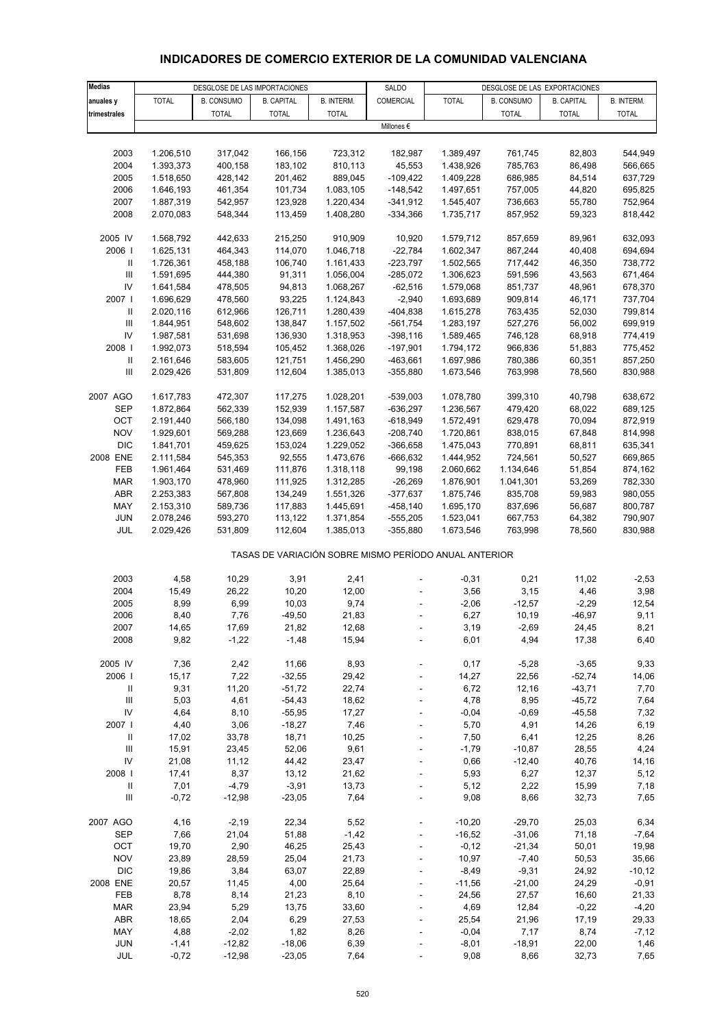# INDICADORES DE COMERCIO EXTERIOR DE LA COMUNIDAD VALENCIANA

| Medias anuales y trimestrales | DESGLOSE DE LAS IMPORTACIONES | | | | SALDO | DESGLOSE DE LAS EXPORTACIONES | | | |
|---|---|---|---|---|---|---|---|---|---|
| | TOTAL | B. CONSUMO TOTAL | B. CAPITAL TOTAL | B. INTERM. TOTAL | COMERCIAL | TOTAL | B. CONSUMO TOTAL | B. CAPITAL TOTAL | B. INTERM. TOTAL |
| | | | | | Millones € | | | | |
| 2003 | 1.206,510 | 317,042 | 166,156 | 723,312 | 182,987 | 1.389,497 | 761,745 | 82,803 | 544,949 |
| 2004 | 1.393,373 | 400,158 | 183,102 | 810,113 | 45,553 | 1.438,926 | 785,763 | 86,498 | 566,665 |
| 2005 | 1.518,650 | 428,142 | 201,462 | 889,045 | -109,422 | 1.409,228 | 686,985 | 84,514 | 637,729 |
| 2006 | 1.646,193 | 461,354 | 101,734 | 1.083,105 | -148,542 | 1.497,651 | 757,005 | 44,820 | 695,825 |
| 2007 | 1.887,319 | 542,957 | 123,928 | 1.220,434 | -341,912 | 1.545,407 | 736,663 | 55,780 | 752,964 |
| 2008 | 2.070,083 | 548,344 | 113,459 | 1.408,280 | -334,366 | 1.735,717 | 857,952 | 59,323 | 818,442 |
| 2005 IV | 1.568,792 | 442,633 | 215,250 | 910,909 | 10,920 | 1.579,712 | 857,659 | 89,961 | 632,093 |
| 2006 I | 1.625,131 | 464,343 | 114,070 | 1.046,718 | -22,784 | 1.602,347 | 867,244 | 40,408 | 694,694 |
| II | 1.726,361 | 458,188 | 106,740 | 1.161,433 | -223,797 | 1.502,565 | 717,442 | 46,350 | 738,772 |
| III | 1.591,695 | 444,380 | 91,311 | 1.056,004 | -285,072 | 1.306,623 | 591,596 | 43,563 | 671,464 |
| IV | 1.641,584 | 478,505 | 94,813 | 1.068,267 | -62,516 | 1.579,068 | 851,737 | 48,961 | 678,370 |
| 2007 I | 1.696,629 | 478,560 | 93,225 | 1.124,843 | -2,940 | 1.693,689 | 909,814 | 46,171 | 737,704 |
| II | 2.020,116 | 612,966 | 126,711 | 1.280,439 | -404,838 | 1.615,278 | 763,435 | 52,030 | 799,814 |
| III | 1.844,951 | 548,602 | 138,847 | 1.157,502 | -561,754 | 1.283,197 | 527,276 | 56,002 | 699,919 |
| IV | 1.987,581 | 531,698 | 136,930 | 1.318,953 | -398,116 | 1.589,465 | 746,128 | 68,918 | 774,419 |
| 2008 I | 1.992,073 | 518,594 | 105,452 | 1.368,026 | -197,901 | 1.794,172 | 966,836 | 51,883 | 775,452 |
| II | 2.161,646 | 583,605 | 121,751 | 1.456,290 | -463,661 | 1.697,986 | 780,386 | 60,351 | 857,250 |
| III | 2.029,426 | 531,809 | 112,604 | 1.385,013 | -355,880 | 1.673,546 | 763,998 | 78,560 | 830,988 |
| 2007 AGO | 1.617,783 | 472,307 | 117,275 | 1.028,201 | -539,003 | 1.078,780 | 399,310 | 40,798 | 638,672 |
| SEP | 1.872,864 | 562,339 | 152,939 | 1.157,587 | -636,297 | 1.236,567 | 479,420 | 68,022 | 689,125 |
| OCT | 2.191,440 | 566,180 | 134,098 | 1.491,163 | -618,949 | 1.572,491 | 629,478 | 70,094 | 872,919 |
| NOV | 1.929,601 | 569,288 | 123,669 | 1.236,643 | -208,740 | 1.720,861 | 838,015 | 67,848 | 814,998 |
| DIC | 1.841,701 | 459,625 | 153,024 | 1.229,052 | -366,658 | 1.475,043 | 770,891 | 68,811 | 635,341 |
| 2008 ENE | 2.111,584 | 545,353 | 92,555 | 1.473,676 | -666,632 | 1.444,952 | 724,561 | 50,527 | 669,865 |
| FEB | 1.961,464 | 531,469 | 111,876 | 1.318,118 | 99,198 | 2.060,662 | 1.134,646 | 51,854 | 874,162 |
| MAR | 1.903,170 | 478,960 | 111,925 | 1.312,285 | -26,269 | 1.876,901 | 1.041,301 | 53,269 | 782,330 |
| ABR | 2.253,383 | 567,808 | 134,249 | 1.551,326 | -377,637 | 1.875,746 | 835,708 | 59,983 | 980,055 |
| MAY | 2.153,310 | 589,736 | 117,883 | 1.445,691 | -458,140 | 1.695,170 | 837,696 | 56,687 | 800,787 |
| JUN | 2.078,246 | 593,270 | 113,122 | 1.371,854 | -555,205 | 1.523,041 | 667,753 | 64,382 | 790,907 |
| JUL | 2.029,426 | 531,809 | 112,604 | 1.385,013 | -355,880 | 1.673,546 | 763,998 | 78,560 | 830,988 |
| | | | | TASAS DE VARIACIÓN SOBRE MISMO PERÍODO ANUAL ANTERIOR | | | | | |
| 2003 | 4,58 | 10,29 | 3,91 | 2,41 | - | -0,31 | 0,21 | 11,02 | -2,53 |
| 2004 | 15,49 | 26,22 | 10,20 | 12,00 | - | 3,56 | 3,15 | 4,46 | 3,98 |
| 2005 | 8,99 | 6,99 | 10,03 | 9,74 | - | -2,06 | -12,57 | -2,29 | 12,54 |
| 2006 | 8,40 | 7,76 | -49,50 | 21,83 | - | 6,27 | 10,19 | -46,97 | 9,11 |
| 2007 | 14,65 | 17,69 | 21,82 | 12,68 | - | 3,19 | -2,69 | 24,45 | 8,21 |
| 2008 | 9,82 | -1,22 | -1,48 | 15,94 | - | 6,01 | 4,94 | 17,38 | 6,40 |
| 2005 IV | 7,36 | 2,42 | 11,66 | 8,93 | - | 0,17 | -5,28 | -3,65 | 9,33 |
| 2006 I | 15,17 | 7,22 | -32,55 | 29,42 | - | 14,27 | 22,56 | -52,74 | 14,06 |
| II | 9,31 | 11,20 | -51,72 | 22,74 | - | 6,72 | 12,16 | -43,71 | 7,70 |
| III | 5,03 | 4,61 | -54,43 | 18,62 | - | 4,78 | 8,95 | -45,72 | 7,64 |
| IV | 4,64 | 8,10 | -55,95 | 17,27 | - | -0,04 | -0,69 | -45,58 | 7,32 |
| 2007 I | 4,40 | 3,06 | -18,27 | 7,46 | - | 5,70 | 4,91 | 14,26 | 6,19 |
| II | 17,02 | 33,78 | 18,71 | 10,25 | - | 7,50 | 6,41 | 12,25 | 8,26 |
| III | 15,91 | 23,45 | 52,06 | 9,61 | - | -1,79 | -10,87 | 28,55 | 4,24 |
| IV | 21,08 | 11,12 | 44,42 | 23,47 | - | 0,66 | -12,40 | 40,76 | 14,16 |
| 2008 I | 17,41 | 8,37 | 13,12 | 21,62 | - | 5,93 | 6,27 | 12,37 | 5,12 |
| II | 7,01 | -4,79 | -3,91 | 13,73 | - | 5,12 | 2,22 | 15,99 | 7,18 |
| III | -0,72 | -12,98 | -23,05 | 7,64 | - | 9,08 | 8,66 | 32,73 | 7,65 |
| 2007 AGO | 4,16 | -2,19 | 22,34 | 5,52 | - | -10,20 | -29,70 | 25,03 | 6,34 |
| SEP | 7,66 | 21,04 | 51,88 | -1,42 | - | -16,52 | -31,06 | 71,18 | -7,64 |
| OCT | 19,70 | 2,90 | 46,25 | 25,43 | - | -0,12 | -21,34 | 50,01 | 19,98 |
| NOV | 23,89 | 28,59 | 25,04 | 21,73 | - | 10,97 | -7,40 | 50,53 | 35,66 |
| DIC | 19,86 | 3,84 | 63,07 | 22,89 | - | -8,49 | -9,31 | 24,92 | -10,12 |
| 2008 ENE | 20,57 | 11,45 | 4,00 | 25,64 | - | -11,56 | -21,00 | 24,29 | -0,91 |
| FEB | 8,78 | 8,14 | 21,23 | 8,10 | - | 24,56 | 27,57 | 16,60 | 21,33 |
| MAR | 23,94 | 5,29 | 13,75 | 33,60 | - | 4,69 | 12,84 | -0,22 | -4,20 |
| ABR | 18,65 | 2,04 | 6,29 | 27,53 | - | 25,54 | 21,96 | 17,19 | 29,33 |
| MAY | 4,88 | -2,02 | 1,82 | 8,26 | - | -0,04 | 7,17 | 8,74 | -7,12 |
| JUN | -1,41 | -12,82 | -18,06 | 6,39 | - | -8,01 | -18,91 | 22,00 | 1,46 |
| JUL | -0,72 | -12,98 | -23,05 | 7,64 | - | 9,08 | 8,66 | 32,73 | 7,65 |